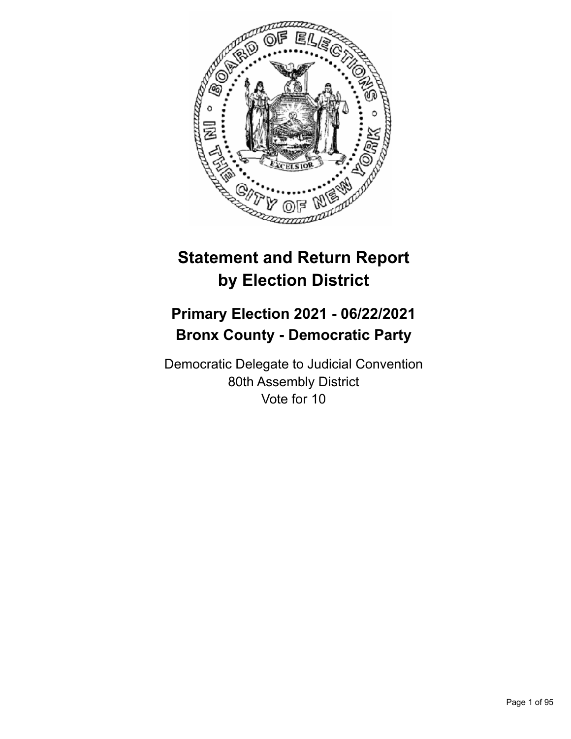# Statement and Return Report by Election District

## Primary Election 2021 - 06/22/2021
## Bronx County - Democratic Party

Democratic Delegate to Judicial Convention
80th Assembly District
Vote for 10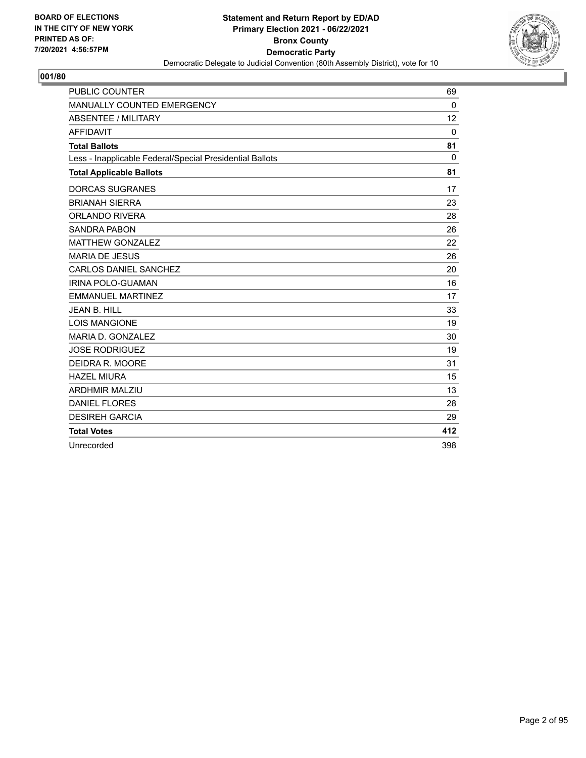BOARD OF ELECTIONS
IN THE CITY OF NEW YORK
PRINTED AS OF:
7/20/2021 4:56:57PM

**Statement and Return Report by ED/AD**
**Primary Election 2021 - 06/22/2021**
**Bronx County**
**Democratic Party**
Democratic Delegate to Judicial Convention (80th Assembly District), vote for 10

**001/80**

| | |
|---|---|
| PUBLIC COUNTER | 69 |
| MANUALLY COUNTED EMERGENCY | 0 |
| ABSENTEE / MILITARY | 12 |
| AFFIDAVIT | 0 |
| **Total Ballots** | **81** |
| Less - Inapplicable Federal/Special Presidential Ballots | 0 |
| **Total Applicable Ballots** | **81** |
| DORCAS SUGRANES | 17 |
| BRIANAH SIERRA | 23 |
| ORLANDO RIVERA | 28 |
| SANDRA PABON | 26 |
| MATTHEW GONZALEZ | 22 |
| MARIA DE JESUS | 26 |
| CARLOS DANIEL SANCHEZ | 20 |
| IRINA POLO-GUAMAN | 16 |
| EMMANUEL MARTINEZ | 17 |
| JEAN B. HILL | 33 |
| LOIS MANGIONE | 19 |
| MARIA D. GONZALEZ | 30 |
| JOSE RODRIGUEZ | 19 |
| DEIDRA R. MOORE | 31 |
| HAZEL MIURA | 15 |
| ARDHMIR MALZIU | 13 |
| DANIEL FLORES | 28 |
| DESIREH GARCIA | 29 |
| **Total Votes** | **412** |
| Unrecorded | 398 |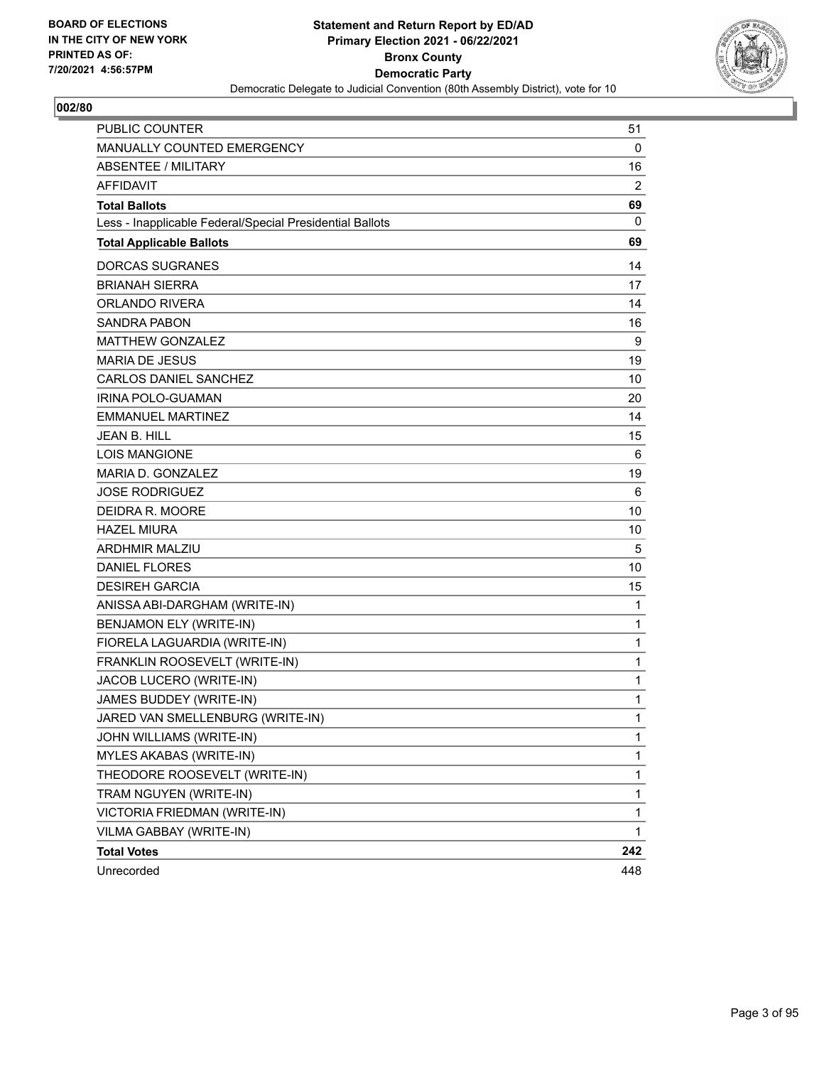**BOARD OF ELECTIONS IN THE CITY OF NEW YORK PRINTED AS OF: 7/20/2021 4:56:57PM**

# Statement and Return Report by ED/AD
## Primary Election 2021 - 06/22/2021
## Bronx County
## Democratic Party
### Democratic Delegate to Judicial Convention (80th Assembly District), vote for 10

**002/80**

| | |
|---|---|
| PUBLIC COUNTER | 51 |
| MANUALLY COUNTED EMERGENCY | 0 |
| ABSENTEE / MILITARY | 16 |
| AFFIDAVIT | 2 |
| **Total Ballots** | **69** |
| Less - Inapplicable Federal/Special Presidential Ballots | 0 |
| **Total Applicable Ballots** | **69** |
| DORCAS SUGRANES | 14 |
| BRIANAH SIERRA | 17 |
| ORLANDO RIVERA | 14 |
| SANDRA PABON | 16 |
| MATTHEW GONZALEZ | 9 |
| MARIA DE JESUS | 19 |
| CARLOS DANIEL SANCHEZ | 10 |
| IRINA POLO-GUAMAN | 20 |
| EMMANUEL MARTINEZ | 14 |
| JEAN B. HILL | 15 |
| LOIS MANGIONE | 6 |
| MARIA D. GONZALEZ | 19 |
| JOSE RODRIGUEZ | 6 |
| DEIDRA R. MOORE | 10 |
| HAZEL MIURA | 10 |
| ARDHMIR MALZIU | 5 |
| DANIEL FLORES | 10 |
| DESIREH GARCIA | 15 |
| ANISSA ABI-DARGHAM (WRITE-IN) | 1 |
| BENJAMON ELY (WRITE-IN) | 1 |
| FIORELA LAGUARDIA (WRITE-IN) | 1 |
| FRANKLIN ROOSEVELT (WRITE-IN) | 1 |
| JACOB LUCERO (WRITE-IN) | 1 |
| JAMES BUDDEY (WRITE-IN) | 1 |
| JARED VAN SMELLENBURG (WRITE-IN) | 1 |
| JOHN WILLIAMS (WRITE-IN) | 1 |
| MYLES AKABAS (WRITE-IN) | 1 |
| THEODORE ROOSEVELT (WRITE-IN) | 1 |
| TRAM NGUYEN (WRITE-IN) | 1 |
| VICTORIA FRIEDMAN (WRITE-IN) | 1 |
| VILMA GABBAY (WRITE-IN) | 1 |
| **Total Votes** | **242** |
| Unrecorded | 448 |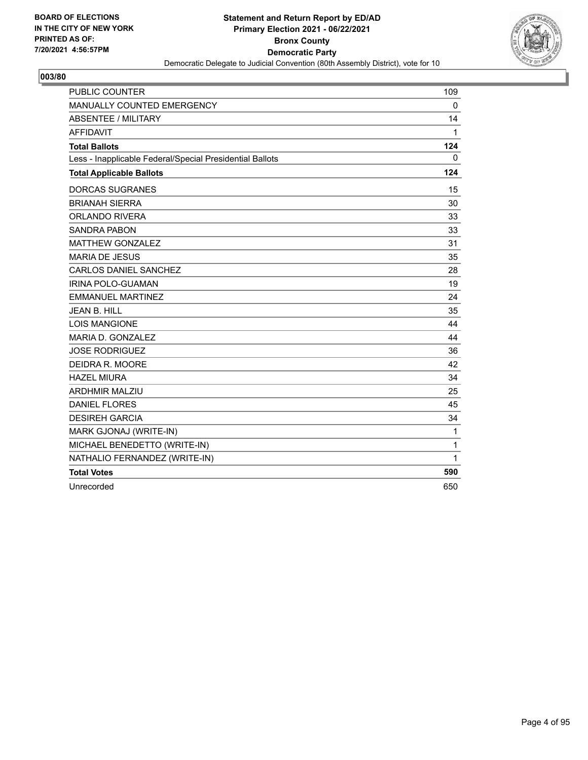BOARD OF ELECTIONS
IN THE CITY OF NEW YORK
PRINTED AS OF:
7/20/2021 4:56:57PM

**Statement and Return Report by ED/AD**
**Primary Election 2021 - 06/22/2021**
**Bronx County**
**Democratic Party**
Democratic Delegate to Judicial Convention (80th Assembly District), vote for 10

## 003/80

| | |
|---|---|
| PUBLIC COUNTER | 109 |
| MANUALLY COUNTED EMERGENCY | 0 |
| ABSENTEE / MILITARY | 14 |
| AFFIDAVIT | 1 |
| **Total Ballots** | **124** |
| Less - Inapplicable Federal/Special Presidential Ballots | 0 |
| **Total Applicable Ballots** | **124** |
| DORCAS SUGRANES | 15 |
| BRIANAH SIERRA | 30 |
| ORLANDO RIVERA | 33 |
| SANDRA PABON | 33 |
| MATTHEW GONZALEZ | 31 |
| MARIA DE JESUS | 35 |
| CARLOS DANIEL SANCHEZ | 28 |
| IRINA POLO-GUAMAN | 19 |
| EMMANUEL MARTINEZ | 24 |
| JEAN B. HILL | 35 |
| LOIS MANGIONE | 44 |
| MARIA D. GONZALEZ | 44 |
| JOSE RODRIGUEZ | 36 |
| DEIDRA R. MOORE | 42 |
| HAZEL MIURA | 34 |
| ARDHMIR MALZIU | 25 |
| DANIEL FLORES | 45 |
| DESIREH GARCIA | 34 |
| MARK GJONAJ (WRITE-IN) | 1 |
| MICHAEL BENEDETTO (WRITE-IN) | 1 |
| NATHALIO FERNANDEZ (WRITE-IN) | 1 |
| **Total Votes** | **590** |
| Unrecorded | 650 |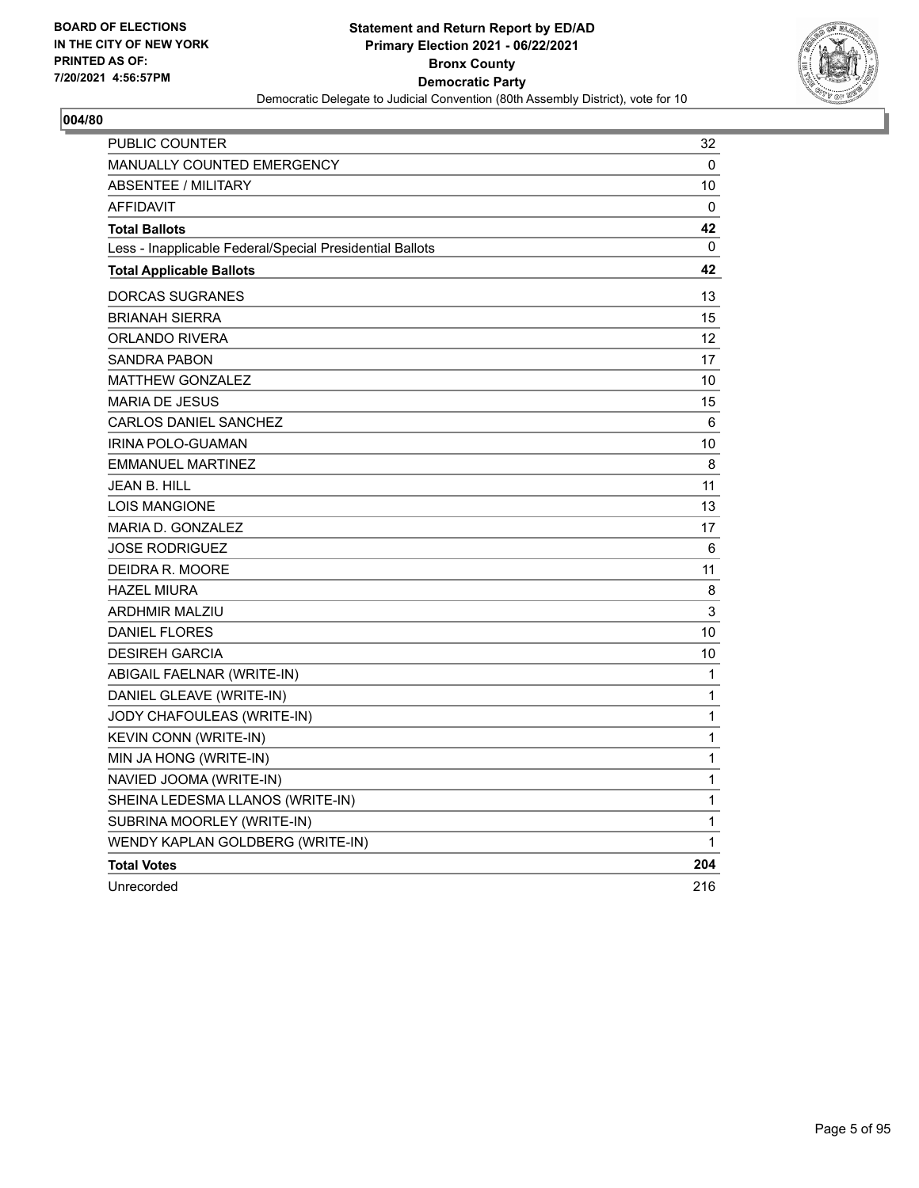BOARD OF ELECTIONS
IN THE CITY OF NEW YORK
PRINTED AS OF:
7/20/2021 4:56:57PM

**Statement and Return Report by ED/AD**
**Primary Election 2021 - 06/22/2021**
**Bronx County**
**Democratic Party**
Democratic Delegate to Judicial Convention (80th Assembly District), vote for 10

## 004/80

| | |
|---|---|
| PUBLIC COUNTER | 32 |
| MANUALLY COUNTED EMERGENCY | 0 |
| ABSENTEE / MILITARY | 10 |
| AFFIDAVIT | 0 |
| **Total Ballots** | **42** |
| Less - Inapplicable Federal/Special Presidential Ballots | 0 |
| **Total Applicable Ballots** | **42** |
| DORCAS SUGRANES | 13 |
| BRIANAH SIERRA | 15 |
| ORLANDO RIVERA | 12 |
| SANDRA PABON | 17 |
| MATTHEW GONZALEZ | 10 |
| MARIA DE JESUS | 15 |
| CARLOS DANIEL SANCHEZ | 6 |
| IRINA POLO-GUAMAN | 10 |
| EMMANUEL MARTINEZ | 8 |
| JEAN B. HILL | 11 |
| LOIS MANGIONE | 13 |
| MARIA D. GONZALEZ | 17 |
| JOSE RODRIGUEZ | 6 |
| DEIDRA R. MOORE | 11 |
| HAZEL MIURA | 8 |
| ARDHMIR MALZIU | 3 |
| DANIEL FLORES | 10 |
| DESIREH GARCIA | 10 |
| ABIGAIL FAELNAR (WRITE-IN) | 1 |
| DANIEL GLEAVE (WRITE-IN) | 1 |
| JODY CHAFOULEAS (WRITE-IN) | 1 |
| KEVIN CONN (WRITE-IN) | 1 |
| MIN JA HONG (WRITE-IN) | 1 |
| NAVIED JOOMA (WRITE-IN) | 1 |
| SHEINA LEDESMA LLANOS (WRITE-IN) | 1 |
| SUBRINA MOORLEY (WRITE-IN) | 1 |
| WENDY KAPLAN GOLDBERG (WRITE-IN) | 1 |
| **Total Votes** | **204** |
| Unrecorded | 216 |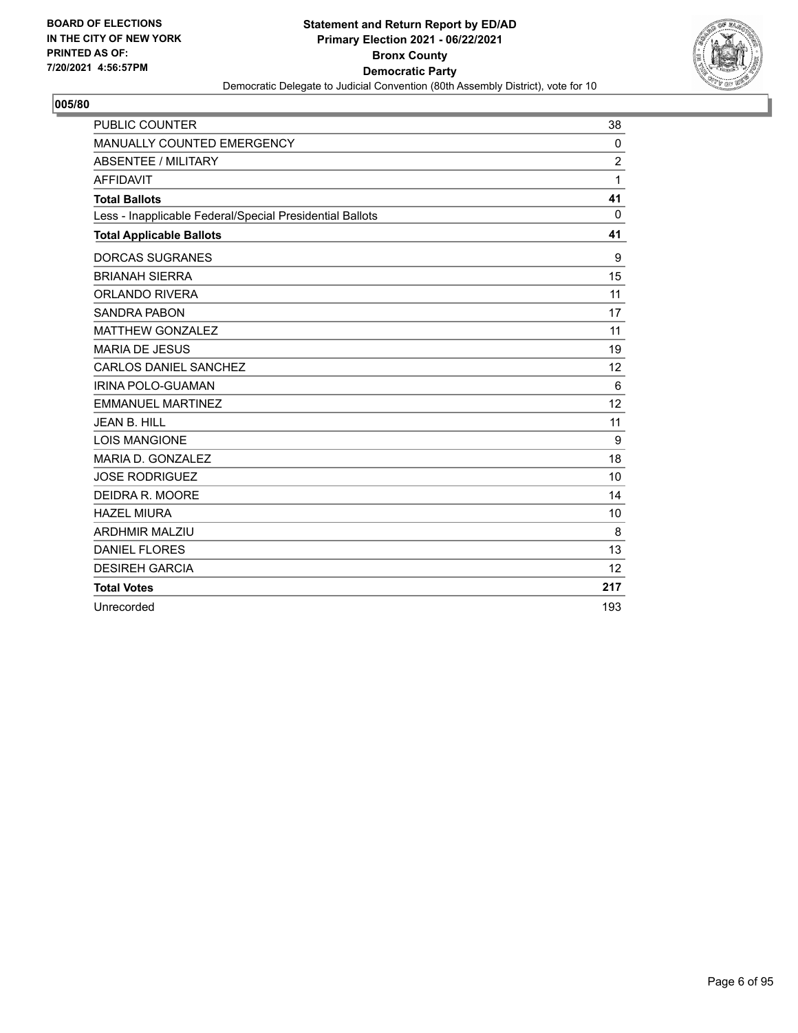BOARD OF ELECTIONS
IN THE CITY OF NEW YORK
PRINTED AS OF:
7/20/2021 4:56:57PM

**Statement and Return Report by ED/AD**
**Primary Election 2021 - 06/22/2021**
**Bronx County**
**Democratic Party**
Democratic Delegate to Judicial Convention (80th Assembly District), vote for 10

## 005/80

| | |
|---|---|
| PUBLIC COUNTER | 38 |
| MANUALLY COUNTED EMERGENCY | 0 |
| ABSENTEE / MILITARY | 2 |
| AFFIDAVIT | 1 |
| **Total Ballots** | **41** |
| Less - Inapplicable Federal/Special Presidential Ballots | 0 |
| **Total Applicable Ballots** | **41** |
| DORCAS SUGRANES | 9 |
| BRIANAH SIERRA | 15 |
| ORLANDO RIVERA | 11 |
| SANDRA PABON | 17 |
| MATTHEW GONZALEZ | 11 |
| MARIA DE JESUS | 19 |
| CARLOS DANIEL SANCHEZ | 12 |
| IRINA POLO-GUAMAN | 6 |
| EMMANUEL MARTINEZ | 12 |
| JEAN B. HILL | 11 |
| LOIS MANGIONE | 9 |
| MARIA D. GONZALEZ | 18 |
| JOSE RODRIGUEZ | 10 |
| DEIDRA R. MOORE | 14 |
| HAZEL MIURA | 10 |
| ARDHMIR MALZIU | 8 |
| DANIEL FLORES | 13 |
| DESIREH GARCIA | 12 |
| **Total Votes** | **217** |
| Unrecorded | 193 |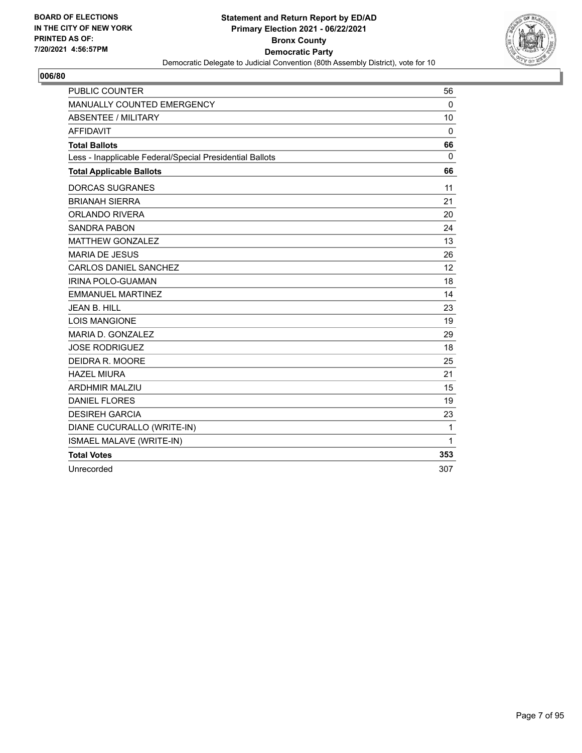**BOARD OF ELECTIONS IN THE CITY OF NEW YORK PRINTED AS OF: 7/20/2021 4:56:57PM**

**Statement and Return Report by ED/AD**
**Primary Election 2021 - 06/22/2021**
**Bronx County**
**Democratic Party**
Democratic Delegate to Judicial Convention (80th Assembly District), vote for 10

## 006/80

| | |
|---|---|
| PUBLIC COUNTER | 56 |
| MANUALLY COUNTED EMERGENCY | 0 |
| ABSENTEE / MILITARY | 10 |
| AFFIDAVIT | 0 |
| **Total Ballots** | **66** |
| Less - Inapplicable Federal/Special Presidential Ballots | 0 |
| **Total Applicable Ballots** | **66** |
| DORCAS SUGRANES | 11 |
| BRIANAH SIERRA | 21 |
| ORLANDO RIVERA | 20 |
| SANDRA PABON | 24 |
| MATTHEW GONZALEZ | 13 |
| MARIA DE JESUS | 26 |
| CARLOS DANIEL SANCHEZ | 12 |
| IRINA POLO-GUAMAN | 18 |
| EMMANUEL MARTINEZ | 14 |
| JEAN B. HILL | 23 |
| LOIS MANGIONE | 19 |
| MARIA D. GONZALEZ | 29 |
| JOSE RODRIGUEZ | 18 |
| DEIDRA R. MOORE | 25 |
| HAZEL MIURA | 21 |
| ARDHMIR MALZIU | 15 |
| DANIEL FLORES | 19 |
| DESIREH GARCIA | 23 |
| DIANE CUCURALLO (WRITE-IN) | 1 |
| ISMAEL MALAVE (WRITE-IN) | 1 |
| **Total Votes** | **353** |
| Unrecorded | 307 |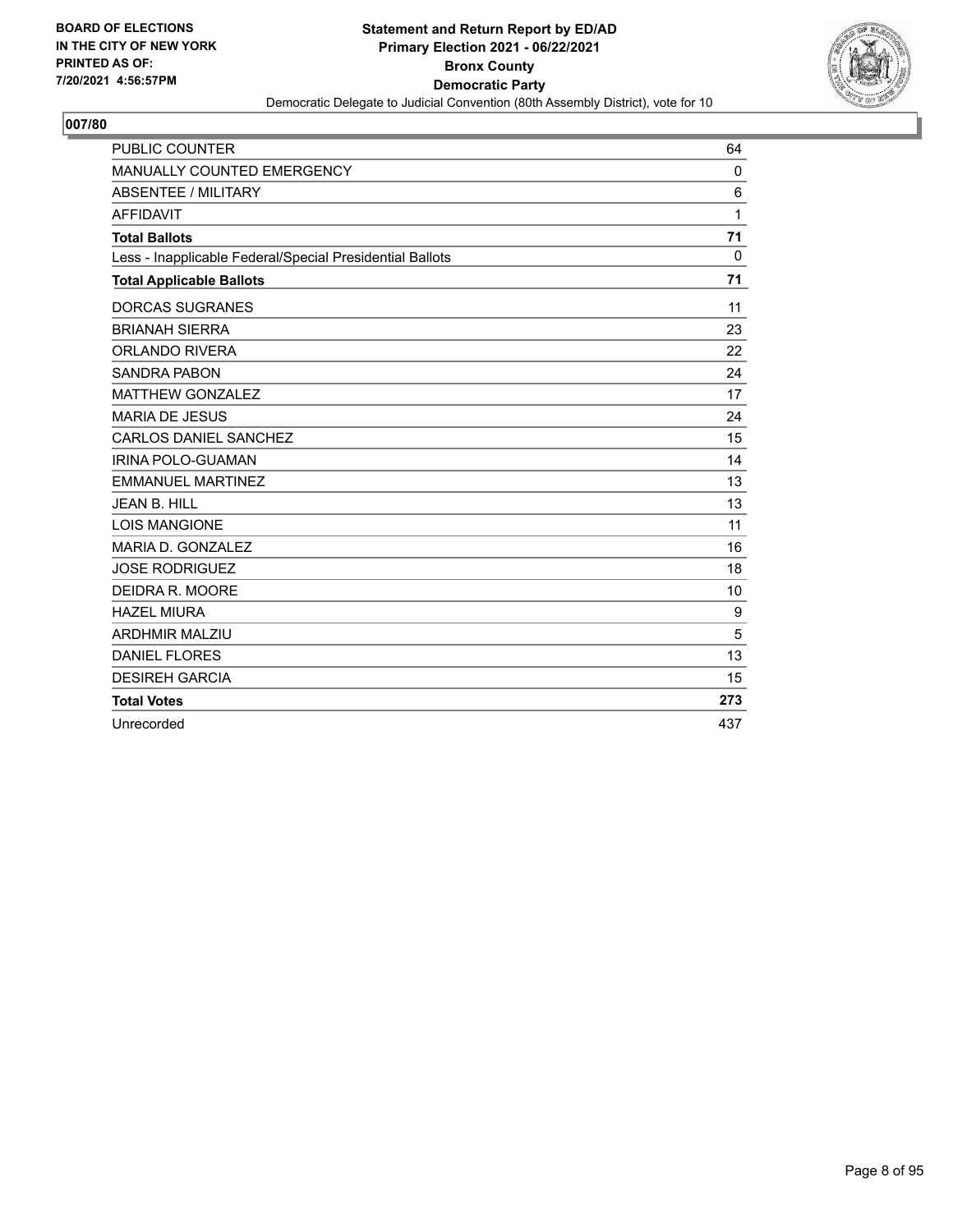BOARD OF ELECTIONS
IN THE CITY OF NEW YORK
PRINTED AS OF:
7/20/2021 4:56:57PM

**Statement and Return Report by ED/AD**
**Primary Election 2021 - 06/22/2021**
**Bronx County**
**Democratic Party**
Democratic Delegate to Judicial Convention (80th Assembly District), vote for 10

**007/80**

| | |
|---|---|
| PUBLIC COUNTER | 64 |
| MANUALLY COUNTED EMERGENCY | 0 |
| ABSENTEE / MILITARY | 6 |
| AFFIDAVIT | 1 |
| **Total Ballots** | **71** |
| Less - Inapplicable Federal/Special Presidential Ballots | 0 |
| **Total Applicable Ballots** | **71** |
| DORCAS SUGRANES | 11 |
| BRIANAH SIERRA | 23 |
| ORLANDO RIVERA | 22 |
| SANDRA PABON | 24 |
| MATTHEW GONZALEZ | 17 |
| MARIA DE JESUS | 24 |
| CARLOS DANIEL SANCHEZ | 15 |
| IRINA POLO-GUAMAN | 14 |
| EMMANUEL MARTINEZ | 13 |
| JEAN B. HILL | 13 |
| LOIS MANGIONE | 11 |
| MARIA D. GONZALEZ | 16 |
| JOSE RODRIGUEZ | 18 |
| DEIDRA R. MOORE | 10 |
| HAZEL MIURA | 9 |
| ARDHMIR MALZIU | 5 |
| DANIEL FLORES | 13 |
| DESIREH GARCIA | 15 |
| **Total Votes** | **273** |
| Unrecorded | 437 |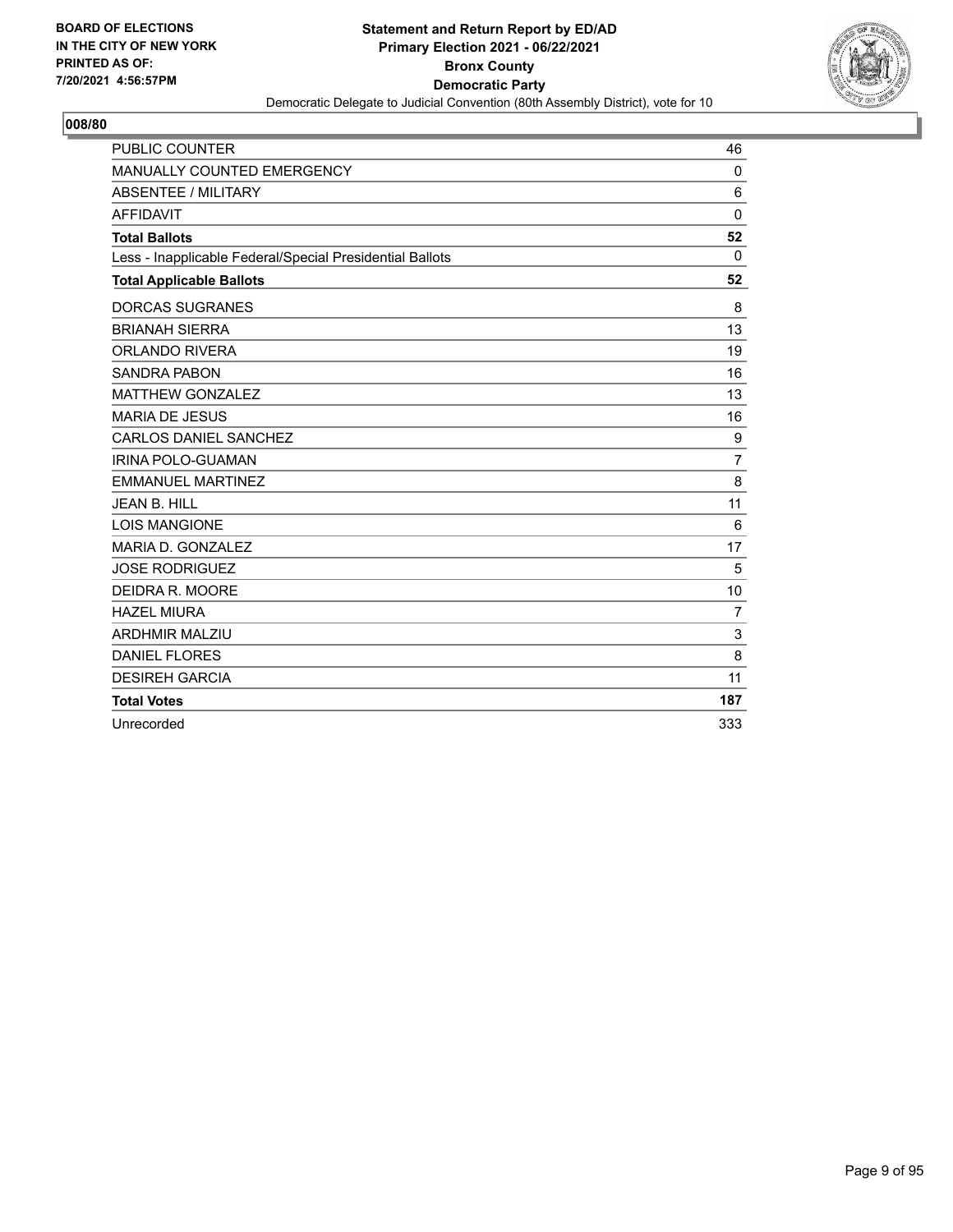BOARD OF ELECTIONS
IN THE CITY OF NEW YORK
PRINTED AS OF:
7/20/2021 4:56:57PM

**Statement and Return Report by ED/AD**
**Primary Election 2021 - 06/22/2021**
**Bronx County**
**Democratic Party**
Democratic Delegate to Judicial Convention (80th Assembly District), vote for 10

## 008/80

| | |
|---|---|
| PUBLIC COUNTER | 46 |
| MANUALLY COUNTED EMERGENCY | 0 |
| ABSENTEE / MILITARY | 6 |
| AFFIDAVIT | 0 |
| **Total Ballots** | **52** |
| Less - Inapplicable Federal/Special Presidential Ballots | 0 |
| **Total Applicable Ballots** | **52** |
| DORCAS SUGRANES | 8 |
| BRIANAH SIERRA | 13 |
| ORLANDO RIVERA | 19 |
| SANDRA PABON | 16 |
| MATTHEW GONZALEZ | 13 |
| MARIA DE JESUS | 16 |
| CARLOS DANIEL SANCHEZ | 9 |
| IRINA POLO-GUAMAN | 7 |
| EMMANUEL MARTINEZ | 8 |
| JEAN B. HILL | 11 |
| LOIS MANGIONE | 6 |
| MARIA D. GONZALEZ | 17 |
| JOSE RODRIGUEZ | 5 |
| DEIDRA R. MOORE | 10 |
| HAZEL MIURA | 7 |
| ARDHMIR MALZIU | 3 |
| DANIEL FLORES | 8 |
| DESIREH GARCIA | 11 |
| **Total Votes** | **187** |
| Unrecorded | 333 |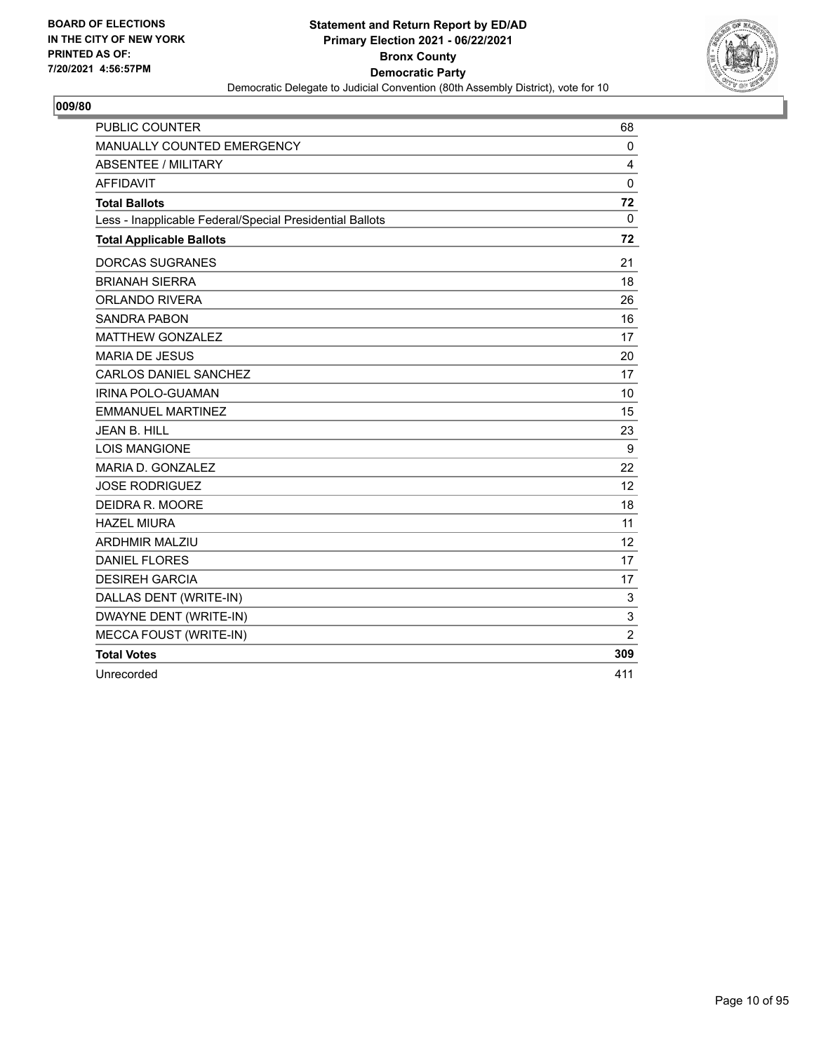BOARD OF ELECTIONS
IN THE CITY OF NEW YORK
PRINTED AS OF:
7/20/2021 4:56:57PM

**Statement and Return Report by ED/AD**
**Primary Election 2021 - 06/22/2021**
**Bronx County**
**Democratic Party**
Democratic Delegate to Judicial Convention (80th Assembly District), vote for 10

## 009/80

| | |
|---|---|
| PUBLIC COUNTER | 68 |
| MANUALLY COUNTED EMERGENCY | 0 |
| ABSENTEE / MILITARY | 4 |
| AFFIDAVIT | 0 |
| **Total Ballots** | **72** |
| Less - Inapplicable Federal/Special Presidential Ballots | 0 |
| **Total Applicable Ballots** | **72** |
| DORCAS SUGRANES | 21 |
| BRIANAH SIERRA | 18 |
| ORLANDO RIVERA | 26 |
| SANDRA PABON | 16 |
| MATTHEW GONZALEZ | 17 |
| MARIA DE JESUS | 20 |
| CARLOS DANIEL SANCHEZ | 17 |
| IRINA POLO-GUAMAN | 10 |
| EMMANUEL MARTINEZ | 15 |
| JEAN B. HILL | 23 |
| LOIS MANGIONE | 9 |
| MARIA D. GONZALEZ | 22 |
| JOSE RODRIGUEZ | 12 |
| DEIDRA R. MOORE | 18 |
| HAZEL MIURA | 11 |
| ARDHMIR MALZIU | 12 |
| DANIEL FLORES | 17 |
| DESIREH GARCIA | 17 |
| DALLAS DENT (WRITE-IN) | 3 |
| DWAYNE DENT (WRITE-IN) | 3 |
| MECCA FOUST (WRITE-IN) | 2 |
| **Total Votes** | **309** |
| Unrecorded | 411 |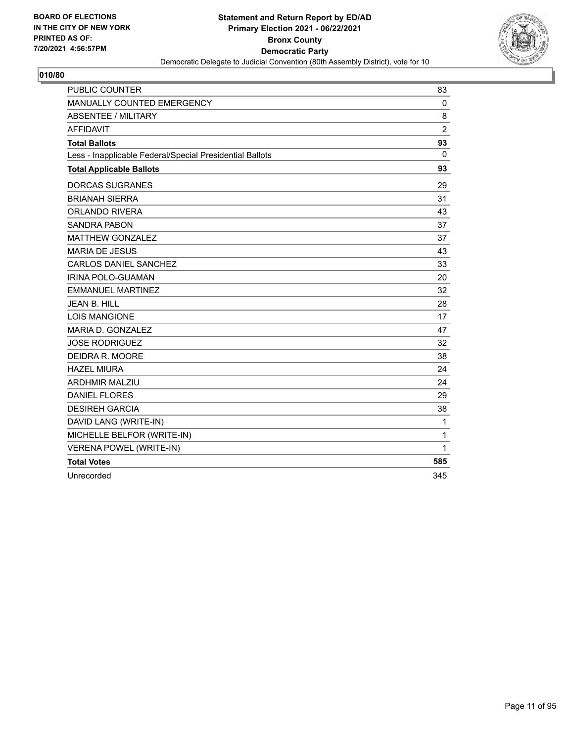BOARD OF ELECTIONS
IN THE CITY OF NEW YORK
PRINTED AS OF:
7/20/2021 4:56:57PM

**Statement and Return Report by ED/AD**
**Primary Election 2021 - 06/22/2021**
**Bronx County**
**Democratic Party**
Democratic Delegate to Judicial Convention (80th Assembly District), vote for 10

## 010/80

| | |
|---|---|
| PUBLIC COUNTER | 83 |
| MANUALLY COUNTED EMERGENCY | 0 |
| ABSENTEE / MILITARY | 8 |
| AFFIDAVIT | 2 |
| **Total Ballots** | **93** |
| Less - Inapplicable Federal/Special Presidential Ballots | 0 |
| **Total Applicable Ballots** | **93** |
| DORCAS SUGRANES | 29 |
| BRIANAH SIERRA | 31 |
| ORLANDO RIVERA | 43 |
| SANDRA PABON | 37 |
| MATTHEW GONZALEZ | 37 |
| MARIA DE JESUS | 43 |
| CARLOS DANIEL SANCHEZ | 33 |
| IRINA POLO-GUAMAN | 20 |
| EMMANUEL MARTINEZ | 32 |
| JEAN B. HILL | 28 |
| LOIS MANGIONE | 17 |
| MARIA D. GONZALEZ | 47 |
| JOSE RODRIGUEZ | 32 |
| DEIDRA R. MOORE | 38 |
| HAZEL MIURA | 24 |
| ARDHMIR MALZIU | 24 |
| DANIEL FLORES | 29 |
| DESIREH GARCIA | 38 |
| DAVID LANG (WRITE-IN) | 1 |
| MICHELLE BELFOR (WRITE-IN) | 1 |
| VERENA POWEL (WRITE-IN) | 1 |
| **Total Votes** | **585** |
| Unrecorded | 345 |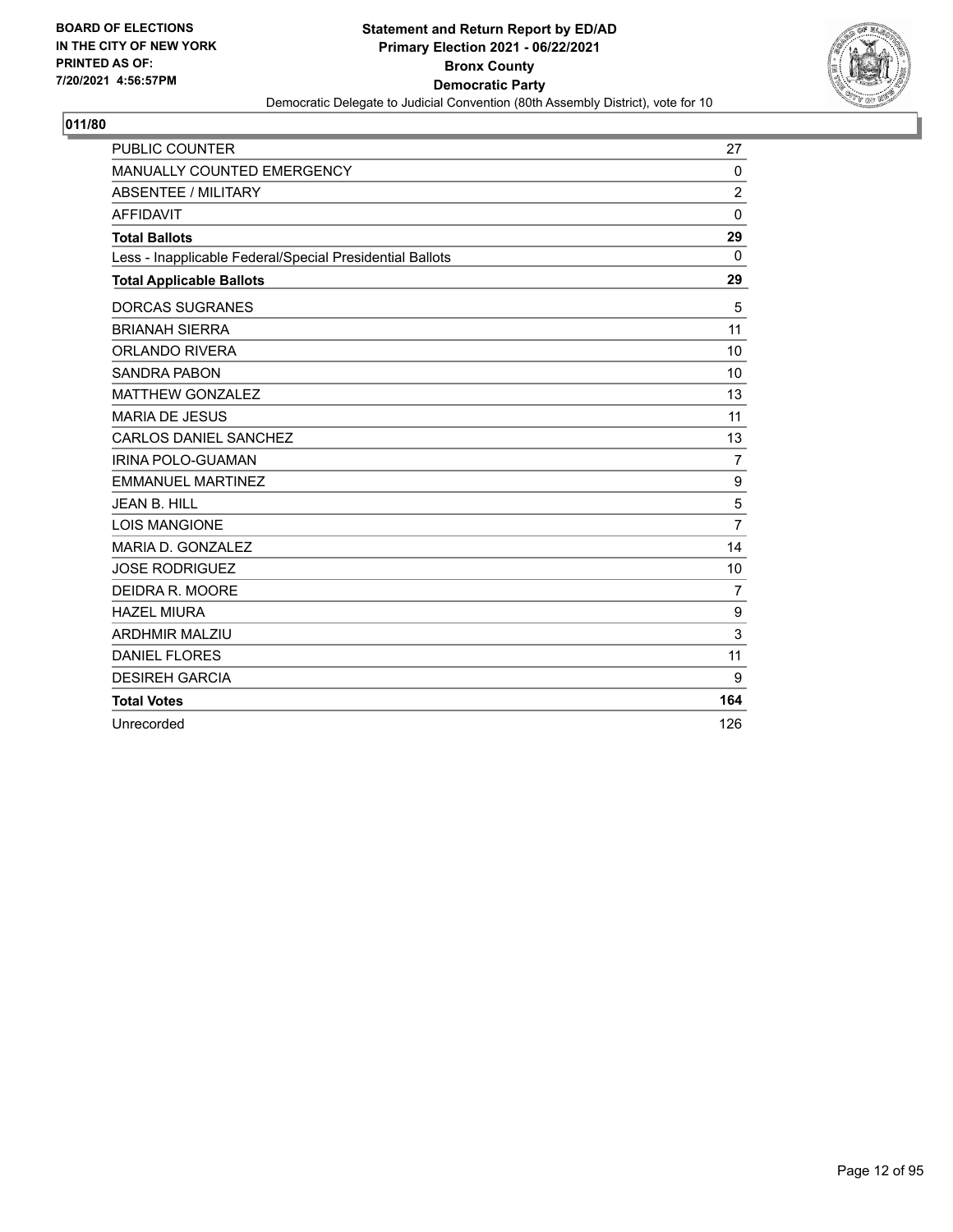**BOARD OF ELECTIONS IN THE CITY OF NEW YORK PRINTED AS OF: 7/20/2021 4:56:57PM**

**Statement and Return Report by ED/AD Primary Election 2021 - 06/22/2021 Bronx County Democratic Party**

Democratic Delegate to Judicial Convention (80th Assembly District), vote for 10

**011/80**

| | |
|---|---|
| PUBLIC COUNTER | 27 |
| MANUALLY COUNTED EMERGENCY | 0 |
| ABSENTEE / MILITARY | 2 |
| AFFIDAVIT | 0 |
| **Total Ballots** | **29** |
| Less - Inapplicable Federal/Special Presidential Ballots | 0 |
| **Total Applicable Ballots** | **29** |
| DORCAS SUGRANES | 5 |
| BRIANAH SIERRA | 11 |
| ORLANDO RIVERA | 10 |
| SANDRA PABON | 10 |
| MATTHEW GONZALEZ | 13 |
| MARIA DE JESUS | 11 |
| CARLOS DANIEL SANCHEZ | 13 |
| IRINA POLO-GUAMAN | 7 |
| EMMANUEL MARTINEZ | 9 |
| JEAN B. HILL | 5 |
| LOIS MANGIONE | 7 |
| MARIA D. GONZALEZ | 14 |
| JOSE RODRIGUEZ | 10 |
| DEIDRA R. MOORE | 7 |
| HAZEL MIURA | 9 |
| ARDHMIR MALZIU | 3 |
| DANIEL FLORES | 11 |
| DESIREH GARCIA | 9 |
| **Total Votes** | **164** |
| Unrecorded | 126 |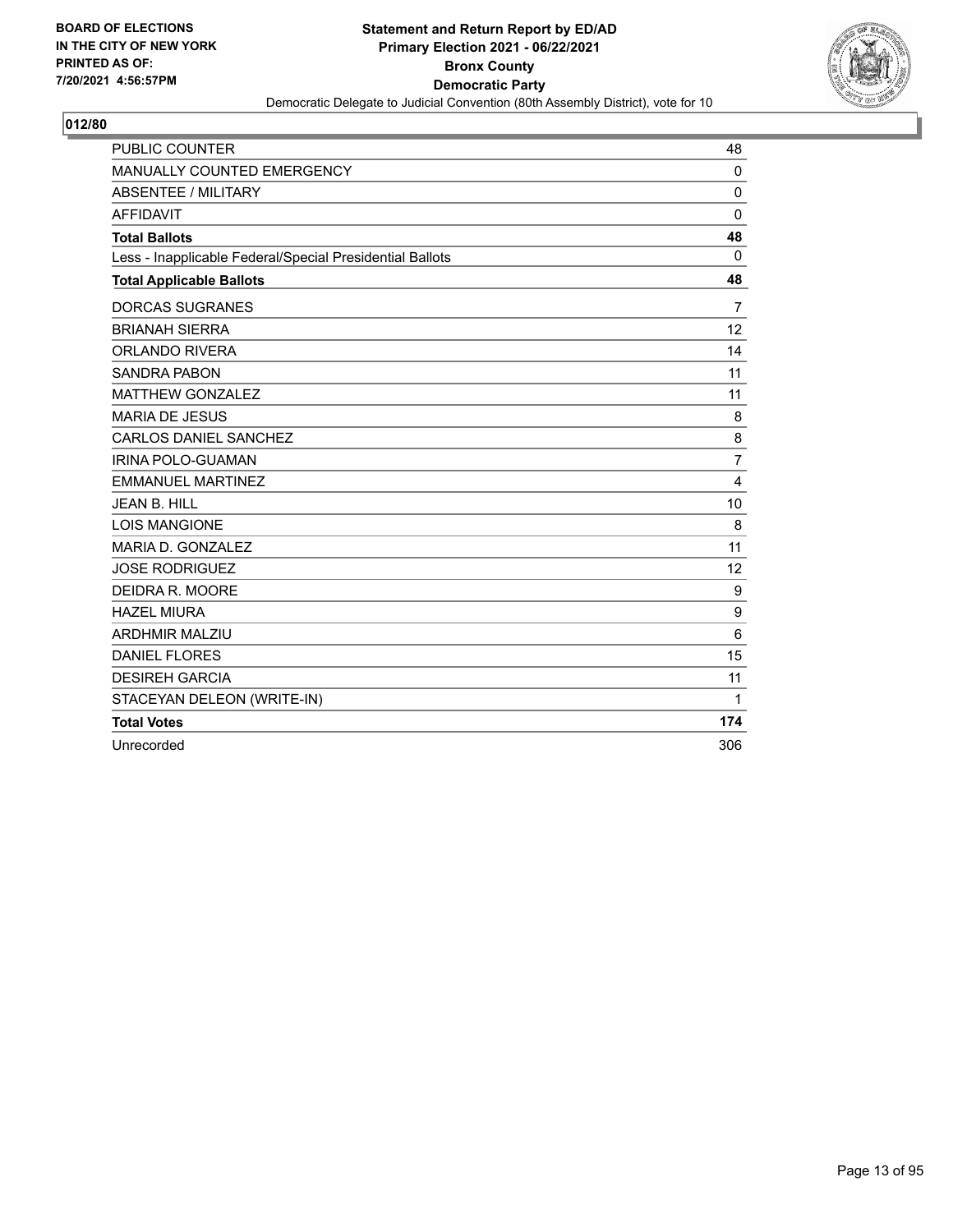**BOARD OF ELECTIONS IN THE CITY OF NEW YORK PRINTED AS OF: 7/20/2021 4:56:57PM**

**Statement and Return Report by ED/AD**
**Primary Election 2021 - 06/22/2021**
**Bronx County**
**Democratic Party**
Democratic Delegate to Judicial Convention (80th Assembly District), vote for 10

## 012/80

| | |
|---|---|
| PUBLIC COUNTER | 48 |
| MANUALLY COUNTED EMERGENCY | 0 |
| ABSENTEE / MILITARY | 0 |
| AFFIDAVIT | 0 |
| **Total Ballots** | **48** |
| Less - Inapplicable Federal/Special Presidential Ballots | 0 |
| **Total Applicable Ballots** | **48** |
| DORCAS SUGRANES | 7 |
| BRIANAH SIERRA | 12 |
| ORLANDO RIVERA | 14 |
| SANDRA PABON | 11 |
| MATTHEW GONZALEZ | 11 |
| MARIA DE JESUS | 8 |
| CARLOS DANIEL SANCHEZ | 8 |
| IRINA POLO-GUAMAN | 7 |
| EMMANUEL MARTINEZ | 4 |
| JEAN B. HILL | 10 |
| LOIS MANGIONE | 8 |
| MARIA D. GONZALEZ | 11 |
| JOSE RODRIGUEZ | 12 |
| DEIDRA R. MOORE | 9 |
| HAZEL MIURA | 9 |
| ARDHMIR MALZIU | 6 |
| DANIEL FLORES | 15 |
| DESIREH GARCIA | 11 |
| STACEYAN DELEON (WRITE-IN) | 1 |
| **Total Votes** | **174** |
| Unrecorded | 306 |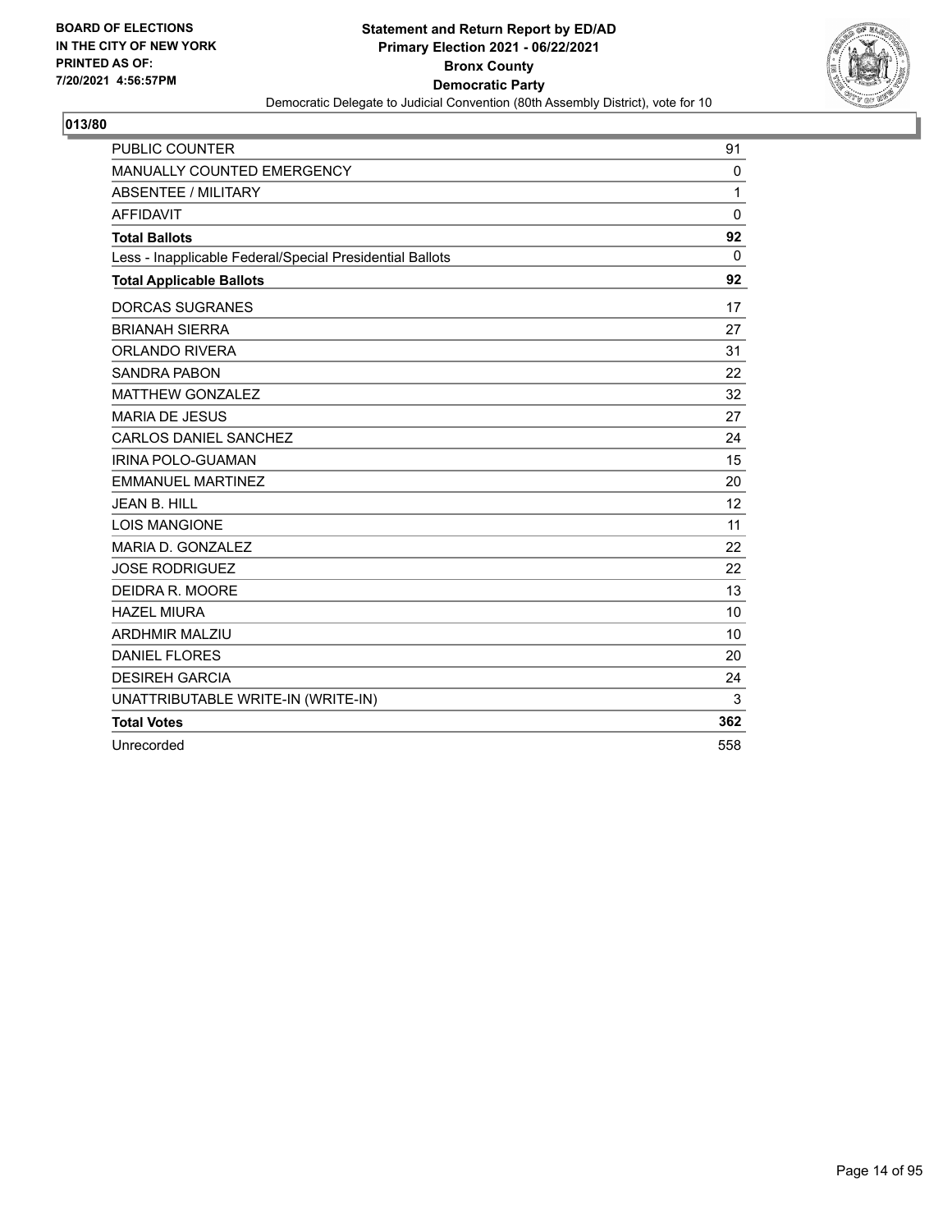BOARD OF ELECTIONS
IN THE CITY OF NEW YORK
PRINTED AS OF:
7/20/2021 4:56:57PM

**Statement and Return Report by ED/AD**
**Primary Election 2021 - 06/22/2021**
**Bronx County**
**Democratic Party**
Democratic Delegate to Judicial Convention (80th Assembly District), vote for 10

## 013/80

| | |
|---|---|
| PUBLIC COUNTER | 91 |
| MANUALLY COUNTED EMERGENCY | 0 |
| ABSENTEE / MILITARY | 1 |
| AFFIDAVIT | 0 |
| **Total Ballots** | **92** |
| Less - Inapplicable Federal/Special Presidential Ballots | 0 |
| **Total Applicable Ballots** | **92** |
| DORCAS SUGRANES | 17 |
| BRIANAH SIERRA | 27 |
| ORLANDO RIVERA | 31 |
| SANDRA PABON | 22 |
| MATTHEW GONZALEZ | 32 |
| MARIA DE JESUS | 27 |
| CARLOS DANIEL SANCHEZ | 24 |
| IRINA POLO-GUAMAN | 15 |
| EMMANUEL MARTINEZ | 20 |
| JEAN B. HILL | 12 |
| LOIS MANGIONE | 11 |
| MARIA D. GONZALEZ | 22 |
| JOSE RODRIGUEZ | 22 |
| DEIDRA R. MOORE | 13 |
| HAZEL MIURA | 10 |
| ARDHMIR MALZIU | 10 |
| DANIEL FLORES | 20 |
| DESIREH GARCIA | 24 |
| UNATTRIBUTABLE WRITE-IN (WRITE-IN) | 3 |
| **Total Votes** | **362** |
| Unrecorded | 558 |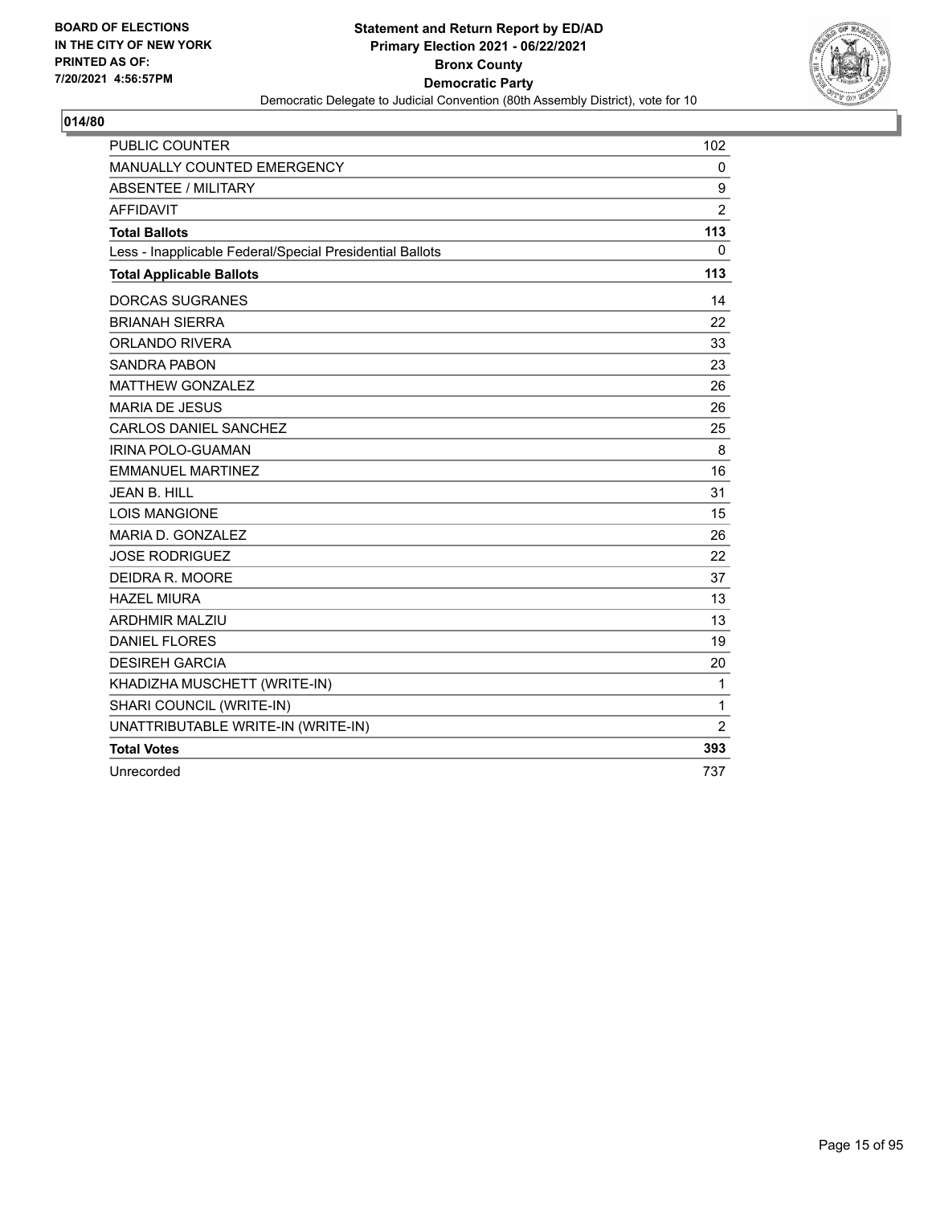BOARD OF ELECTIONS
IN THE CITY OF NEW YORK
PRINTED AS OF:
7/20/2021 4:56:57PM

**Statement and Return Report by ED/AD**
**Primary Election 2021 - 06/22/2021**
**Bronx County**
**Democratic Party**
Democratic Delegate to Judicial Convention (80th Assembly District), vote for 10

## 014/80

| | |
|---|---|
| PUBLIC COUNTER | 102 |
| MANUALLY COUNTED EMERGENCY | 0 |
| ABSENTEE / MILITARY | 9 |
| AFFIDAVIT | 2 |
| **Total Ballots** | **113** |
| Less - Inapplicable Federal/Special Presidential Ballots | 0 |
| **Total Applicable Ballots** | **113** |
| DORCAS SUGRANES | 14 |
| BRIANAH SIERRA | 22 |
| ORLANDO RIVERA | 33 |
| SANDRA PABON | 23 |
| MATTHEW GONZALEZ | 26 |
| MARIA DE JESUS | 26 |
| CARLOS DANIEL SANCHEZ | 25 |
| IRINA POLO-GUAMAN | 8 |
| EMMANUEL MARTINEZ | 16 |
| JEAN B. HILL | 31 |
| LOIS MANGIONE | 15 |
| MARIA D. GONZALEZ | 26 |
| JOSE RODRIGUEZ | 22 |
| DEIDRA R. MOORE | 37 |
| HAZEL MIURA | 13 |
| ARDHMIR MALZIU | 13 |
| DANIEL FLORES | 19 |
| DESIREH GARCIA | 20 |
| KHADIZHA MUSCHETT (WRITE-IN) | 1 |
| SHARI COUNCIL (WRITE-IN) | 1 |
| UNATTRIBUTABLE WRITE-IN (WRITE-IN) | 2 |
| **Total Votes** | **393** |
| Unrecorded | 737 |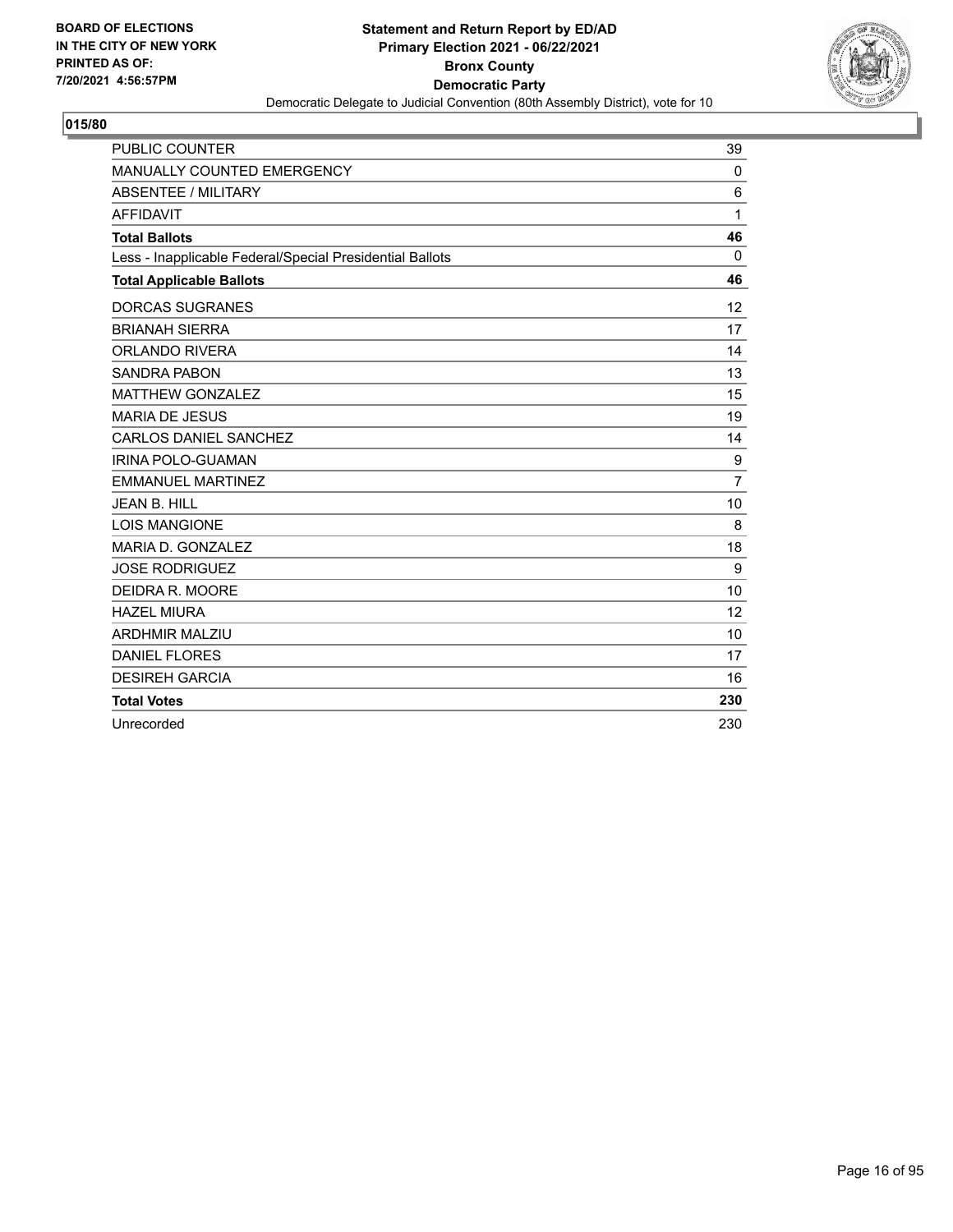BOARD OF ELECTIONS
IN THE CITY OF NEW YORK
PRINTED AS OF:
7/20/2021 4:56:57PM

**Statement and Return Report by ED/AD**
**Primary Election 2021 - 06/22/2021**
**Bronx County**
**Democratic Party**
Democratic Delegate to Judicial Convention (80th Assembly District), vote for 10

**015/80**

| | |
|---|---|
| PUBLIC COUNTER | 39 |
| MANUALLY COUNTED EMERGENCY | 0 |
| ABSENTEE / MILITARY | 6 |
| AFFIDAVIT | 1 |
| **Total Ballots** | **46** |
| Less - Inapplicable Federal/Special Presidential Ballots | 0 |
| **Total Applicable Ballots** | **46** |
| DORCAS SUGRANES | 12 |
| BRIANAH SIERRA | 17 |
| ORLANDO RIVERA | 14 |
| SANDRA PABON | 13 |
| MATTHEW GONZALEZ | 15 |
| MARIA DE JESUS | 19 |
| CARLOS DANIEL SANCHEZ | 14 |
| IRINA POLO-GUAMAN | 9 |
| EMMANUEL MARTINEZ | 7 |
| JEAN B. HILL | 10 |
| LOIS MANGIONE | 8 |
| MARIA D. GONZALEZ | 18 |
| JOSE RODRIGUEZ | 9 |
| DEIDRA R. MOORE | 10 |
| HAZEL MIURA | 12 |
| ARDHMIR MALZIU | 10 |
| DANIEL FLORES | 17 |
| DESIREH GARCIA | 16 |
| **Total Votes** | **230** |
| Unrecorded | 230 |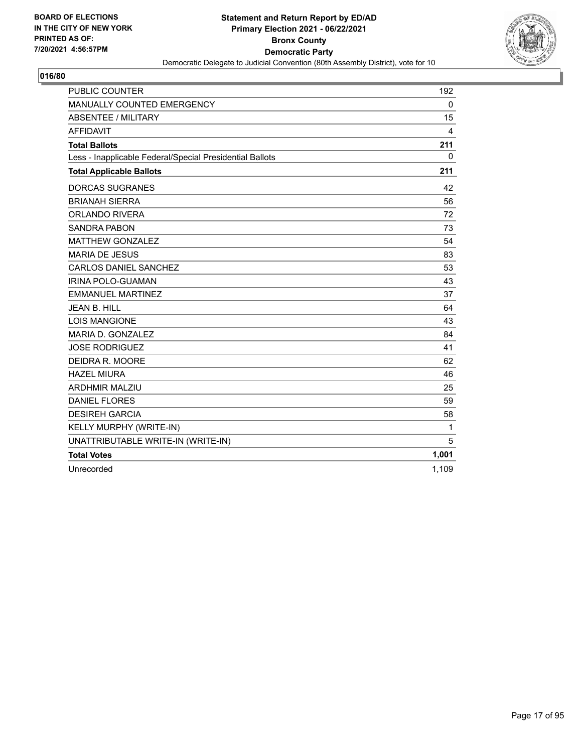BOARD OF ELECTIONS
IN THE CITY OF NEW YORK
PRINTED AS OF:
7/20/2021 4:56:57PM

**Statement and Return Report by ED/AD**
**Primary Election 2021 - 06/22/2021**
**Bronx County**
**Democratic Party**
Democratic Delegate to Judicial Convention (80th Assembly District), vote for 10

## 016/80

| | |
|---|---|
| PUBLIC COUNTER | 192 |
| MANUALLY COUNTED EMERGENCY | 0 |
| ABSENTEE / MILITARY | 15 |
| AFFIDAVIT | 4 |
| **Total Ballots** | **211** |
| Less - Inapplicable Federal/Special Presidential Ballots | 0 |
| **Total Applicable Ballots** | **211** |
| DORCAS SUGRANES | 42 |
| BRIANAH SIERRA | 56 |
| ORLANDO RIVERA | 72 |
| SANDRA PABON | 73 |
| MATTHEW GONZALEZ | 54 |
| MARIA DE JESUS | 83 |
| CARLOS DANIEL SANCHEZ | 53 |
| IRINA POLO-GUAMAN | 43 |
| EMMANUEL MARTINEZ | 37 |
| JEAN B. HILL | 64 |
| LOIS MANGIONE | 43 |
| MARIA D. GONZALEZ | 84 |
| JOSE RODRIGUEZ | 41 |
| DEIDRA R. MOORE | 62 |
| HAZEL MIURA | 46 |
| ARDHMIR MALZIU | 25 |
| DANIEL FLORES | 59 |
| DESIREH GARCIA | 58 |
| KELLY MURPHY (WRITE-IN) | 1 |
| UNATTRIBUTABLE WRITE-IN (WRITE-IN) | 5 |
| **Total Votes** | **1,001** |
| Unrecorded | 1,109 |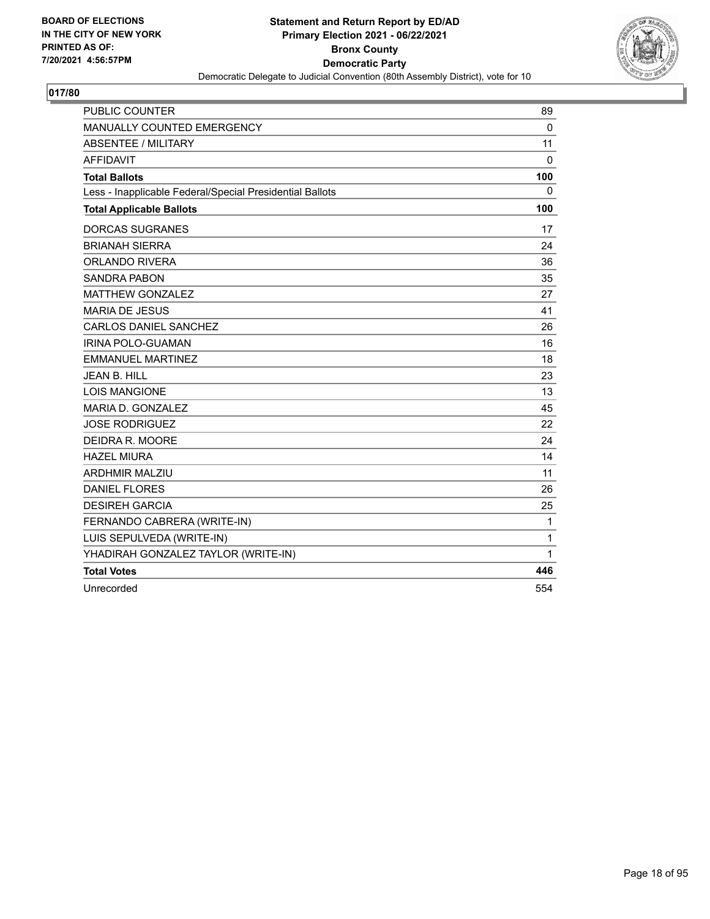BOARD OF ELECTIONS
IN THE CITY OF NEW YORK
PRINTED AS OF:
7/20/2021 4:56:57PM

**Statement and Return Report by ED/AD**
**Primary Election 2021 - 06/22/2021**
**Bronx County**
**Democratic Party**
Democratic Delegate to Judicial Convention (80th Assembly District), vote for 10

## 017/80

| | |
|---|---|
| PUBLIC COUNTER | 89 |
| MANUALLY COUNTED EMERGENCY | 0 |
| ABSENTEE / MILITARY | 11 |
| AFFIDAVIT | 0 |
| **Total Ballots** | **100** |
| Less - Inapplicable Federal/Special Presidential Ballots | 0 |
| **Total Applicable Ballots** | **100** |
| DORCAS SUGRANES | 17 |
| BRIANAH SIERRA | 24 |
| ORLANDO RIVERA | 36 |
| SANDRA PABON | 35 |
| MATTHEW GONZALEZ | 27 |
| MARIA DE JESUS | 41 |
| CARLOS DANIEL SANCHEZ | 26 |
| IRINA POLO-GUAMAN | 16 |
| EMMANUEL MARTINEZ | 18 |
| JEAN B. HILL | 23 |
| LOIS MANGIONE | 13 |
| MARIA D. GONZALEZ | 45 |
| JOSE RODRIGUEZ | 22 |
| DEIDRA R. MOORE | 24 |
| HAZEL MIURA | 14 |
| ARDHMIR MALZIU | 11 |
| DANIEL FLORES | 26 |
| DESIREH GARCIA | 25 |
| FERNANDO CABRERA (WRITE-IN) | 1 |
| LUIS SEPULVEDA (WRITE-IN) | 1 |
| YHADIRAH GONZALEZ TAYLOR (WRITE-IN) | 1 |
| **Total Votes** | **446** |
| Unrecorded | 554 |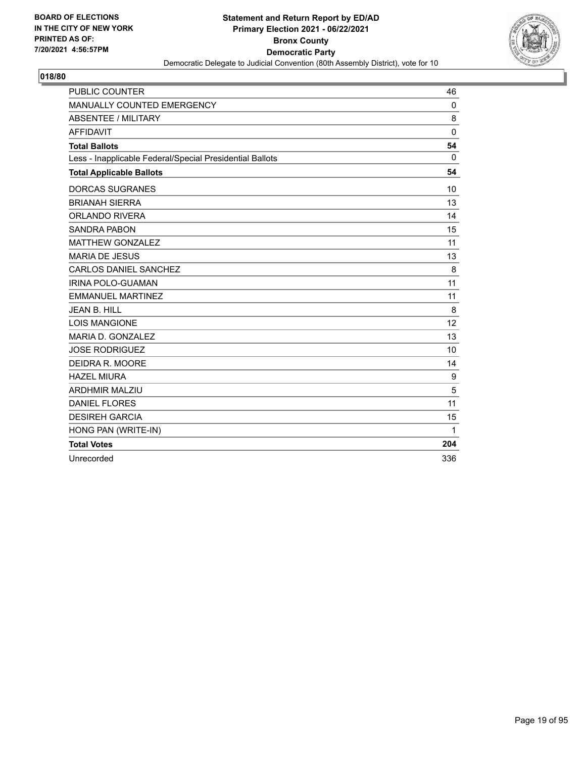BOARD OF ELECTIONS
IN THE CITY OF NEW YORK
PRINTED AS OF:
7/20/2021 4:56:57PM

**Statement and Return Report by ED/AD**
**Primary Election 2021 - 06/22/2021**
**Bronx County**
**Democratic Party**
Democratic Delegate to Judicial Convention (80th Assembly District), vote for 10

## 018/80

| | |
|---|---|
| PUBLIC COUNTER | 46 |
| MANUALLY COUNTED EMERGENCY | 0 |
| ABSENTEE / MILITARY | 8 |
| AFFIDAVIT | 0 |
| **Total Ballots** | **54** |
| Less - Inapplicable Federal/Special Presidential Ballots | 0 |
| **Total Applicable Ballots** | **54** |
| DORCAS SUGRANES | 10 |
| BRIANAH SIERRA | 13 |
| ORLANDO RIVERA | 14 |
| SANDRA PABON | 15 |
| MATTHEW GONZALEZ | 11 |
| MARIA DE JESUS | 13 |
| CARLOS DANIEL SANCHEZ | 8 |
| IRINA POLO-GUAMAN | 11 |
| EMMANUEL MARTINEZ | 11 |
| JEAN B. HILL | 8 |
| LOIS MANGIONE | 12 |
| MARIA D. GONZALEZ | 13 |
| JOSE RODRIGUEZ | 10 |
| DEIDRA R. MOORE | 14 |
| HAZEL MIURA | 9 |
| ARDHMIR MALZIU | 5 |
| DANIEL FLORES | 11 |
| DESIREH GARCIA | 15 |
| HONG PAN (WRITE-IN) | 1 |
| **Total Votes** | **204** |
| Unrecorded | 336 |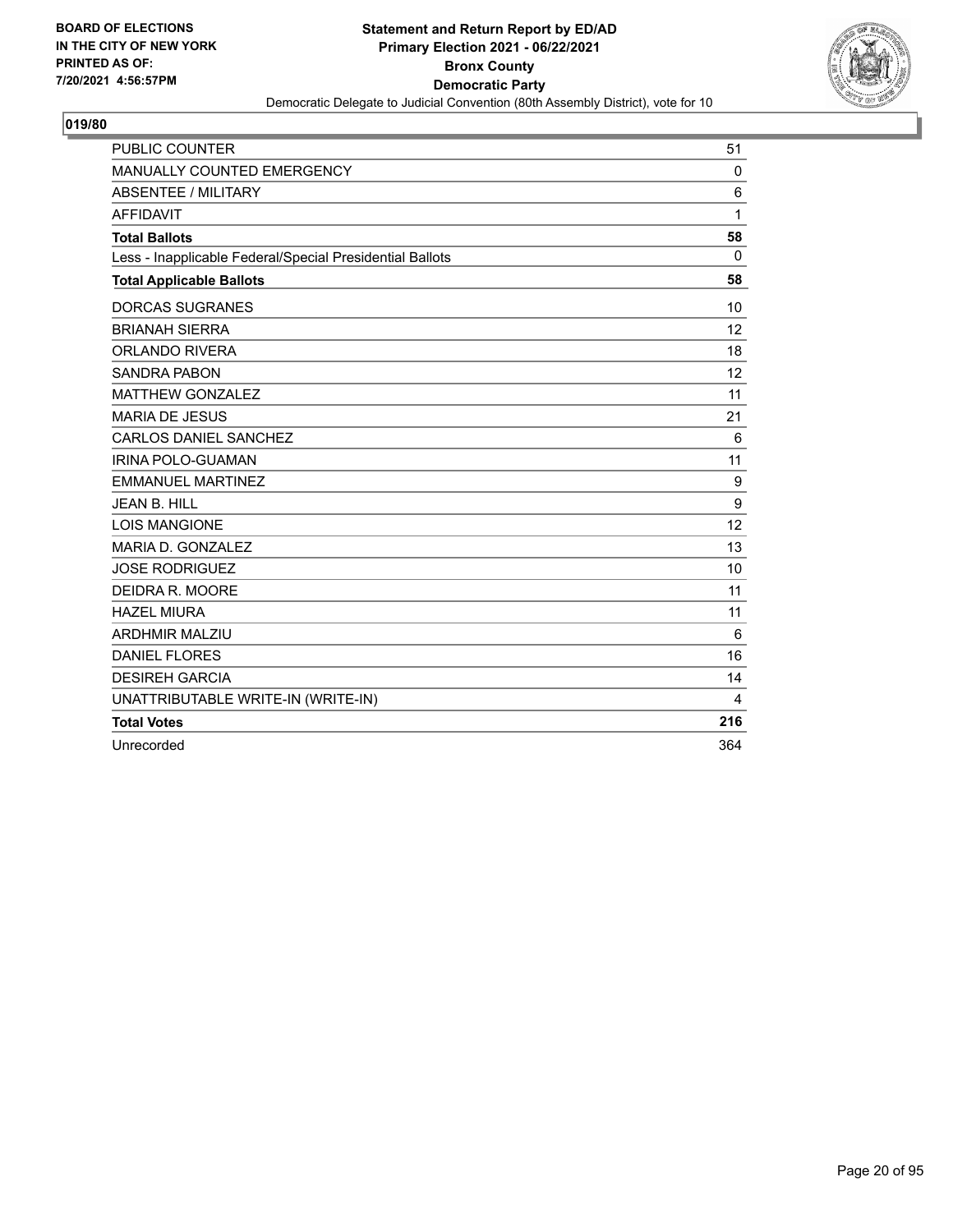BOARD OF ELECTIONS
IN THE CITY OF NEW YORK
PRINTED AS OF:
7/20/2021 4:56:57PM

**Statement and Return Report by ED/AD**
**Primary Election 2021 - 06/22/2021**
**Bronx County**
**Democratic Party**
Democratic Delegate to Judicial Convention (80th Assembly District), vote for 10

## 019/80

| | |
|---|---|
| PUBLIC COUNTER | 51 |
| MANUALLY COUNTED EMERGENCY | 0 |
| ABSENTEE / MILITARY | 6 |
| AFFIDAVIT | 1 |
| **Total Ballots** | **58** |
| Less - Inapplicable Federal/Special Presidential Ballots | 0 |
| **Total Applicable Ballots** | **58** |
| DORCAS SUGRANES | 10 |
| BRIANAH SIERRA | 12 |
| ORLANDO RIVERA | 18 |
| SANDRA PABON | 12 |
| MATTHEW GONZALEZ | 11 |
| MARIA DE JESUS | 21 |
| CARLOS DANIEL SANCHEZ | 6 |
| IRINA POLO-GUAMAN | 11 |
| EMMANUEL MARTINEZ | 9 |
| JEAN B. HILL | 9 |
| LOIS MANGIONE | 12 |
| MARIA D. GONZALEZ | 13 |
| JOSE RODRIGUEZ | 10 |
| DEIDRA R. MOORE | 11 |
| HAZEL MIURA | 11 |
| ARDHMIR MALZIU | 6 |
| DANIEL FLORES | 16 |
| DESIREH GARCIA | 14 |
| UNATTRIBUTABLE WRITE-IN (WRITE-IN) | 4 |
| **Total Votes** | **216** |
| Unrecorded | 364 |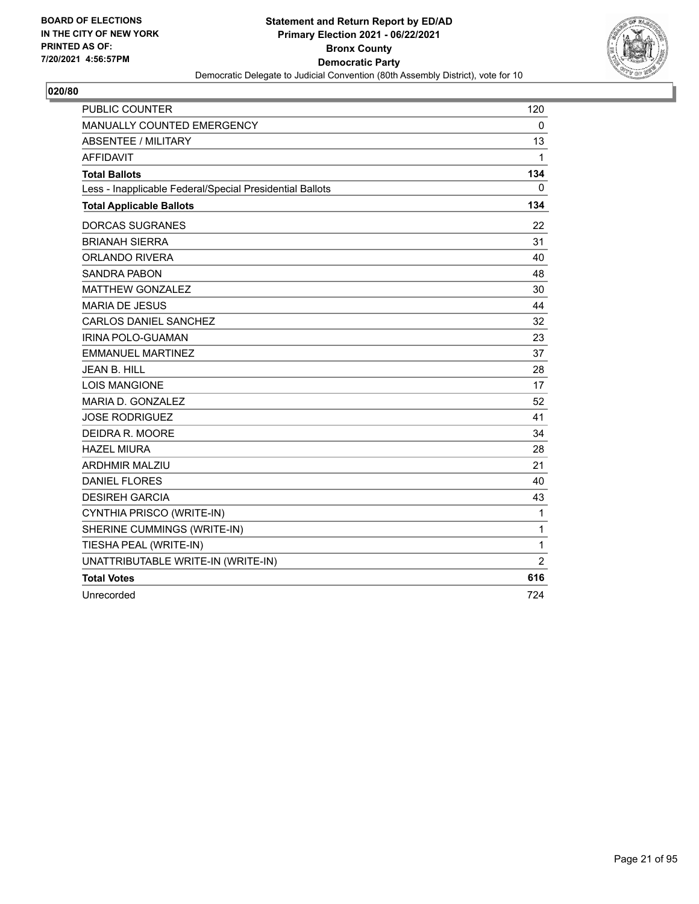**Statement and Return Report by ED/AD**
**Primary Election 2021 - 06/22/2021**
**Bronx County**
**Democratic Party**
Democratic Delegate to Judicial Convention (80th Assembly District), vote for 10

BOARD OF ELECTIONS
IN THE CITY OF NEW YORK
PRINTED AS OF:
7/20/2021 4:56:57PM

## 020/80

| | |
|---|---|
| PUBLIC COUNTER | 120 |
| MANUALLY COUNTED EMERGENCY | 0 |
| ABSENTEE / MILITARY | 13 |
| AFFIDAVIT | 1 |
| **Total Ballots** | **134** |
| Less - Inapplicable Federal/Special Presidential Ballots | 0 |
| **Total Applicable Ballots** | **134** |
| DORCAS SUGRANES | 22 |
| BRIANAH SIERRA | 31 |
| ORLANDO RIVERA | 40 |
| SANDRA PABON | 48 |
| MATTHEW GONZALEZ | 30 |
| MARIA DE JESUS | 44 |
| CARLOS DANIEL SANCHEZ | 32 |
| IRINA POLO-GUAMAN | 23 |
| EMMANUEL MARTINEZ | 37 |
| JEAN B. HILL | 28 |
| LOIS MANGIONE | 17 |
| MARIA D. GONZALEZ | 52 |
| JOSE RODRIGUEZ | 41 |
| DEIDRA R. MOORE | 34 |
| HAZEL MIURA | 28 |
| ARDHMIR MALZIU | 21 |
| DANIEL FLORES | 40 |
| DESIREH GARCIA | 43 |
| CYNTHIA PRISCO (WRITE-IN) | 1 |
| SHERINE CUMMINGS (WRITE-IN) | 1 |
| TIESHA PEAL (WRITE-IN) | 1 |
| UNATTRIBUTABLE WRITE-IN (WRITE-IN) | 2 |
| **Total Votes** | **616** |
| Unrecorded | 724 |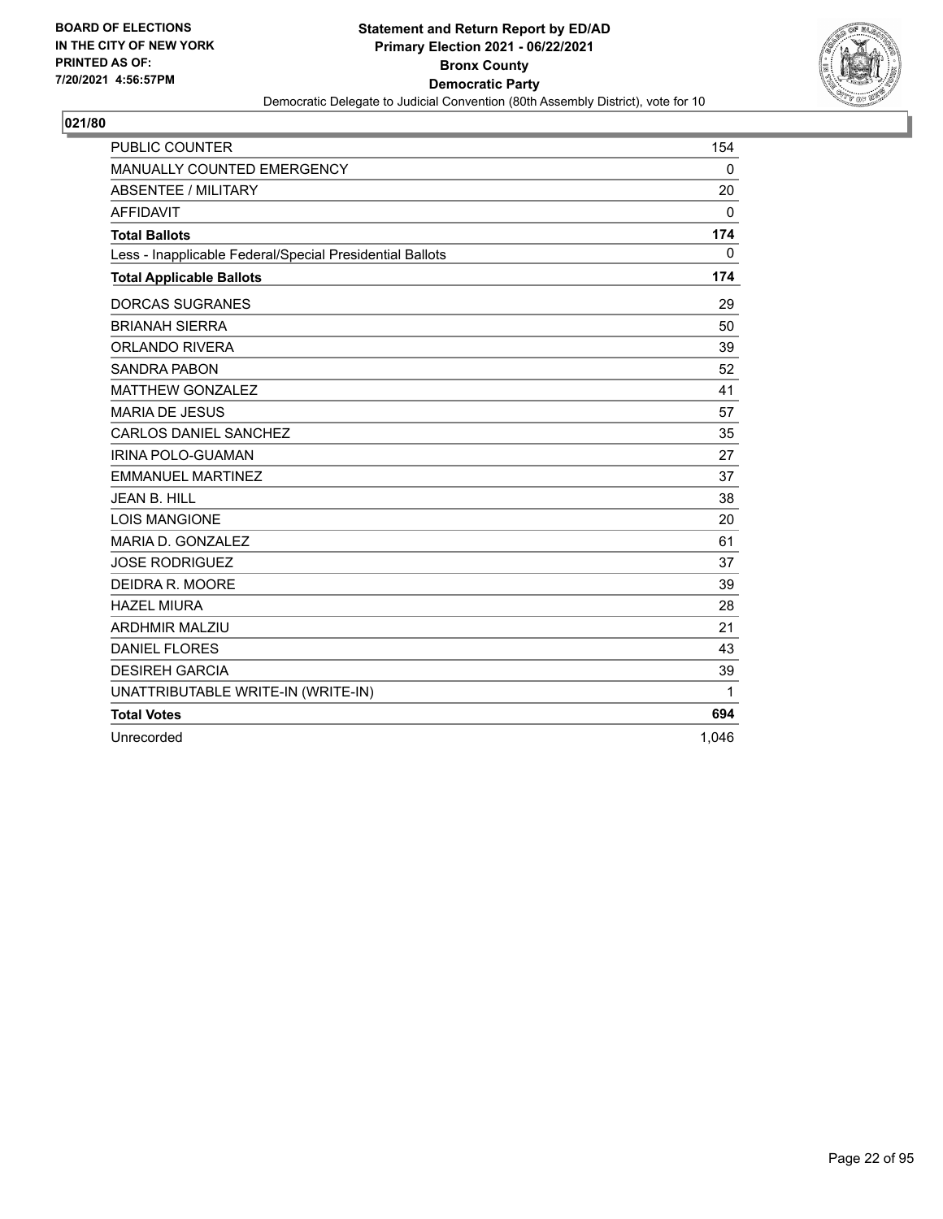BOARD OF ELECTIONS
IN THE CITY OF NEW YORK
PRINTED AS OF:
7/20/2021 4:56:57PM

**Statement and Return Report by ED/AD**
**Primary Election 2021 - 06/22/2021**
**Bronx County**
**Democratic Party**
Democratic Delegate to Judicial Convention (80th Assembly District), vote for 10

## 021/80

| | |
|---|---|
| PUBLIC COUNTER | 154 |
| MANUALLY COUNTED EMERGENCY | 0 |
| ABSENTEE / MILITARY | 20 |
| AFFIDAVIT | 0 |
| **Total Ballots** | **174** |
| Less - Inapplicable Federal/Special Presidential Ballots | 0 |
| **Total Applicable Ballots** | **174** |
| DORCAS SUGRANES | 29 |
| BRIANAH SIERRA | 50 |
| ORLANDO RIVERA | 39 |
| SANDRA PABON | 52 |
| MATTHEW GONZALEZ | 41 |
| MARIA DE JESUS | 57 |
| CARLOS DANIEL SANCHEZ | 35 |
| IRINA POLO-GUAMAN | 27 |
| EMMANUEL MARTINEZ | 37 |
| JEAN B. HILL | 38 |
| LOIS MANGIONE | 20 |
| MARIA D. GONZALEZ | 61 |
| JOSE RODRIGUEZ | 37 |
| DEIDRA R. MOORE | 39 |
| HAZEL MIURA | 28 |
| ARDHMIR MALZIU | 21 |
| DANIEL FLORES | 43 |
| DESIREH GARCIA | 39 |
| UNATTRIBUTABLE WRITE-IN (WRITE-IN) | 1 |
| **Total Votes** | **694** |
| Unrecorded | 1,046 |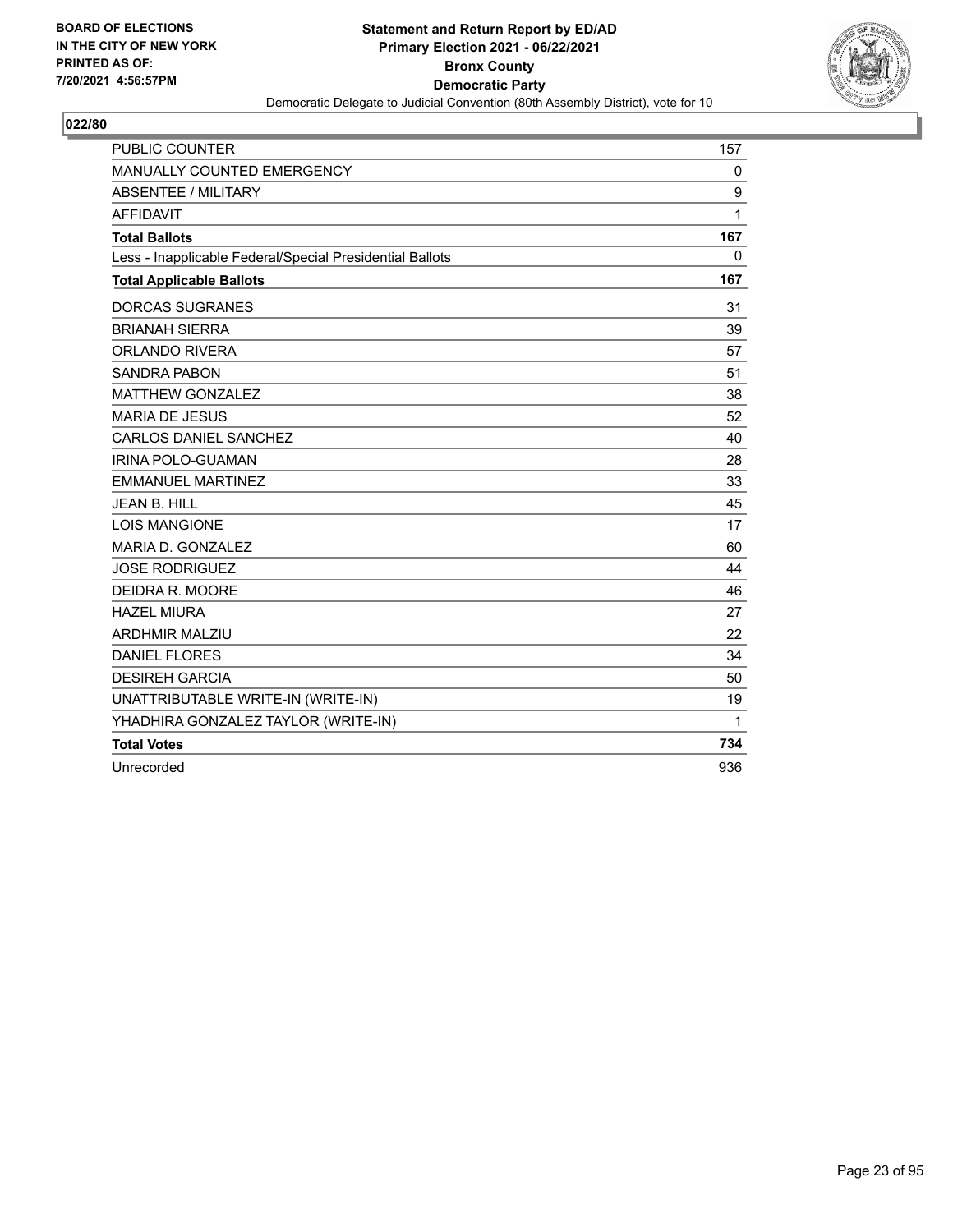**BOARD OF ELECTIONS IN THE CITY OF NEW YORK PRINTED AS OF: 7/20/2021 4:56:57PM**

**Statement and Return Report by ED/AD Primary Election 2021 - 06/22/2021 Bronx County Democratic Party**

Democratic Delegate to Judicial Convention (80th Assembly District), vote for 10

**022/80**

| | |
|---|---|
| PUBLIC COUNTER | 157 |
| MANUALLY COUNTED EMERGENCY | 0 |
| ABSENTEE / MILITARY | 9 |
| AFFIDAVIT | 1 |
| **Total Ballots** | **167** |
| Less - Inapplicable Federal/Special Presidential Ballots | 0 |
| **Total Applicable Ballots** | **167** |
| DORCAS SUGRANES | 31 |
| BRIANAH SIERRA | 39 |
| ORLANDO RIVERA | 57 |
| SANDRA PABON | 51 |
| MATTHEW GONZALEZ | 38 |
| MARIA DE JESUS | 52 |
| CARLOS DANIEL SANCHEZ | 40 |
| IRINA POLO-GUAMAN | 28 |
| EMMANUEL MARTINEZ | 33 |
| JEAN B. HILL | 45 |
| LOIS MANGIONE | 17 |
| MARIA D. GONZALEZ | 60 |
| JOSE RODRIGUEZ | 44 |
| DEIDRA R. MOORE | 46 |
| HAZEL MIURA | 27 |
| ARDHMIR MALZIU | 22 |
| DANIEL FLORES | 34 |
| DESIREH GARCIA | 50 |
| UNATTRIBUTABLE WRITE-IN (WRITE-IN) | 19 |
| YHADHIRA GONZALEZ TAYLOR (WRITE-IN) | 1 |
| **Total Votes** | **734** |
| Unrecorded | 936 |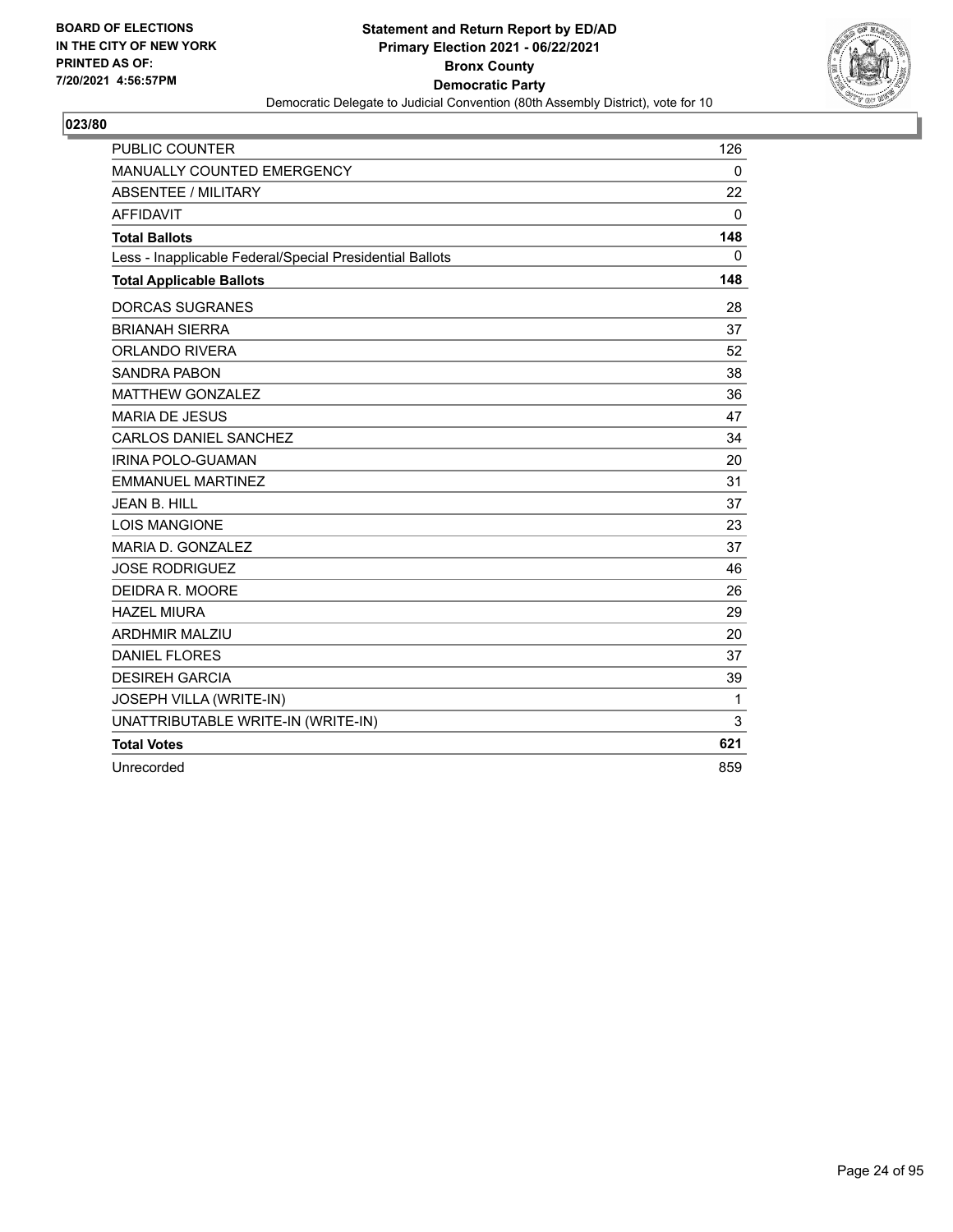BOARD OF ELECTIONS
IN THE CITY OF NEW YORK
PRINTED AS OF:
7/20/2021 4:56:57PM

**Statement and Return Report by ED/AD**
**Primary Election 2021 - 06/22/2021**
**Bronx County**
**Democratic Party**
Democratic Delegate to Judicial Convention (80th Assembly District), vote for 10

## 023/80

| | |
|---|---|
| PUBLIC COUNTER | 126 |
| MANUALLY COUNTED EMERGENCY | 0 |
| ABSENTEE / MILITARY | 22 |
| AFFIDAVIT | 0 |
| **Total Ballots** | **148** |
| Less - Inapplicable Federal/Special Presidential Ballots | 0 |
| **Total Applicable Ballots** | **148** |
| DORCAS SUGRANES | 28 |
| BRIANAH SIERRA | 37 |
| ORLANDO RIVERA | 52 |
| SANDRA PABON | 38 |
| MATTHEW GONZALEZ | 36 |
| MARIA DE JESUS | 47 |
| CARLOS DANIEL SANCHEZ | 34 |
| IRINA POLO-GUAMAN | 20 |
| EMMANUEL MARTINEZ | 31 |
| JEAN B. HILL | 37 |
| LOIS MANGIONE | 23 |
| MARIA D. GONZALEZ | 37 |
| JOSE RODRIGUEZ | 46 |
| DEIDRA R. MOORE | 26 |
| HAZEL MIURA | 29 |
| ARDHMIR MALZIU | 20 |
| DANIEL FLORES | 37 |
| DESIREH GARCIA | 39 |
| JOSEPH VILLA (WRITE-IN) | 1 |
| UNATTRIBUTABLE WRITE-IN (WRITE-IN) | 3 |
| **Total Votes** | **621** |
| Unrecorded | 859 |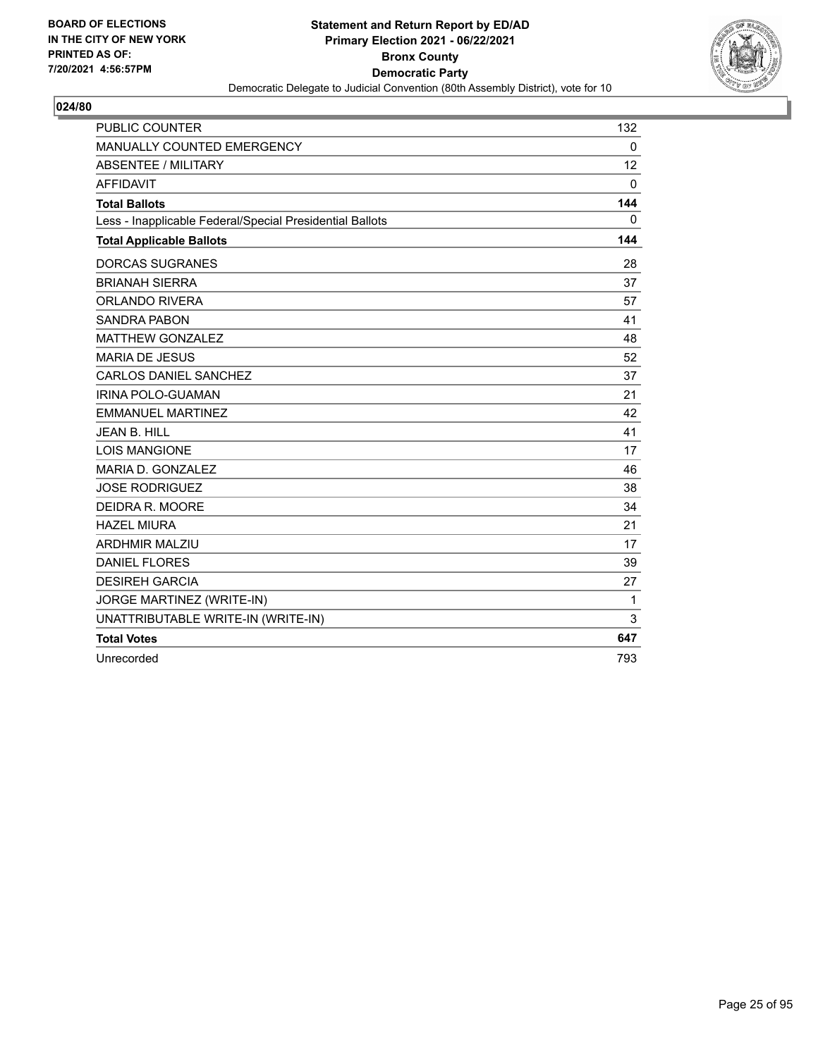BOARD OF ELECTIONS
IN THE CITY OF NEW YORK
PRINTED AS OF:
7/20/2021 4:56:57PM

**Statement and Return Report by ED/AD**
**Primary Election 2021 - 06/22/2021**
**Bronx County**
**Democratic Party**
Democratic Delegate to Judicial Convention (80th Assembly District), vote for 10

## 024/80

| | |
|---|---|
| PUBLIC COUNTER | 132 |
| MANUALLY COUNTED EMERGENCY | 0 |
| ABSENTEE / MILITARY | 12 |
| AFFIDAVIT | 0 |
| **Total Ballots** | **144** |
| Less - Inapplicable Federal/Special Presidential Ballots | 0 |
| **Total Applicable Ballots** | **144** |
| DORCAS SUGRANES | 28 |
| BRIANAH SIERRA | 37 |
| ORLANDO RIVERA | 57 |
| SANDRA PABON | 41 |
| MATTHEW GONZALEZ | 48 |
| MARIA DE JESUS | 52 |
| CARLOS DANIEL SANCHEZ | 37 |
| IRINA POLO-GUAMAN | 21 |
| EMMANUEL MARTINEZ | 42 |
| JEAN B. HILL | 41 |
| LOIS MANGIONE | 17 |
| MARIA D. GONZALEZ | 46 |
| JOSE RODRIGUEZ | 38 |
| DEIDRA R. MOORE | 34 |
| HAZEL MIURA | 21 |
| ARDHMIR MALZIU | 17 |
| DANIEL FLORES | 39 |
| DESIREH GARCIA | 27 |
| JORGE MARTINEZ (WRITE-IN) | 1 |
| UNATTRIBUTABLE WRITE-IN (WRITE-IN) | 3 |
| **Total Votes** | **647** |
| Unrecorded | 793 |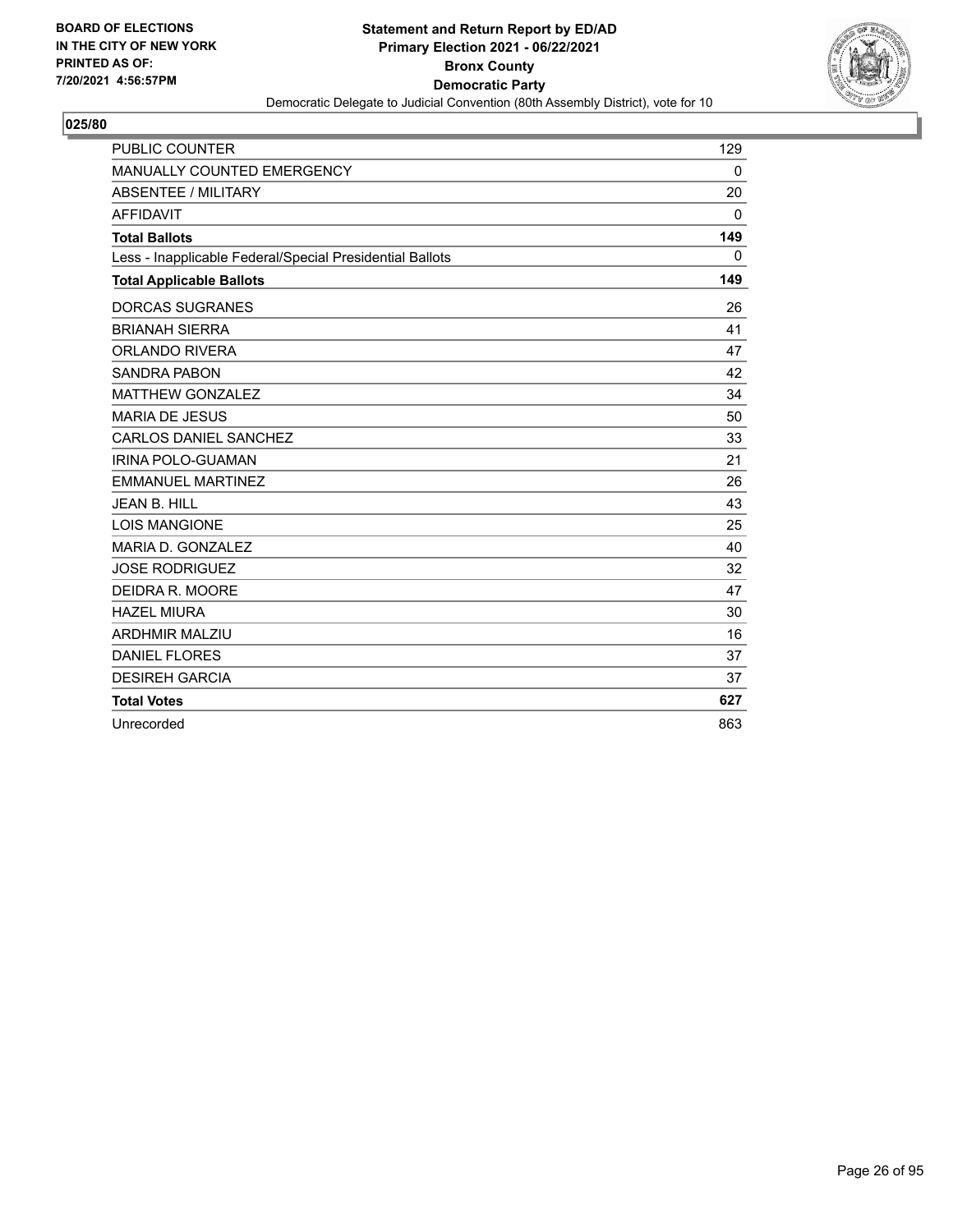BOARD OF ELECTIONS
IN THE CITY OF NEW YORK
PRINTED AS OF:
7/20/2021 4:56:57PM

**Statement and Return Report by ED/AD**
**Primary Election 2021 - 06/22/2021**
**Bronx County**
**Democratic Party**
Democratic Delegate to Judicial Convention (80th Assembly District), vote for 10

## 025/80

| | |
|---|---|
| PUBLIC COUNTER | 129 |
| MANUALLY COUNTED EMERGENCY | 0 |
| ABSENTEE / MILITARY | 20 |
| AFFIDAVIT | 0 |
| **Total Ballots** | **149** |
| Less - Inapplicable Federal/Special Presidential Ballots | 0 |
| **Total Applicable Ballots** | **149** |
| DORCAS SUGRANES | 26 |
| BRIANAH SIERRA | 41 |
| ORLANDO RIVERA | 47 |
| SANDRA PABON | 42 |
| MATTHEW GONZALEZ | 34 |
| MARIA DE JESUS | 50 |
| CARLOS DANIEL SANCHEZ | 33 |
| IRINA POLO-GUAMAN | 21 |
| EMMANUEL MARTINEZ | 26 |
| JEAN B. HILL | 43 |
| LOIS MANGIONE | 25 |
| MARIA D. GONZALEZ | 40 |
| JOSE RODRIGUEZ | 32 |
| DEIDRA R. MOORE | 47 |
| HAZEL MIURA | 30 |
| ARDHMIR MALZIU | 16 |
| DANIEL FLORES | 37 |
| DESIREH GARCIA | 37 |
| **Total Votes** | **627** |
| Unrecorded | 863 |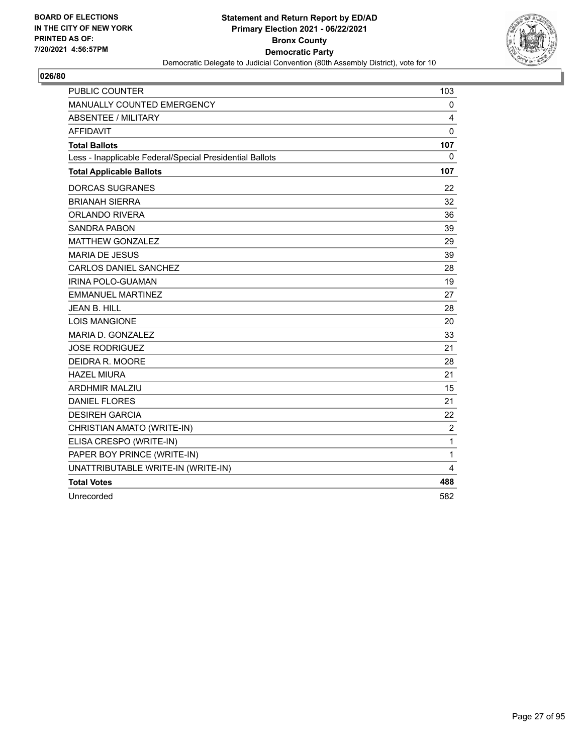BOARD OF ELECTIONS
IN THE CITY OF NEW YORK
PRINTED AS OF:
7/20/2021 4:56:57PM

**Statement and Return Report by ED/AD**
**Primary Election 2021 - 06/22/2021**
**Bronx County**
**Democratic Party**
Democratic Delegate to Judicial Convention (80th Assembly District), vote for 10

## 026/80

| | |
|---|---|
| PUBLIC COUNTER | 103 |
| MANUALLY COUNTED EMERGENCY | 0 |
| ABSENTEE / MILITARY | 4 |
| AFFIDAVIT | 0 |
| **Total Ballots** | **107** |
| Less - Inapplicable Federal/Special Presidential Ballots | 0 |
| **Total Applicable Ballots** | **107** |
| DORCAS SUGRANES | 22 |
| BRIANAH SIERRA | 32 |
| ORLANDO RIVERA | 36 |
| SANDRA PABON | 39 |
| MATTHEW GONZALEZ | 29 |
| MARIA DE JESUS | 39 |
| CARLOS DANIEL SANCHEZ | 28 |
| IRINA POLO-GUAMAN | 19 |
| EMMANUEL MARTINEZ | 27 |
| JEAN B. HILL | 28 |
| LOIS MANGIONE | 20 |
| MARIA D. GONZALEZ | 33 |
| JOSE RODRIGUEZ | 21 |
| DEIDRA R. MOORE | 28 |
| HAZEL MIURA | 21 |
| ARDHMIR MALZIU | 15 |
| DANIEL FLORES | 21 |
| DESIREH GARCIA | 22 |
| CHRISTIAN AMATO (WRITE-IN) | 2 |
| ELISA CRESPO (WRITE-IN) | 1 |
| PAPER BOY PRINCE (WRITE-IN) | 1 |
| UNATTRIBUTABLE WRITE-IN (WRITE-IN) | 4 |
| **Total Votes** | **488** |
| Unrecorded | 582 |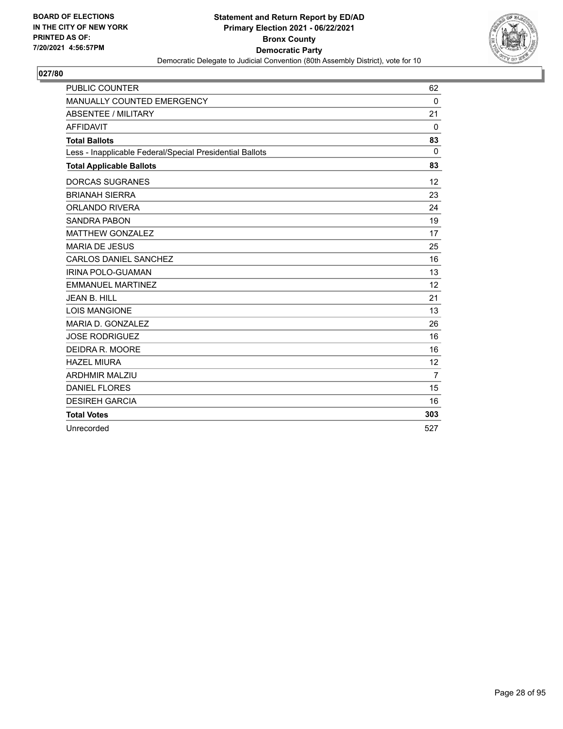BOARD OF ELECTIONS
IN THE CITY OF NEW YORK
PRINTED AS OF:
7/20/2021 4:56:57PM

**Statement and Return Report by ED/AD**
**Primary Election 2021 - 06/22/2021**
**Bronx County**
**Democratic Party**
Democratic Delegate to Judicial Convention (80th Assembly District), vote for 10

## 027/80

| | |
|---|---|
| PUBLIC COUNTER | 62 |
| MANUALLY COUNTED EMERGENCY | 0 |
| ABSENTEE / MILITARY | 21 |
| AFFIDAVIT | 0 |
| **Total Ballots** | **83** |
| Less - Inapplicable Federal/Special Presidential Ballots | 0 |
| **Total Applicable Ballots** | **83** |
| DORCAS SUGRANES | 12 |
| BRIANAH SIERRA | 23 |
| ORLANDO RIVERA | 24 |
| SANDRA PABON | 19 |
| MATTHEW GONZALEZ | 17 |
| MARIA DE JESUS | 25 |
| CARLOS DANIEL SANCHEZ | 16 |
| IRINA POLO-GUAMAN | 13 |
| EMMANUEL MARTINEZ | 12 |
| JEAN B. HILL | 21 |
| LOIS MANGIONE | 13 |
| MARIA D. GONZALEZ | 26 |
| JOSE RODRIGUEZ | 16 |
| DEIDRA R. MOORE | 16 |
| HAZEL MIURA | 12 |
| ARDHMIR MALZIU | 7 |
| DANIEL FLORES | 15 |
| DESIREH GARCIA | 16 |
| **Total Votes** | **303** |
| Unrecorded | 527 |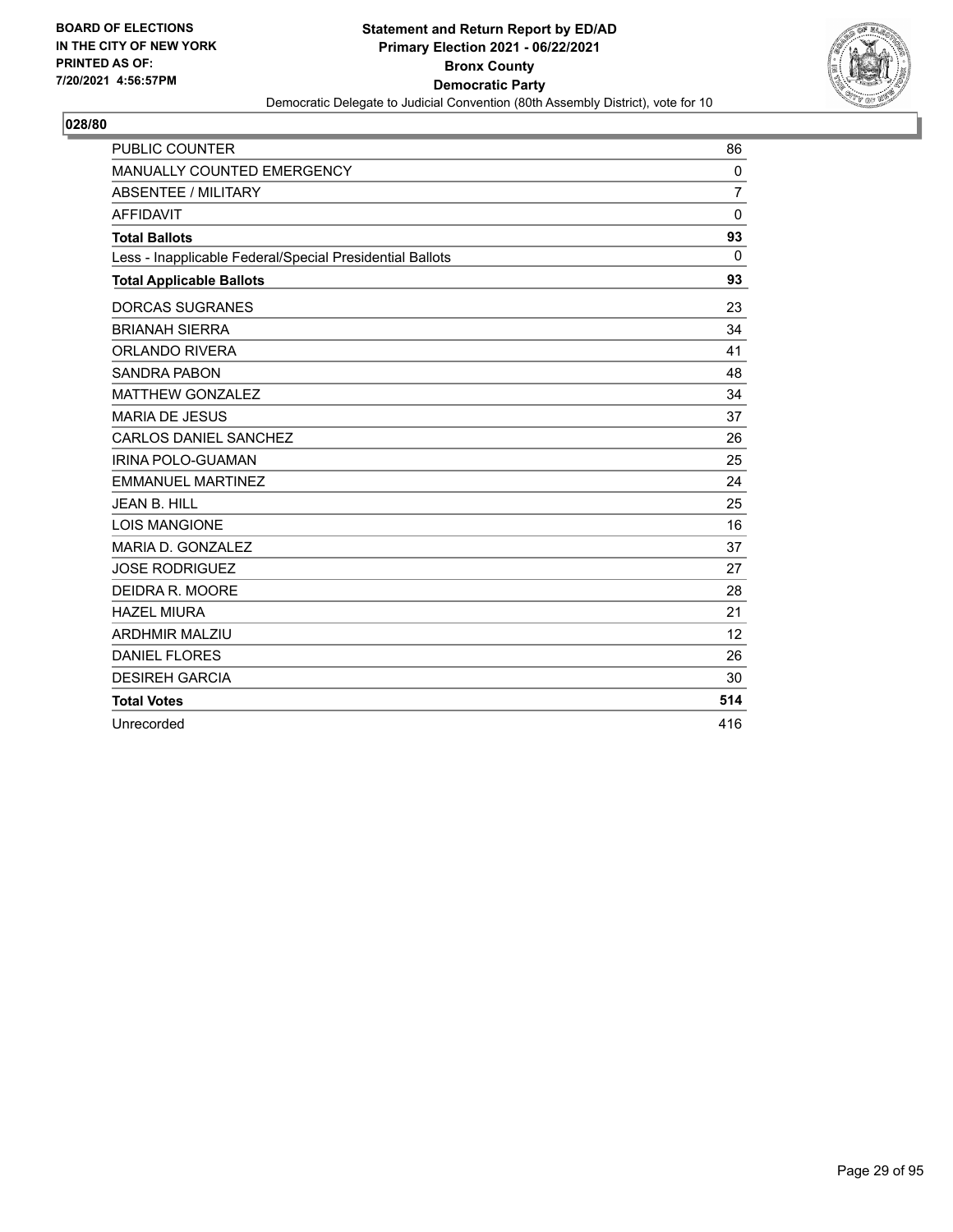**BOARD OF ELECTIONS IN THE CITY OF NEW YORK PRINTED AS OF: 7/20/2021 4:56:57PM**

**Statement and Return Report by ED/AD**
**Primary Election 2021 - 06/22/2021**
**Bronx County**
**Democratic Party**
Democratic Delegate to Judicial Convention (80th Assembly District), vote for 10

## 028/80

| | |
|---|---|
| PUBLIC COUNTER | 86 |
| MANUALLY COUNTED EMERGENCY | 0 |
| ABSENTEE / MILITARY | 7 |
| AFFIDAVIT | 0 |
| **Total Ballots** | **93** |
| Less - Inapplicable Federal/Special Presidential Ballots | 0 |
| **Total Applicable Ballots** | **93** |
| DORCAS SUGRANES | 23 |
| BRIANAH SIERRA | 34 |
| ORLANDO RIVERA | 41 |
| SANDRA PABON | 48 |
| MATTHEW GONZALEZ | 34 |
| MARIA DE JESUS | 37 |
| CARLOS DANIEL SANCHEZ | 26 |
| IRINA POLO-GUAMAN | 25 |
| EMMANUEL MARTINEZ | 24 |
| JEAN B. HILL | 25 |
| LOIS MANGIONE | 16 |
| MARIA D. GONZALEZ | 37 |
| JOSE RODRIGUEZ | 27 |
| DEIDRA R. MOORE | 28 |
| HAZEL MIURA | 21 |
| ARDHMIR MALZIU | 12 |
| DANIEL FLORES | 26 |
| DESIREH GARCIA | 30 |
| **Total Votes** | **514** |
| Unrecorded | 416 |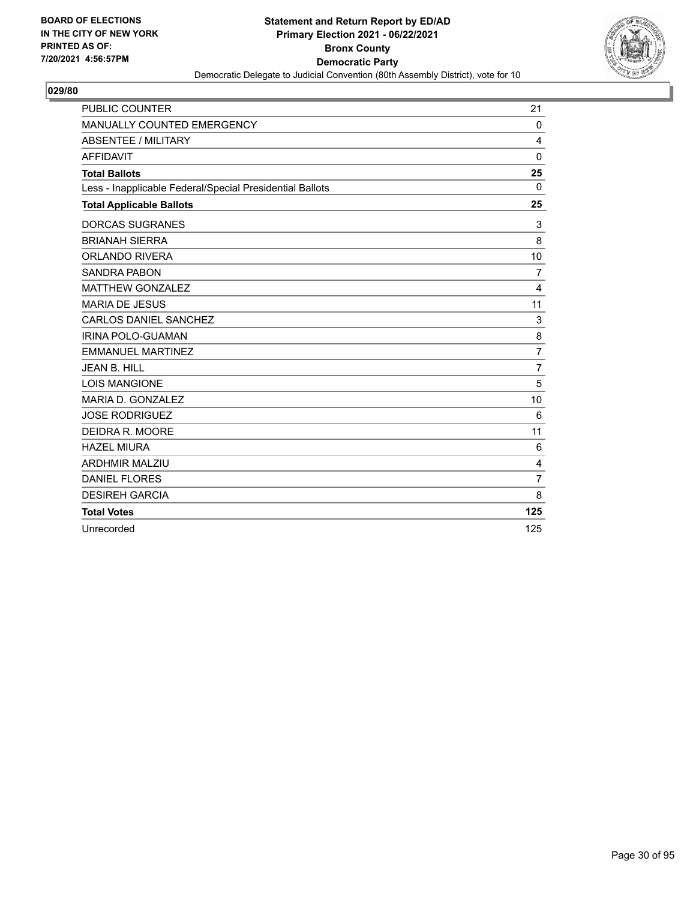BOARD OF ELECTIONS
IN THE CITY OF NEW YORK
PRINTED AS OF:
7/20/2021 4:56:57PM

**Statement and Return Report by ED/AD**
**Primary Election 2021 - 06/22/2021**
**Bronx County**
**Democratic Party**
Democratic Delegate to Judicial Convention (80th Assembly District), vote for 10

## 029/80

| | |
|---|---|
| PUBLIC COUNTER | 21 |
| MANUALLY COUNTED EMERGENCY | 0 |
| ABSENTEE / MILITARY | 4 |
| AFFIDAVIT | 0 |
| **Total Ballots** | **25** |
| Less - Inapplicable Federal/Special Presidential Ballots | 0 |
| **Total Applicable Ballots** | **25** |
| DORCAS SUGRANES | 3 |
| BRIANAH SIERRA | 8 |
| ORLANDO RIVERA | 10 |
| SANDRA PABON | 7 |
| MATTHEW GONZALEZ | 4 |
| MARIA DE JESUS | 11 |
| CARLOS DANIEL SANCHEZ | 3 |
| IRINA POLO-GUAMAN | 8 |
| EMMANUEL MARTINEZ | 7 |
| JEAN B. HILL | 7 |
| LOIS MANGIONE | 5 |
| MARIA D. GONZALEZ | 10 |
| JOSE RODRIGUEZ | 6 |
| DEIDRA R. MOORE | 11 |
| HAZEL MIURA | 6 |
| ARDHMIR MALZIU | 4 |
| DANIEL FLORES | 7 |
| DESIREH GARCIA | 8 |
| **Total Votes** | **125** |
| Unrecorded | 125 |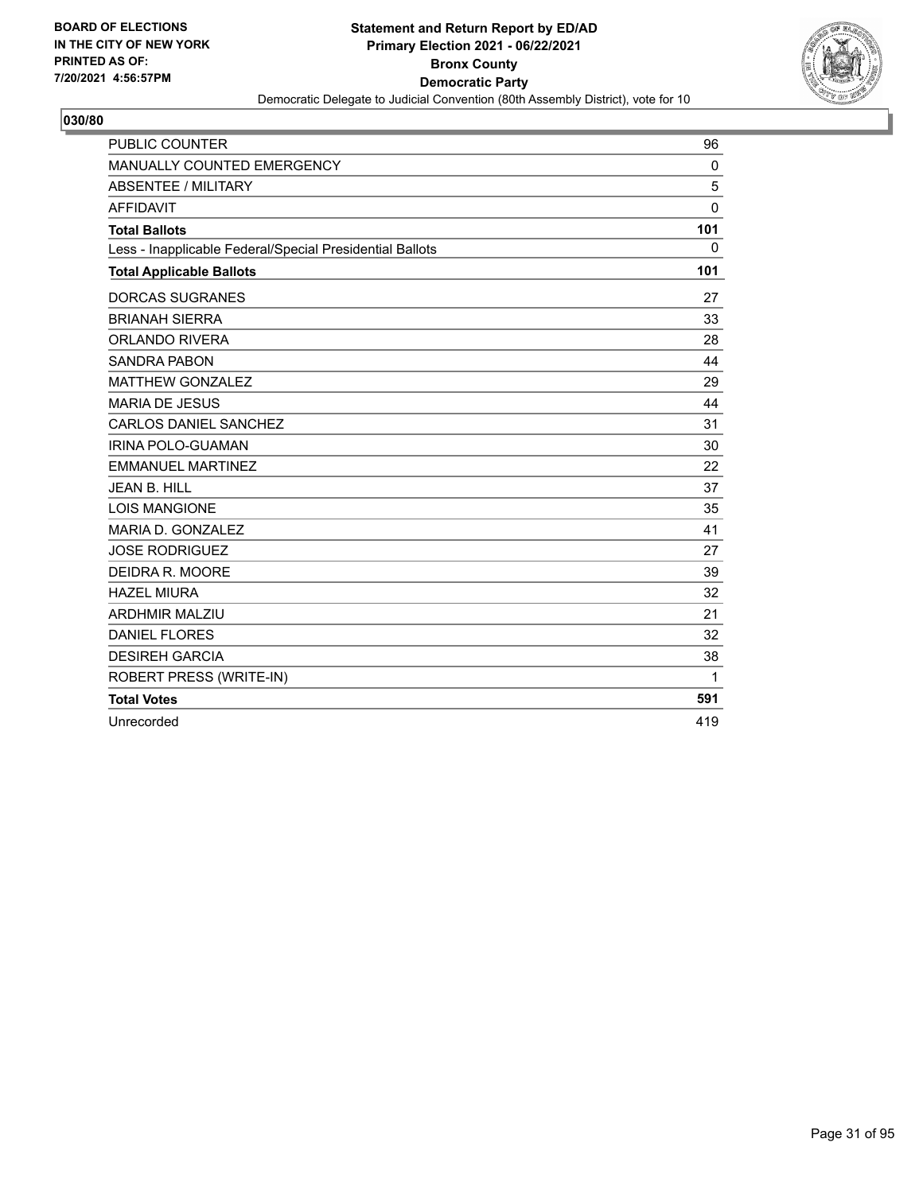BOARD OF ELECTIONS
IN THE CITY OF NEW YORK
PRINTED AS OF:
7/20/2021 4:56:57PM

**Statement and Return Report by ED/AD**
**Primary Election 2021 - 06/22/2021**
**Bronx County**
**Democratic Party**
Democratic Delegate to Judicial Convention (80th Assembly District), vote for 10

## 030/80

| | |
|---|---|
| PUBLIC COUNTER | 96 |
| MANUALLY COUNTED EMERGENCY | 0 |
| ABSENTEE / MILITARY | 5 |
| AFFIDAVIT | 0 |
| **Total Ballots** | **101** |
| Less - Inapplicable Federal/Special Presidential Ballots | 0 |
| **Total Applicable Ballots** | **101** |
| DORCAS SUGRANES | 27 |
| BRIANAH SIERRA | 33 |
| ORLANDO RIVERA | 28 |
| SANDRA PABON | 44 |
| MATTHEW GONZALEZ | 29 |
| MARIA DE JESUS | 44 |
| CARLOS DANIEL SANCHEZ | 31 |
| IRINA POLO-GUAMAN | 30 |
| EMMANUEL MARTINEZ | 22 |
| JEAN B. HILL | 37 |
| LOIS MANGIONE | 35 |
| MARIA D. GONZALEZ | 41 |
| JOSE RODRIGUEZ | 27 |
| DEIDRA R. MOORE | 39 |
| HAZEL MIURA | 32 |
| ARDHMIR MALZIU | 21 |
| DANIEL FLORES | 32 |
| DESIREH GARCIA | 38 |
| ROBERT PRESS (WRITE-IN) | 1 |
| **Total Votes** | **591** |
| Unrecorded | 419 |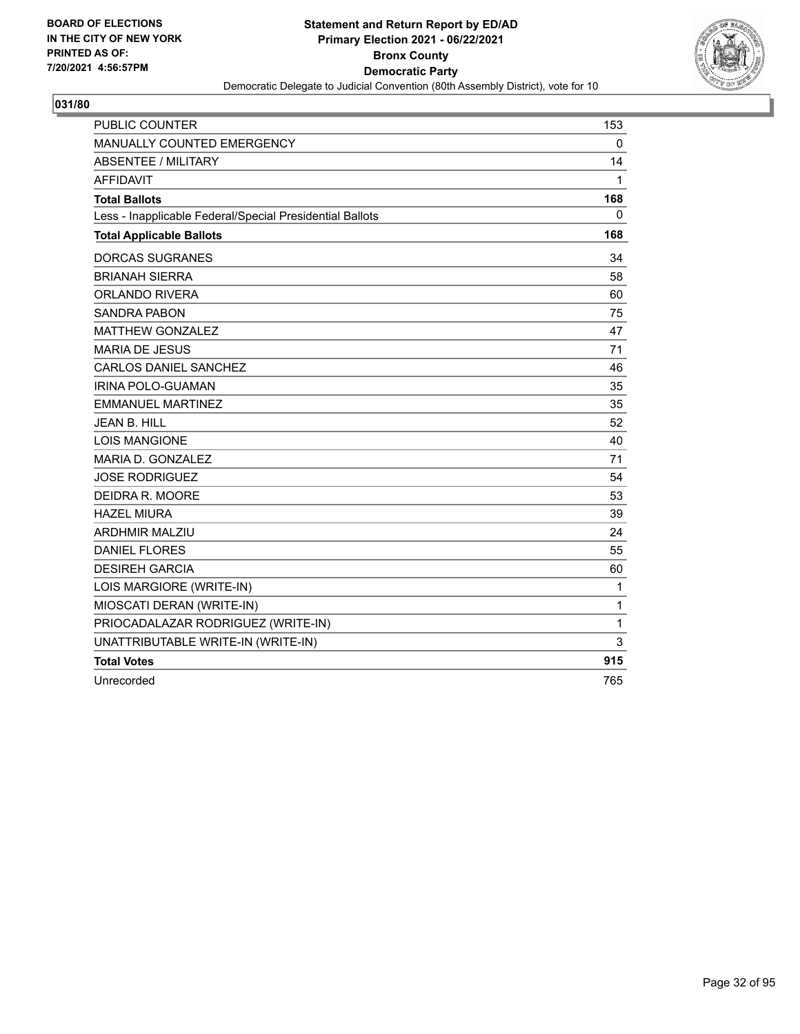BOARD OF ELECTIONS
IN THE CITY OF NEW YORK
PRINTED AS OF:
7/20/2021 4:56:57PM

**Statement and Return Report by ED/AD**
**Primary Election 2021 - 06/22/2021**
**Bronx County**
**Democratic Party**
Democratic Delegate to Judicial Convention (80th Assembly District), vote for 10

## 031/80

| | |
|---|---|
| PUBLIC COUNTER | 153 |
| MANUALLY COUNTED EMERGENCY | 0 |
| ABSENTEE / MILITARY | 14 |
| AFFIDAVIT | 1 |
| **Total Ballots** | **168** |
| Less - Inapplicable Federal/Special Presidential Ballots | 0 |
| **Total Applicable Ballots** | **168** |
| DORCAS SUGRANES | 34 |
| BRIANAH SIERRA | 58 |
| ORLANDO RIVERA | 60 |
| SANDRA PABON | 75 |
| MATTHEW GONZALEZ | 47 |
| MARIA DE JESUS | 71 |
| CARLOS DANIEL SANCHEZ | 46 |
| IRINA POLO-GUAMAN | 35 |
| EMMANUEL MARTINEZ | 35 |
| JEAN B. HILL | 52 |
| LOIS MANGIONE | 40 |
| MARIA D. GONZALEZ | 71 |
| JOSE RODRIGUEZ | 54 |
| DEIDRA R. MOORE | 53 |
| HAZEL MIURA | 39 |
| ARDHMIR MALZIU | 24 |
| DANIEL FLORES | 55 |
| DESIREH GARCIA | 60 |
| LOIS MARGIORE (WRITE-IN) | 1 |
| MIOSCATI DERAN (WRITE-IN) | 1 |
| PRIOCADALAZAR RODRIGUEZ (WRITE-IN) | 1 |
| UNATTRIBUTABLE WRITE-IN (WRITE-IN) | 3 |
| **Total Votes** | **915** |
| Unrecorded | 765 |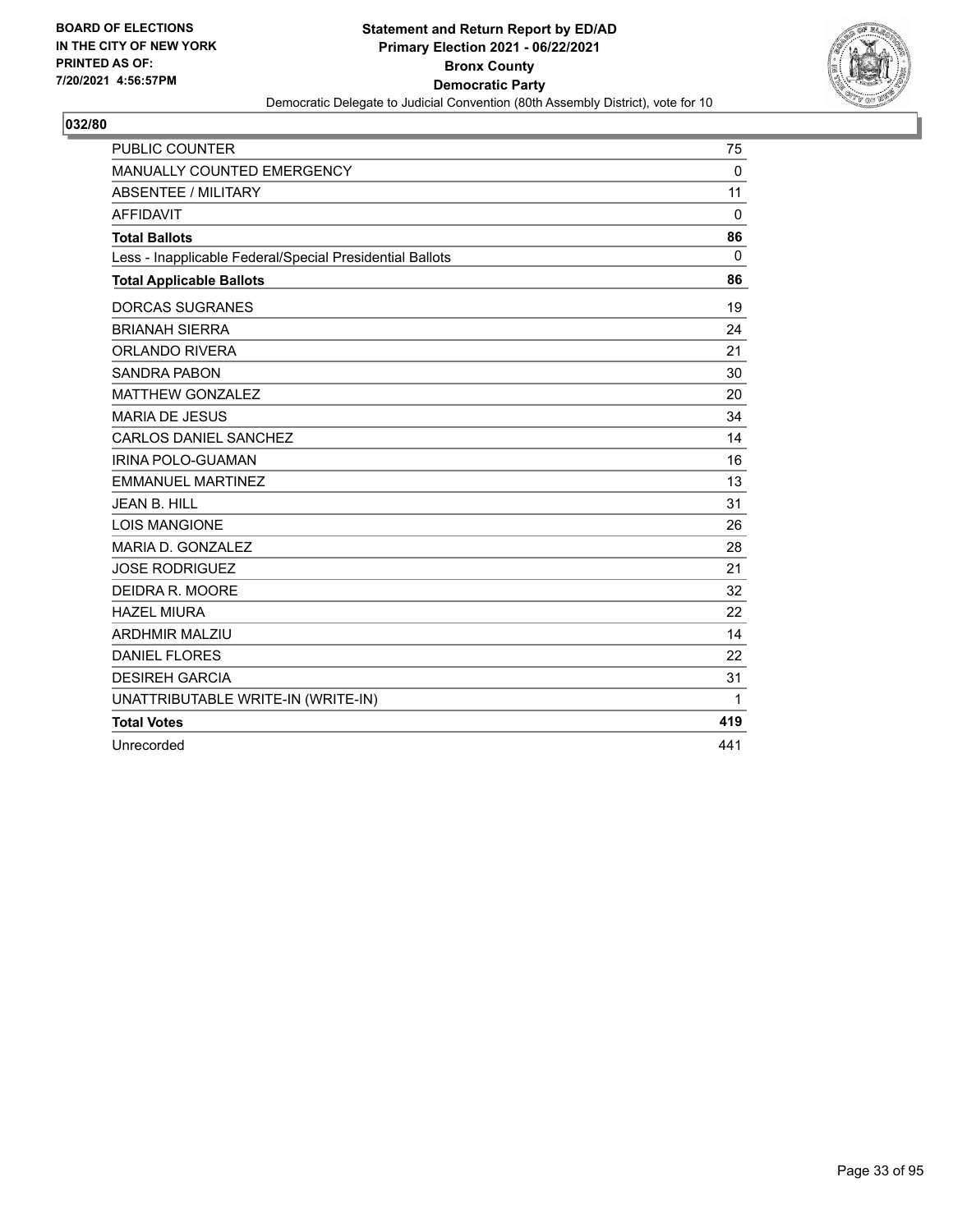BOARD OF ELECTIONS
IN THE CITY OF NEW YORK
PRINTED AS OF:
7/20/2021 4:56:57PM

**Statement and Return Report by ED/AD**
**Primary Election 2021 - 06/22/2021**
**Bronx County**
**Democratic Party**
Democratic Delegate to Judicial Convention (80th Assembly District), vote for 10

## 032/80

| | |
|---|---|
| PUBLIC COUNTER | 75 |
| MANUALLY COUNTED EMERGENCY | 0 |
| ABSENTEE / MILITARY | 11 |
| AFFIDAVIT | 0 |
| **Total Ballots** | **86** |
| Less - Inapplicable Federal/Special Presidential Ballots | 0 |
| **Total Applicable Ballots** | **86** |
| DORCAS SUGRANES | 19 |
| BRIANAH SIERRA | 24 |
| ORLANDO RIVERA | 21 |
| SANDRA PABON | 30 |
| MATTHEW GONZALEZ | 20 |
| MARIA DE JESUS | 34 |
| CARLOS DANIEL SANCHEZ | 14 |
| IRINA POLO-GUAMAN | 16 |
| EMMANUEL MARTINEZ | 13 |
| JEAN B. HILL | 31 |
| LOIS MANGIONE | 26 |
| MARIA D. GONZALEZ | 28 |
| JOSE RODRIGUEZ | 21 |
| DEIDRA R. MOORE | 32 |
| HAZEL MIURA | 22 |
| ARDHMIR MALZIU | 14 |
| DANIEL FLORES | 22 |
| DESIREH GARCIA | 31 |
| UNATTRIBUTABLE WRITE-IN (WRITE-IN) | 1 |
| **Total Votes** | **419** |
| Unrecorded | 441 |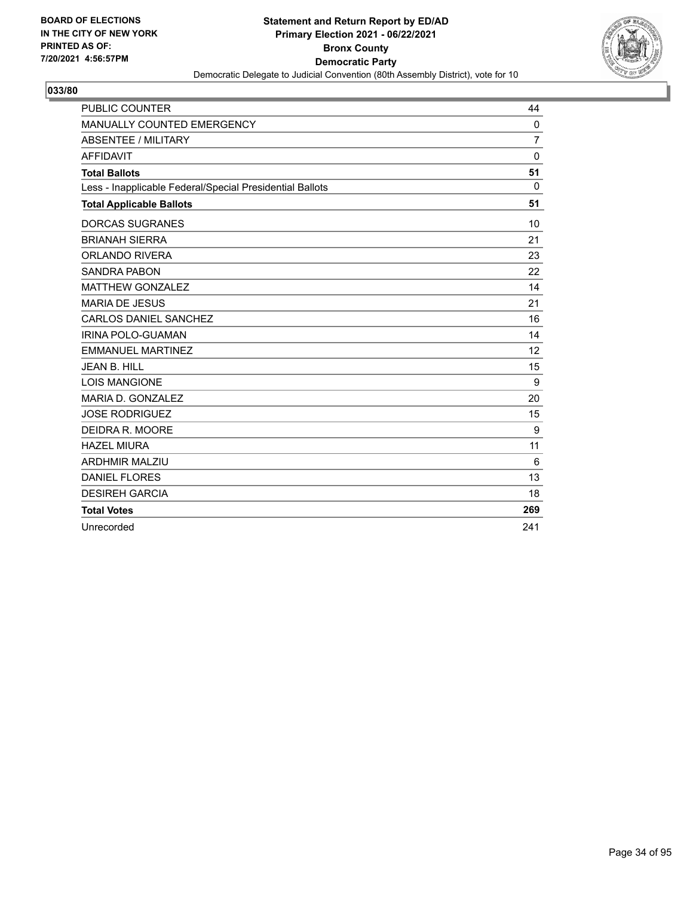BOARD OF ELECTIONS
IN THE CITY OF NEW YORK
PRINTED AS OF:
7/20/2021 4:56:57PM

**Statement and Return Report by ED/AD**
**Primary Election 2021 - 06/22/2021**
**Bronx County**
**Democratic Party**
Democratic Delegate to Judicial Convention (80th Assembly District), vote for 10

## 033/80

| | |
|---|---|
| PUBLIC COUNTER | 44 |
| MANUALLY COUNTED EMERGENCY | 0 |
| ABSENTEE / MILITARY | 7 |
| AFFIDAVIT | 0 |
| **Total Ballots** | **51** |
| Less - Inapplicable Federal/Special Presidential Ballots | 0 |
| **Total Applicable Ballots** | **51** |
| DORCAS SUGRANES | 10 |
| BRIANAH SIERRA | 21 |
| ORLANDO RIVERA | 23 |
| SANDRA PABON | 22 |
| MATTHEW GONZALEZ | 14 |
| MARIA DE JESUS | 21 |
| CARLOS DANIEL SANCHEZ | 16 |
| IRINA POLO-GUAMAN | 14 |
| EMMANUEL MARTINEZ | 12 |
| JEAN B. HILL | 15 |
| LOIS MANGIONE | 9 |
| MARIA D. GONZALEZ | 20 |
| JOSE RODRIGUEZ | 15 |
| DEIDRA R. MOORE | 9 |
| HAZEL MIURA | 11 |
| ARDHMIR MALZIU | 6 |
| DANIEL FLORES | 13 |
| DESIREH GARCIA | 18 |
| **Total Votes** | **269** |
| Unrecorded | 241 |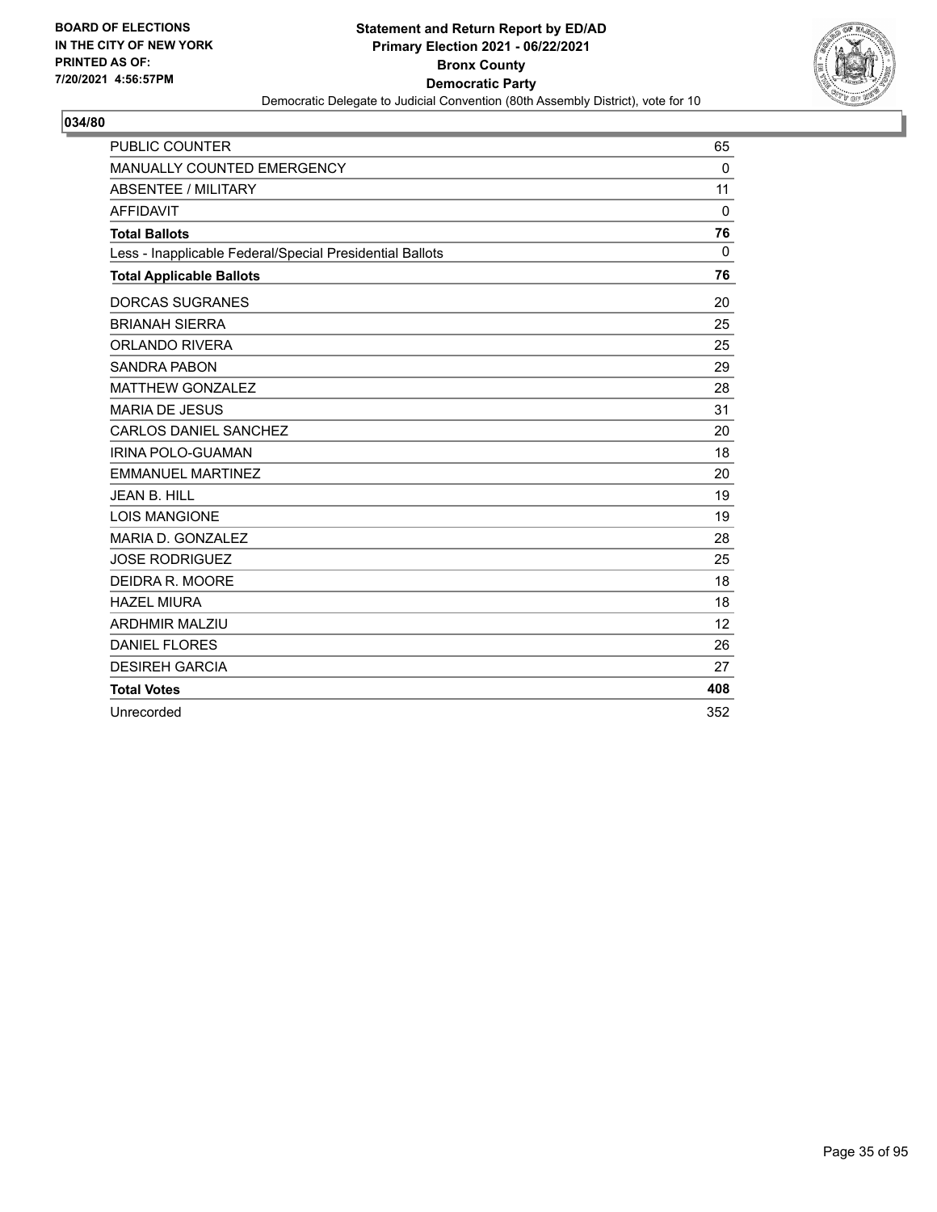BOARD OF ELECTIONS
IN THE CITY OF NEW YORK
PRINTED AS OF:
7/20/2021 4:56:57PM

**Statement and Return Report by ED/AD**
**Primary Election 2021 - 06/22/2021**
**Bronx County**
**Democratic Party**
Democratic Delegate to Judicial Convention (80th Assembly District), vote for 10

## 034/80

| | |
|---|---|
| PUBLIC COUNTER | 65 |
| MANUALLY COUNTED EMERGENCY | 0 |
| ABSENTEE / MILITARY | 11 |
| AFFIDAVIT | 0 |
| **Total Ballots** | **76** |
| Less - Inapplicable Federal/Special Presidential Ballots | 0 |
| **Total Applicable Ballots** | **76** |
| DORCAS SUGRANES | 20 |
| BRIANAH SIERRA | 25 |
| ORLANDO RIVERA | 25 |
| SANDRA PABON | 29 |
| MATTHEW GONZALEZ | 28 |
| MARIA DE JESUS | 31 |
| CARLOS DANIEL SANCHEZ | 20 |
| IRINA POLO-GUAMAN | 18 |
| EMMANUEL MARTINEZ | 20 |
| JEAN B. HILL | 19 |
| LOIS MANGIONE | 19 |
| MARIA D. GONZALEZ | 28 |
| JOSE RODRIGUEZ | 25 |
| DEIDRA R. MOORE | 18 |
| HAZEL MIURA | 18 |
| ARDHMIR MALZIU | 12 |
| DANIEL FLORES | 26 |
| DESIREH GARCIA | 27 |
| **Total Votes** | **408** |
| Unrecorded | 352 |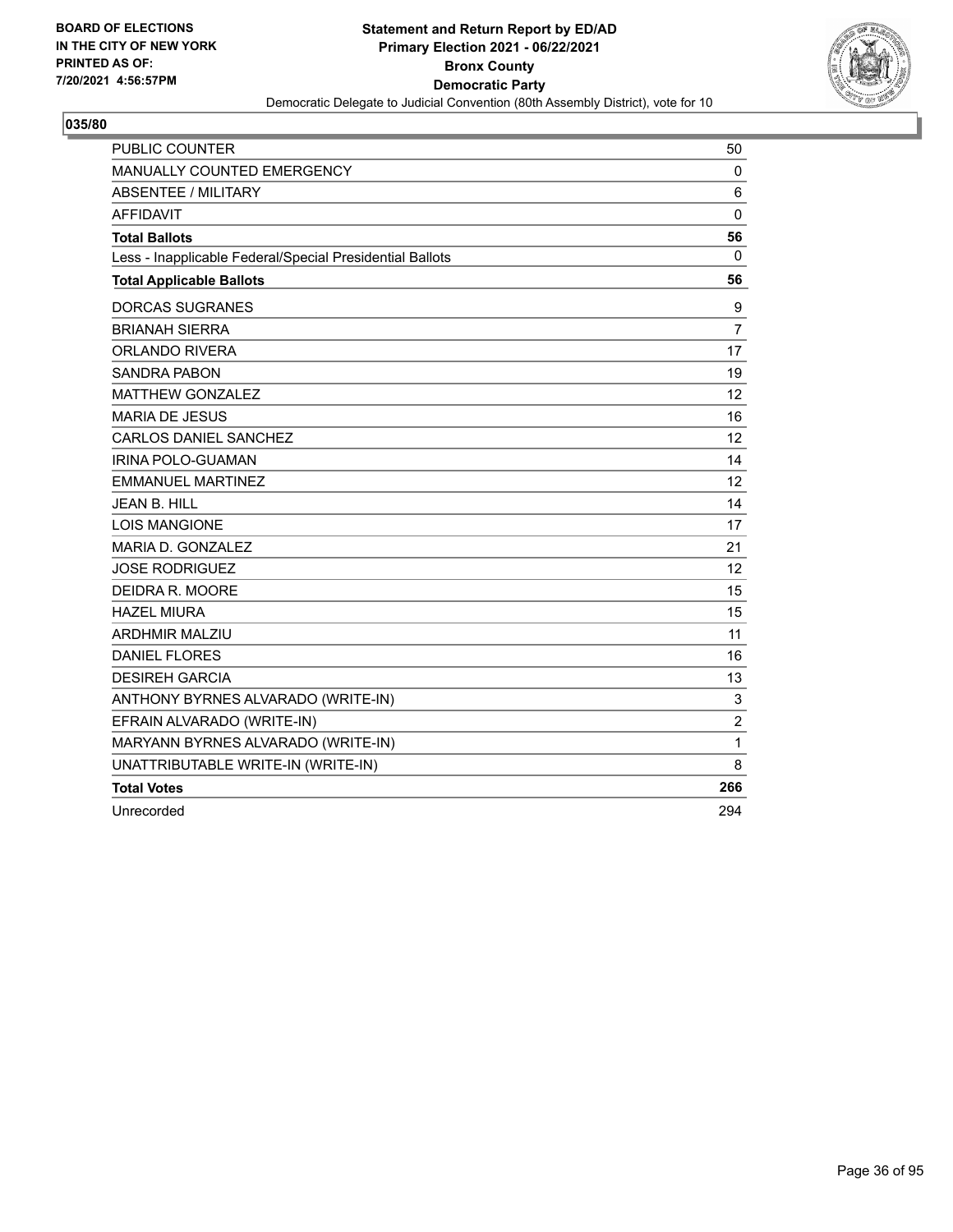**BOARD OF ELECTIONS IN THE CITY OF NEW YORK PRINTED AS OF: 7/20/2021 4:56:57PM**

**Statement and Return Report by ED/AD**
**Primary Election 2021 - 06/22/2021**
**Bronx County**
**Democratic Party**
Democratic Delegate to Judicial Convention (80th Assembly District), vote for 10

**035/80**

| | |
|---|---|
| PUBLIC COUNTER | 50 |
| MANUALLY COUNTED EMERGENCY | 0 |
| ABSENTEE / MILITARY | 6 |
| AFFIDAVIT | 0 |
| **Total Ballots** | **56** |
| Less - Inapplicable Federal/Special Presidential Ballots | 0 |
| **Total Applicable Ballots** | **56** |
| DORCAS SUGRANES | 9 |
| BRIANAH SIERRA | 7 |
| ORLANDO RIVERA | 17 |
| SANDRA PABON | 19 |
| MATTHEW GONZALEZ | 12 |
| MARIA DE JESUS | 16 |
| CARLOS DANIEL SANCHEZ | 12 |
| IRINA POLO-GUAMAN | 14 |
| EMMANUEL MARTINEZ | 12 |
| JEAN B. HILL | 14 |
| LOIS MANGIONE | 17 |
| MARIA D. GONZALEZ | 21 |
| JOSE RODRIGUEZ | 12 |
| DEIDRA R. MOORE | 15 |
| HAZEL MIURA | 15 |
| ARDHMIR MALZIU | 11 |
| DANIEL FLORES | 16 |
| DESIREH GARCIA | 13 |
| ANTHONY BYRNES ALVARADO (WRITE-IN) | 3 |
| EFRAIN ALVARADO (WRITE-IN) | 2 |
| MARYANN BYRNES ALVARADO (WRITE-IN) | 1 |
| UNATTRIBUTABLE WRITE-IN (WRITE-IN) | 8 |
| **Total Votes** | **266** |
| Unrecorded | 294 |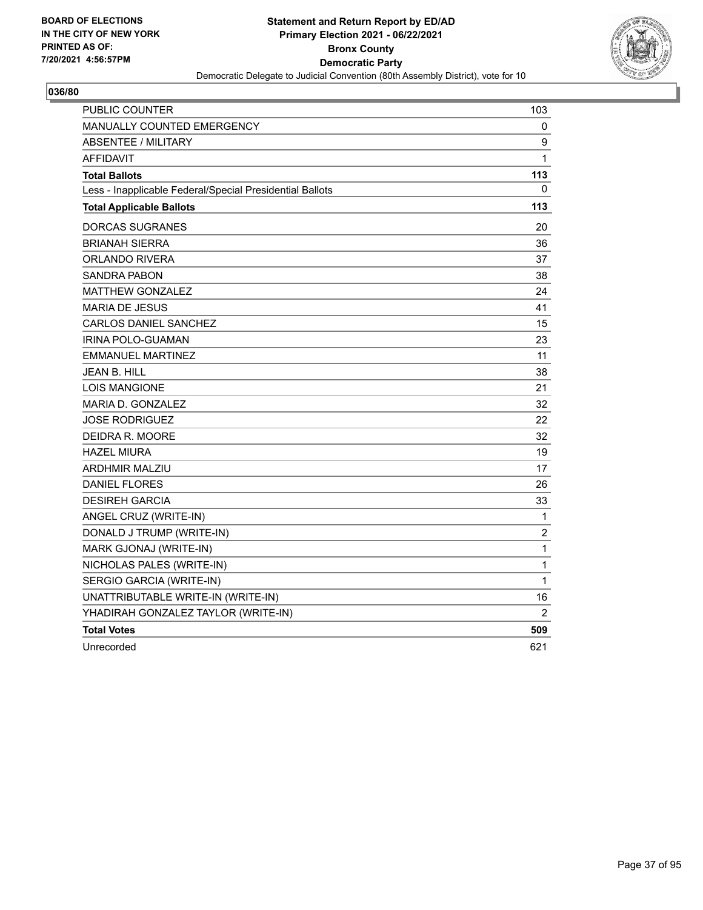BOARD OF ELECTIONS
IN THE CITY OF NEW YORK
PRINTED AS OF:
7/20/2021 4:56:57PM

**Statement and Return Report by ED/AD**
**Primary Election 2021 - 06/22/2021**
**Bronx County**
**Democratic Party**
Democratic Delegate to Judicial Convention (80th Assembly District), vote for 10

## 036/80

| | |
|---|---|
| PUBLIC COUNTER | 103 |
| MANUALLY COUNTED EMERGENCY | 0 |
| ABSENTEE / MILITARY | 9 |
| AFFIDAVIT | 1 |
| **Total Ballots** | **113** |
| Less - Inapplicable Federal/Special Presidential Ballots | 0 |
| **Total Applicable Ballots** | **113** |
| DORCAS SUGRANES | 20 |
| BRIANAH SIERRA | 36 |
| ORLANDO RIVERA | 37 |
| SANDRA PABON | 38 |
| MATTHEW GONZALEZ | 24 |
| MARIA DE JESUS | 41 |
| CARLOS DANIEL SANCHEZ | 15 |
| IRINA POLO-GUAMAN | 23 |
| EMMANUEL MARTINEZ | 11 |
| JEAN B. HILL | 38 |
| LOIS MANGIONE | 21 |
| MARIA D. GONZALEZ | 32 |
| JOSE RODRIGUEZ | 22 |
| DEIDRA R. MOORE | 32 |
| HAZEL MIURA | 19 |
| ARDHMIR MALZIU | 17 |
| DANIEL FLORES | 26 |
| DESIREH GARCIA | 33 |
| ANGEL CRUZ (WRITE-IN) | 1 |
| DONALD J TRUMP (WRITE-IN) | 2 |
| MARK GJONAJ (WRITE-IN) | 1 |
| NICHOLAS PALES (WRITE-IN) | 1 |
| SERGIO GARCIA (WRITE-IN) | 1 |
| UNATTRIBUTABLE WRITE-IN (WRITE-IN) | 16 |
| YHADIRAH GONZALEZ TAYLOR (WRITE-IN) | 2 |
| **Total Votes** | **509** |
| Unrecorded | 621 |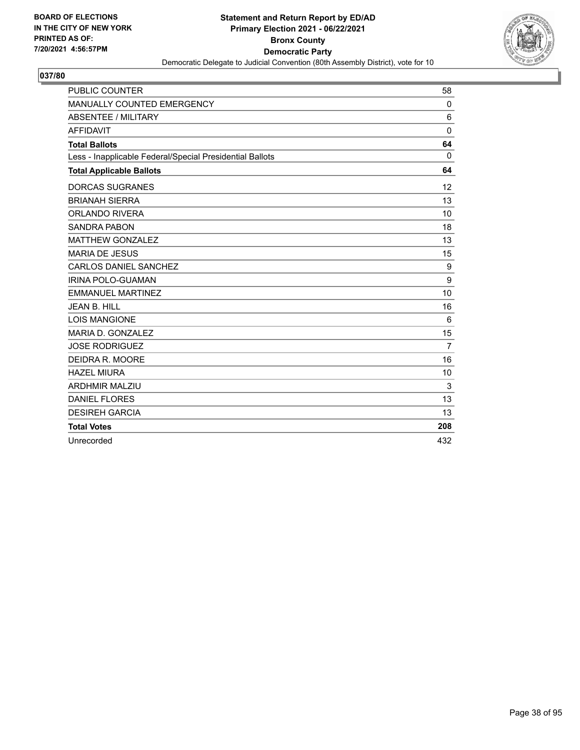BOARD OF ELECTIONS
IN THE CITY OF NEW YORK
PRINTED AS OF:
7/20/2021 4:56:57PM

**Statement and Return Report by ED/AD**
**Primary Election 2021 - 06/22/2021**
**Bronx County**
**Democratic Party**
Democratic Delegate to Judicial Convention (80th Assembly District), vote for 10

## 037/80

| | |
|---|---|
| PUBLIC COUNTER | 58 |
| MANUALLY COUNTED EMERGENCY | 0 |
| ABSENTEE / MILITARY | 6 |
| AFFIDAVIT | 0 |
| **Total Ballots** | **64** |
| Less - Inapplicable Federal/Special Presidential Ballots | 0 |
| **Total Applicable Ballots** | **64** |
| DORCAS SUGRANES | 12 |
| BRIANAH SIERRA | 13 |
| ORLANDO RIVERA | 10 |
| SANDRA PABON | 18 |
| MATTHEW GONZALEZ | 13 |
| MARIA DE JESUS | 15 |
| CARLOS DANIEL SANCHEZ | 9 |
| IRINA POLO-GUAMAN | 9 |
| EMMANUEL MARTINEZ | 10 |
| JEAN B. HILL | 16 |
| LOIS MANGIONE | 6 |
| MARIA D. GONZALEZ | 15 |
| JOSE RODRIGUEZ | 7 |
| DEIDRA R. MOORE | 16 |
| HAZEL MIURA | 10 |
| ARDHMIR MALZIU | 3 |
| DANIEL FLORES | 13 |
| DESIREH GARCIA | 13 |
| **Total Votes** | **208** |
| Unrecorded | 432 |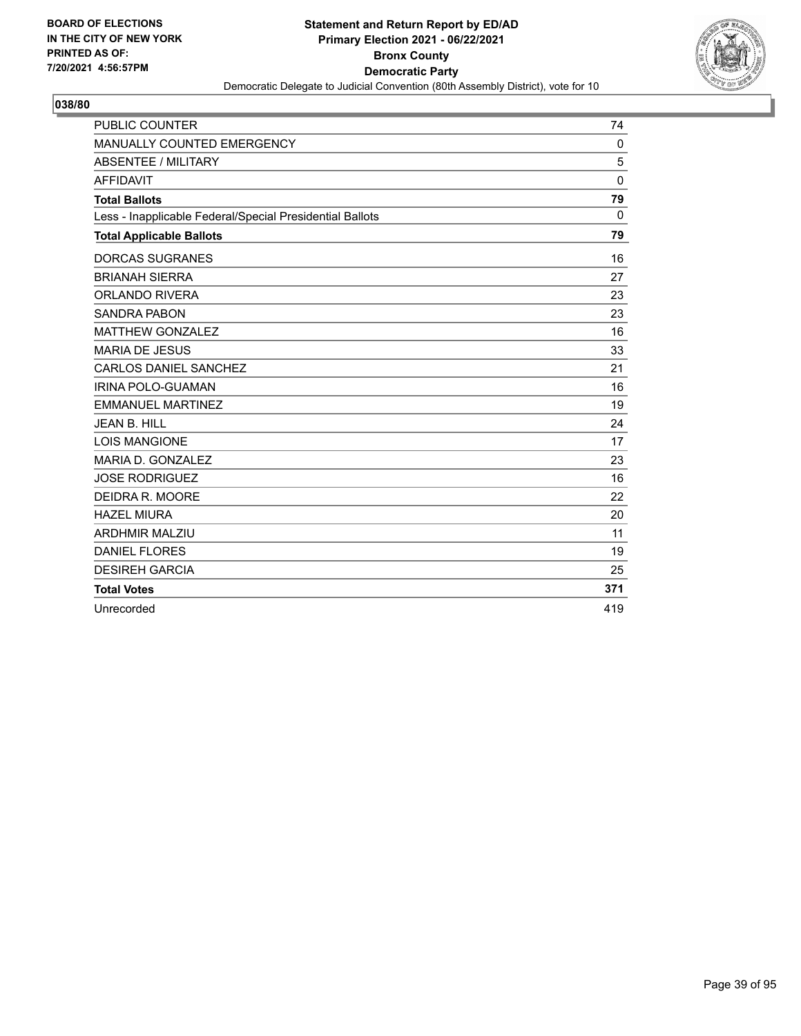BOARD OF ELECTIONS
IN THE CITY OF NEW YORK
PRINTED AS OF:
7/20/2021 4:56:57PM

**Statement and Return Report by ED/AD**
**Primary Election 2021 - 06/22/2021**
**Bronx County**
**Democratic Party**
Democratic Delegate to Judicial Convention (80th Assembly District), vote for 10

## 038/80

| | |
|---|---|
| PUBLIC COUNTER | 74 |
| MANUALLY COUNTED EMERGENCY | 0 |
| ABSENTEE / MILITARY | 5 |
| AFFIDAVIT | 0 |
| **Total Ballots** | **79** |
| Less - Inapplicable Federal/Special Presidential Ballots | 0 |
| **Total Applicable Ballots** | **79** |
| DORCAS SUGRANES | 16 |
| BRIANAH SIERRA | 27 |
| ORLANDO RIVERA | 23 |
| SANDRA PABON | 23 |
| MATTHEW GONZALEZ | 16 |
| MARIA DE JESUS | 33 |
| CARLOS DANIEL SANCHEZ | 21 |
| IRINA POLO-GUAMAN | 16 |
| EMMANUEL MARTINEZ | 19 |
| JEAN B. HILL | 24 |
| LOIS MANGIONE | 17 |
| MARIA D. GONZALEZ | 23 |
| JOSE RODRIGUEZ | 16 |
| DEIDRA R. MOORE | 22 |
| HAZEL MIURA | 20 |
| ARDHMIR MALZIU | 11 |
| DANIEL FLORES | 19 |
| DESIREH GARCIA | 25 |
| **Total Votes** | **371** |
| Unrecorded | 419 |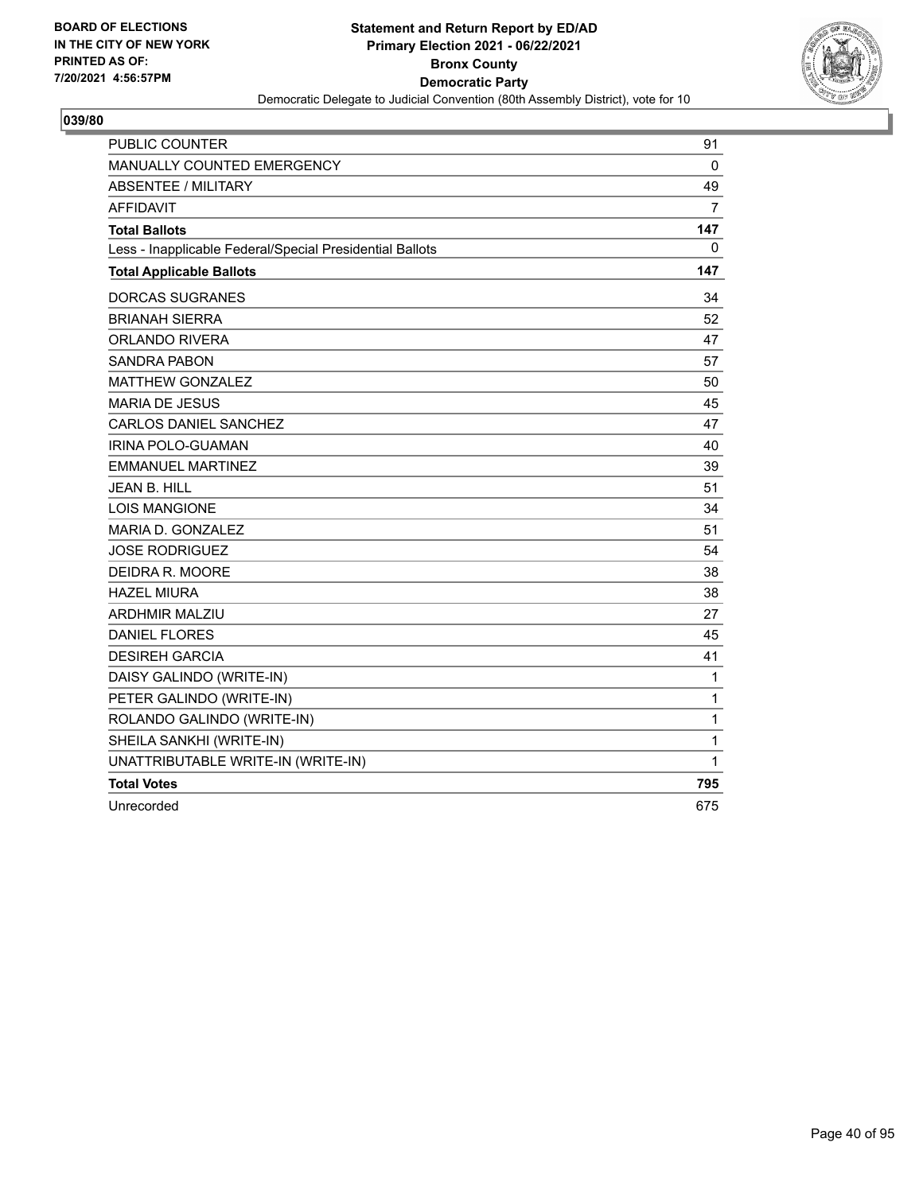BOARD OF ELECTIONS
IN THE CITY OF NEW YORK
PRINTED AS OF:
7/20/2021 4:56:57PM

**Statement and Return Report by ED/AD**
**Primary Election 2021 - 06/22/2021**
**Bronx County**
**Democratic Party**
Democratic Delegate to Judicial Convention (80th Assembly District), vote for 10

## 039/80

| | |
|---|---|
| PUBLIC COUNTER | 91 |
| MANUALLY COUNTED EMERGENCY | 0 |
| ABSENTEE / MILITARY | 49 |
| AFFIDAVIT | 7 |
| **Total Ballots** | **147** |
| Less - Inapplicable Federal/Special Presidential Ballots | 0 |
| **Total Applicable Ballots** | **147** |
| DORCAS SUGRANES | 34 |
| BRIANAH SIERRA | 52 |
| ORLANDO RIVERA | 47 |
| SANDRA PABON | 57 |
| MATTHEW GONZALEZ | 50 |
| MARIA DE JESUS | 45 |
| CARLOS DANIEL SANCHEZ | 47 |
| IRINA POLO-GUAMAN | 40 |
| EMMANUEL MARTINEZ | 39 |
| JEAN B. HILL | 51 |
| LOIS MANGIONE | 34 |
| MARIA D. GONZALEZ | 51 |
| JOSE RODRIGUEZ | 54 |
| DEIDRA R. MOORE | 38 |
| HAZEL MIURA | 38 |
| ARDHMIR MALZIU | 27 |
| DANIEL FLORES | 45 |
| DESIREH GARCIA | 41 |
| DAISY GALINDO (WRITE-IN) | 1 |
| PETER GALINDO (WRITE-IN) | 1 |
| ROLANDO GALINDO (WRITE-IN) | 1 |
| SHEILA SANKHI (WRITE-IN) | 1 |
| UNATTRIBUTABLE WRITE-IN (WRITE-IN) | 1 |
| **Total Votes** | **795** |
| Unrecorded | 675 |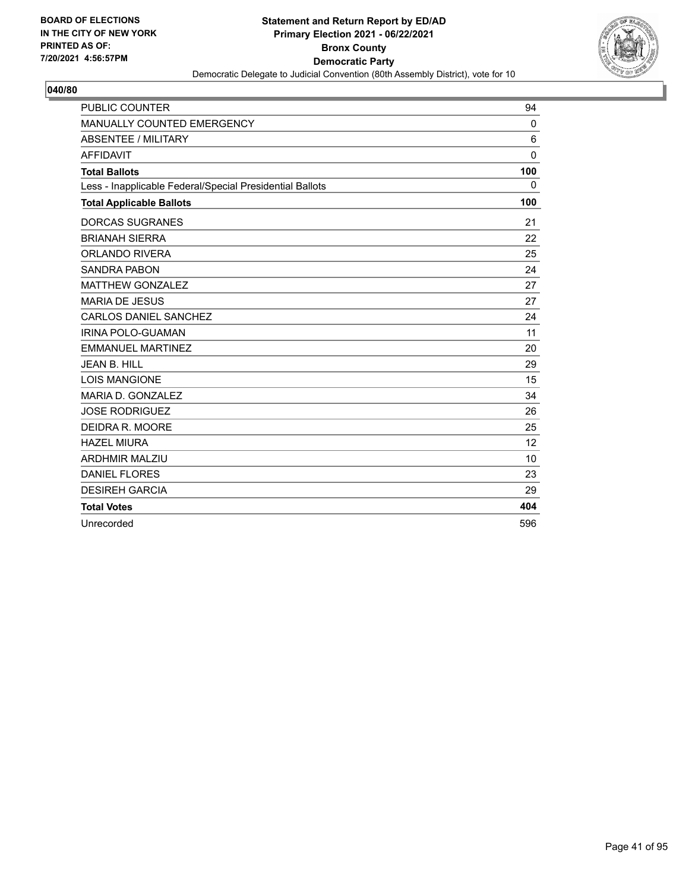BOARD OF ELECTIONS
IN THE CITY OF NEW YORK
PRINTED AS OF:
7/20/2021 4:56:57PM

**Statement and Return Report by ED/AD**
**Primary Election 2021 - 06/22/2021**
**Bronx County**
**Democratic Party**
Democratic Delegate to Judicial Convention (80th Assembly District), vote for 10

## 040/80

| | |
|---|---|
| PUBLIC COUNTER | 94 |
| MANUALLY COUNTED EMERGENCY | 0 |
| ABSENTEE / MILITARY | 6 |
| AFFIDAVIT | 0 |
| **Total Ballots** | **100** |
| Less - Inapplicable Federal/Special Presidential Ballots | 0 |
| **Total Applicable Ballots** | **100** |
| DORCAS SUGRANES | 21 |
| BRIANAH SIERRA | 22 |
| ORLANDO RIVERA | 25 |
| SANDRA PABON | 24 |
| MATTHEW GONZALEZ | 27 |
| MARIA DE JESUS | 27 |
| CARLOS DANIEL SANCHEZ | 24 |
| IRINA POLO-GUAMAN | 11 |
| EMMANUEL MARTINEZ | 20 |
| JEAN B. HILL | 29 |
| LOIS MANGIONE | 15 |
| MARIA D. GONZALEZ | 34 |
| JOSE RODRIGUEZ | 26 |
| DEIDRA R. MOORE | 25 |
| HAZEL MIURA | 12 |
| ARDHMIR MALZIU | 10 |
| DANIEL FLORES | 23 |
| DESIREH GARCIA | 29 |
| **Total Votes** | **404** |
| Unrecorded | 596 |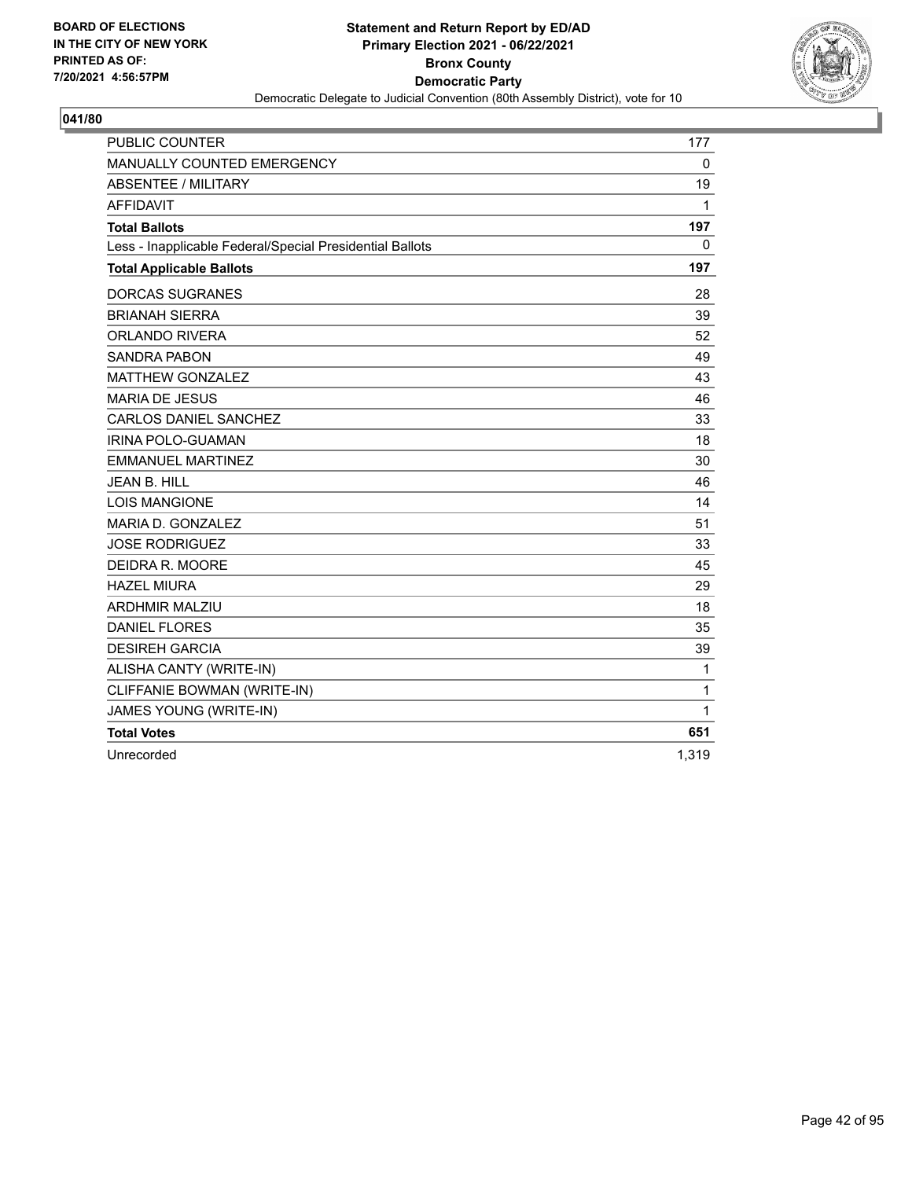**BOARD OF ELECTIONS IN THE CITY OF NEW YORK PRINTED AS OF: 7/20/2021 4:56:57PM**

**Statement and Return Report by ED/AD**
**Primary Election 2021 - 06/22/2021**
**Bronx County**
**Democratic Party**
Democratic Delegate to Judicial Convention (80th Assembly District), vote for 10

## 041/80

| | |
|---|---|
| PUBLIC COUNTER | 177 |
| MANUALLY COUNTED EMERGENCY | 0 |
| ABSENTEE / MILITARY | 19 |
| AFFIDAVIT | 1 |
| **Total Ballots** | **197** |
| Less - Inapplicable Federal/Special Presidential Ballots | 0 |
| **Total Applicable Ballots** | **197** |
| DORCAS SUGRANES | 28 |
| BRIANAH SIERRA | 39 |
| ORLANDO RIVERA | 52 |
| SANDRA PABON | 49 |
| MATTHEW GONZALEZ | 43 |
| MARIA DE JESUS | 46 |
| CARLOS DANIEL SANCHEZ | 33 |
| IRINA POLO-GUAMAN | 18 |
| EMMANUEL MARTINEZ | 30 |
| JEAN B. HILL | 46 |
| LOIS MANGIONE | 14 |
| MARIA D. GONZALEZ | 51 |
| JOSE RODRIGUEZ | 33 |
| DEIDRA R. MOORE | 45 |
| HAZEL MIURA | 29 |
| ARDHMIR MALZIU | 18 |
| DANIEL FLORES | 35 |
| DESIREH GARCIA | 39 |
| ALISHA CANTY (WRITE-IN) | 1 |
| CLIFFANIE BOWMAN (WRITE-IN) | 1 |
| JAMES YOUNG (WRITE-IN) | 1 |
| **Total Votes** | **651** |
| Unrecorded | 1,319 |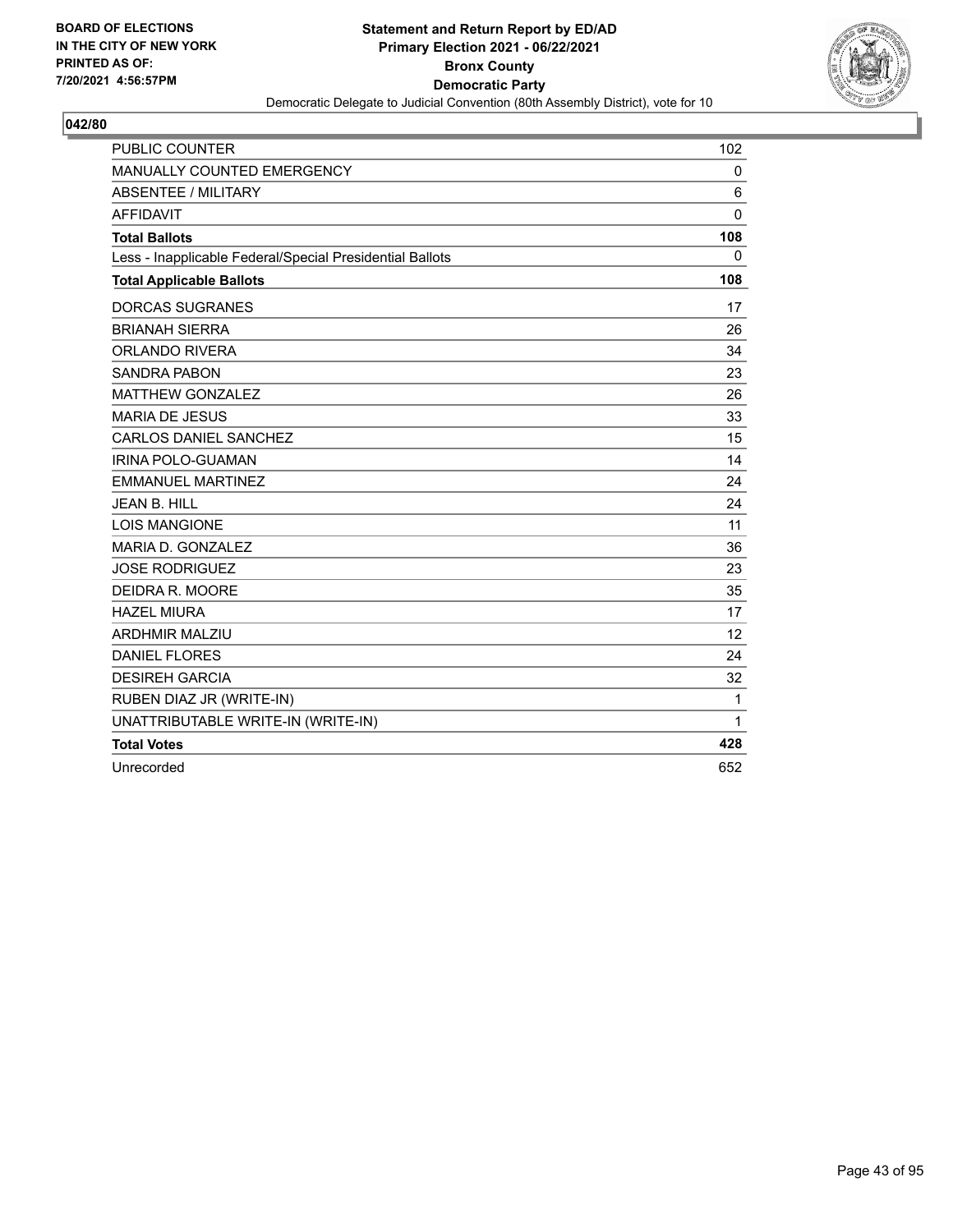BOARD OF ELECTIONS
IN THE CITY OF NEW YORK
PRINTED AS OF:
7/20/2021 4:56:57PM

**Statement and Return Report by ED/AD**
**Primary Election 2021 - 06/22/2021**
**Bronx County**
**Democratic Party**
Democratic Delegate to Judicial Convention (80th Assembly District), vote for 10

## 042/80

| | |
|---|---|
| PUBLIC COUNTER | 102 |
| MANUALLY COUNTED EMERGENCY | 0 |
| ABSENTEE / MILITARY | 6 |
| AFFIDAVIT | 0 |
| **Total Ballots** | **108** |
| Less - Inapplicable Federal/Special Presidential Ballots | 0 |
| **Total Applicable Ballots** | **108** |
| DORCAS SUGRANES | 17 |
| BRIANAH SIERRA | 26 |
| ORLANDO RIVERA | 34 |
| SANDRA PABON | 23 |
| MATTHEW GONZALEZ | 26 |
| MARIA DE JESUS | 33 |
| CARLOS DANIEL SANCHEZ | 15 |
| IRINA POLO-GUAMAN | 14 |
| EMMANUEL MARTINEZ | 24 |
| JEAN B. HILL | 24 |
| LOIS MANGIONE | 11 |
| MARIA D. GONZALEZ | 36 |
| JOSE RODRIGUEZ | 23 |
| DEIDRA R. MOORE | 35 |
| HAZEL MIURA | 17 |
| ARDHMIR MALZIU | 12 |
| DANIEL FLORES | 24 |
| DESIREH GARCIA | 32 |
| RUBEN DIAZ JR (WRITE-IN) | 1 |
| UNATTRIBUTABLE WRITE-IN (WRITE-IN) | 1 |
| **Total Votes** | **428** |
| Unrecorded | 652 |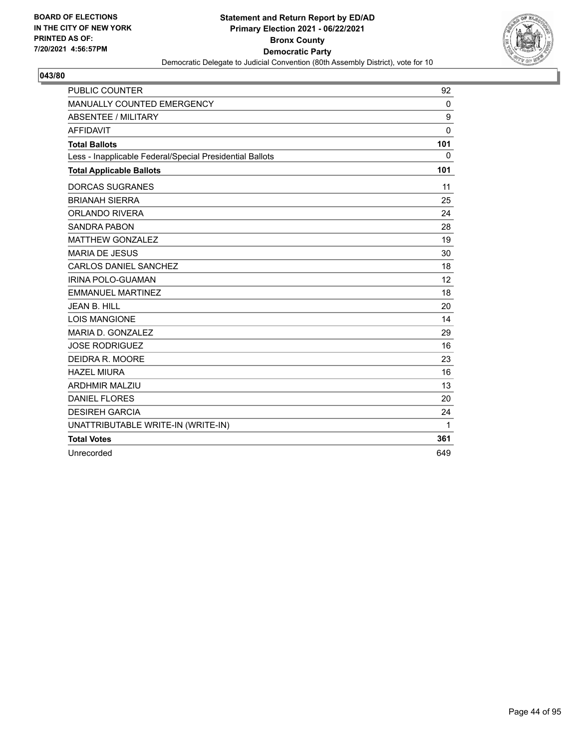BOARD OF ELECTIONS
IN THE CITY OF NEW YORK
PRINTED AS OF:
7/20/2021 4:56:57PM

**Statement and Return Report by ED/AD**
**Primary Election 2021 - 06/22/2021**
**Bronx County**
**Democratic Party**
Democratic Delegate to Judicial Convention (80th Assembly District), vote for 10

## 043/80

| | |
|---|---|
| PUBLIC COUNTER | 92 |
| MANUALLY COUNTED EMERGENCY | 0 |
| ABSENTEE / MILITARY | 9 |
| AFFIDAVIT | 0 |
| **Total Ballots** | **101** |
| Less - Inapplicable Federal/Special Presidential Ballots | 0 |
| **Total Applicable Ballots** | **101** |
| DORCAS SUGRANES | 11 |
| BRIANAH SIERRA | 25 |
| ORLANDO RIVERA | 24 |
| SANDRA PABON | 28 |
| MATTHEW GONZALEZ | 19 |
| MARIA DE JESUS | 30 |
| CARLOS DANIEL SANCHEZ | 18 |
| IRINA POLO-GUAMAN | 12 |
| EMMANUEL MARTINEZ | 18 |
| JEAN B. HILL | 20 |
| LOIS MANGIONE | 14 |
| MARIA D. GONZALEZ | 29 |
| JOSE RODRIGUEZ | 16 |
| DEIDRA R. MOORE | 23 |
| HAZEL MIURA | 16 |
| ARDHMIR MALZIU | 13 |
| DANIEL FLORES | 20 |
| DESIREH GARCIA | 24 |
| UNATTRIBUTABLE WRITE-IN (WRITE-IN) | 1 |
| **Total Votes** | **361** |
| Unrecorded | 649 |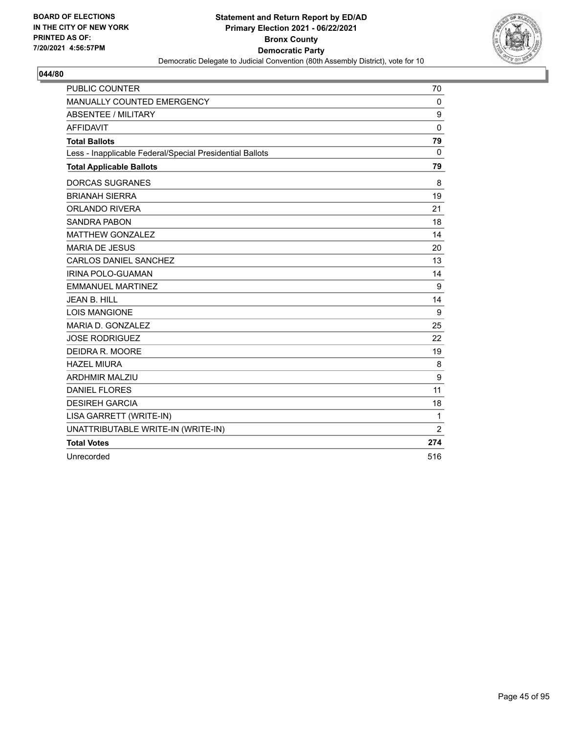BOARD OF ELECTIONS
IN THE CITY OF NEW YORK
PRINTED AS OF:
7/20/2021 4:56:57PM

**Statement and Return Report by ED/AD**
**Primary Election 2021 - 06/22/2021**
**Bronx County**
**Democratic Party**
Democratic Delegate to Judicial Convention (80th Assembly District), vote for 10

**044/80**

| | |
|---|---|
| PUBLIC COUNTER | 70 |
| MANUALLY COUNTED EMERGENCY | 0 |
| ABSENTEE / MILITARY | 9 |
| AFFIDAVIT | 0 |
| **Total Ballots** | **79** |
| Less - Inapplicable Federal/Special Presidential Ballots | 0 |
| **Total Applicable Ballots** | **79** |
| DORCAS SUGRANES | 8 |
| BRIANAH SIERRA | 19 |
| ORLANDO RIVERA | 21 |
| SANDRA PABON | 18 |
| MATTHEW GONZALEZ | 14 |
| MARIA DE JESUS | 20 |
| CARLOS DANIEL SANCHEZ | 13 |
| IRINA POLO-GUAMAN | 14 |
| EMMANUEL MARTINEZ | 9 |
| JEAN B. HILL | 14 |
| LOIS MANGIONE | 9 |
| MARIA D. GONZALEZ | 25 |
| JOSE RODRIGUEZ | 22 |
| DEIDRA R. MOORE | 19 |
| HAZEL MIURA | 8 |
| ARDHMIR MALZIU | 9 |
| DANIEL FLORES | 11 |
| DESIREH GARCIA | 18 |
| LISA GARRETT (WRITE-IN) | 1 |
| UNATTRIBUTABLE WRITE-IN (WRITE-IN) | 2 |
| **Total Votes** | **274** |
| Unrecorded | 516 |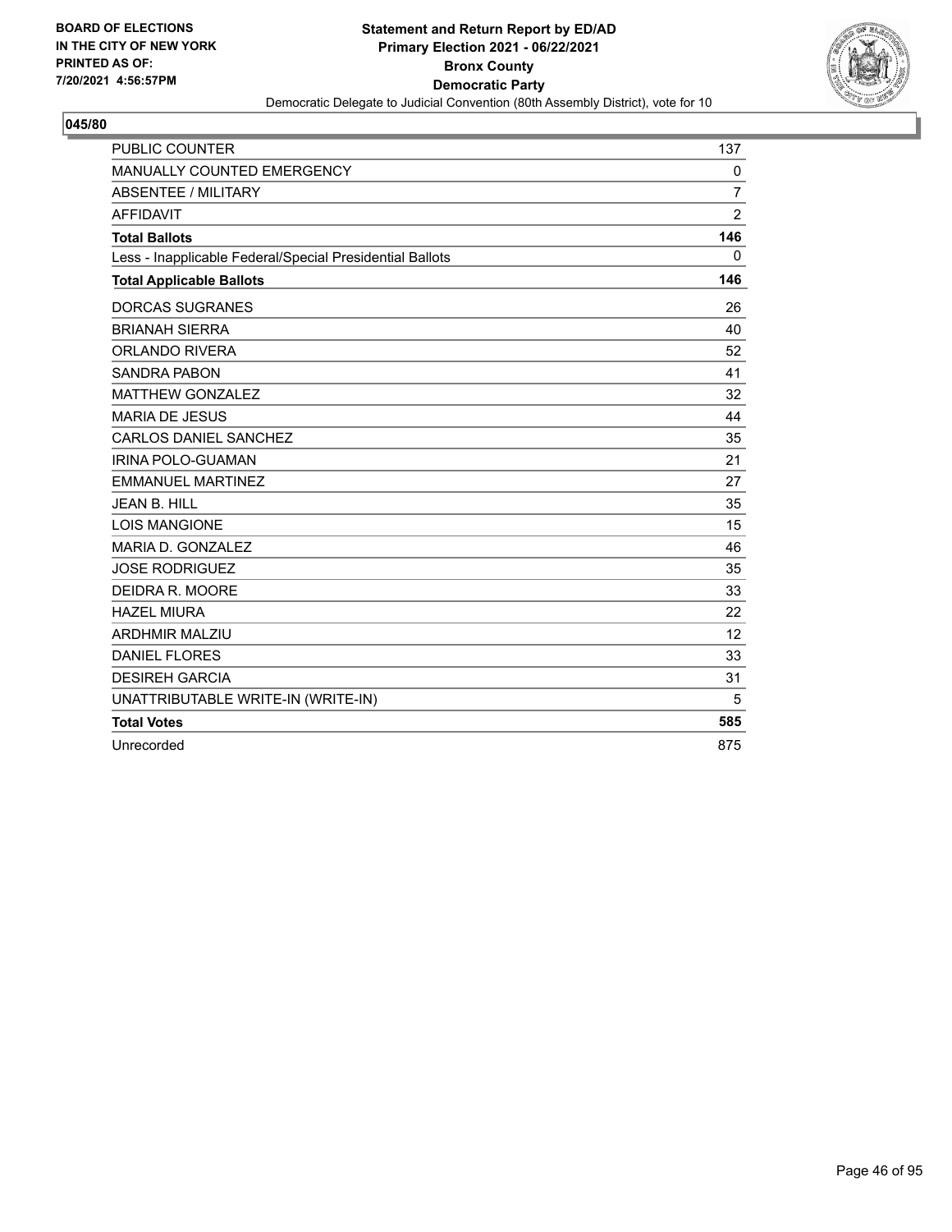BOARD OF ELECTIONS
IN THE CITY OF NEW YORK
PRINTED AS OF:
7/20/2021 4:56:57PM

**Statement and Return Report by ED/AD**
**Primary Election 2021 - 06/22/2021**
**Bronx County**
**Democratic Party**
Democratic Delegate to Judicial Convention (80th Assembly District), vote for 10

## 045/80

| | |
|---|---|
| PUBLIC COUNTER | 137 |
| MANUALLY COUNTED EMERGENCY | 0 |
| ABSENTEE / MILITARY | 7 |
| AFFIDAVIT | 2 |
| **Total Ballots** | **146** |
| Less - Inapplicable Federal/Special Presidential Ballots | 0 |
| **Total Applicable Ballots** | **146** |
| DORCAS SUGRANES | 26 |
| BRIANAH SIERRA | 40 |
| ORLANDO RIVERA | 52 |
| SANDRA PABON | 41 |
| MATTHEW GONZALEZ | 32 |
| MARIA DE JESUS | 44 |
| CARLOS DANIEL SANCHEZ | 35 |
| IRINA POLO-GUAMAN | 21 |
| EMMANUEL MARTINEZ | 27 |
| JEAN B. HILL | 35 |
| LOIS MANGIONE | 15 |
| MARIA D. GONZALEZ | 46 |
| JOSE RODRIGUEZ | 35 |
| DEIDRA R. MOORE | 33 |
| HAZEL MIURA | 22 |
| ARDHMIR MALZIU | 12 |
| DANIEL FLORES | 33 |
| DESIREH GARCIA | 31 |
| UNATTRIBUTABLE WRITE-IN (WRITE-IN) | 5 |
| **Total Votes** | **585** |
| Unrecorded | 875 |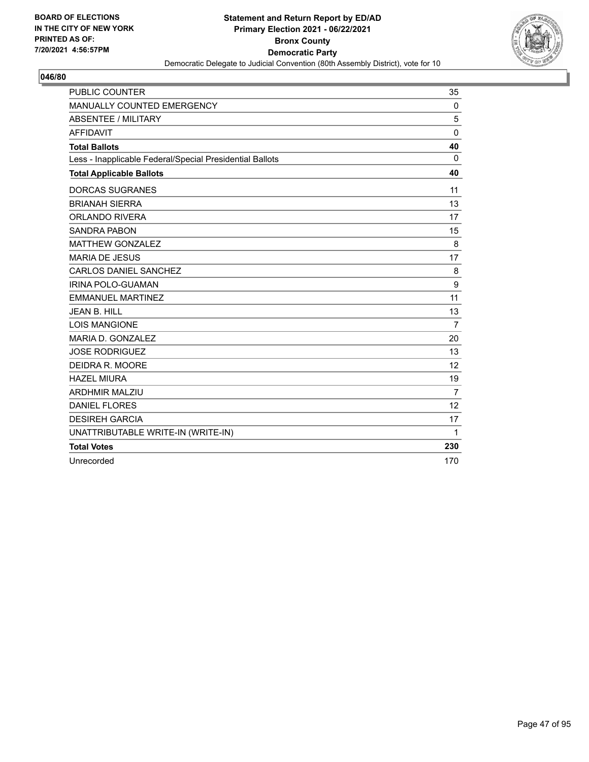BOARD OF ELECTIONS
IN THE CITY OF NEW YORK
PRINTED AS OF:
7/20/2021 4:56:57PM

**Statement and Return Report by ED/AD**
**Primary Election 2021 - 06/22/2021**
**Bronx County**
**Democratic Party**
Democratic Delegate to Judicial Convention (80th Assembly District), vote for 10

## 046/80

| | |
|---|---|
| PUBLIC COUNTER | 35 |
| MANUALLY COUNTED EMERGENCY | 0 |
| ABSENTEE / MILITARY | 5 |
| AFFIDAVIT | 0 |
| **Total Ballots** | **40** |
| Less - Inapplicable Federal/Special Presidential Ballots | 0 |
| **Total Applicable Ballots** | **40** |
| DORCAS SUGRANES | 11 |
| BRIANAH SIERRA | 13 |
| ORLANDO RIVERA | 17 |
| SANDRA PABON | 15 |
| MATTHEW GONZALEZ | 8 |
| MARIA DE JESUS | 17 |
| CARLOS DANIEL SANCHEZ | 8 |
| IRINA POLO-GUAMAN | 9 |
| EMMANUEL MARTINEZ | 11 |
| JEAN B. HILL | 13 |
| LOIS MANGIONE | 7 |
| MARIA D. GONZALEZ | 20 |
| JOSE RODRIGUEZ | 13 |
| DEIDRA R. MOORE | 12 |
| HAZEL MIURA | 19 |
| ARDHMIR MALZIU | 7 |
| DANIEL FLORES | 12 |
| DESIREH GARCIA | 17 |
| UNATTRIBUTABLE WRITE-IN (WRITE-IN) | 1 |
| **Total Votes** | **230** |
| Unrecorded | 170 |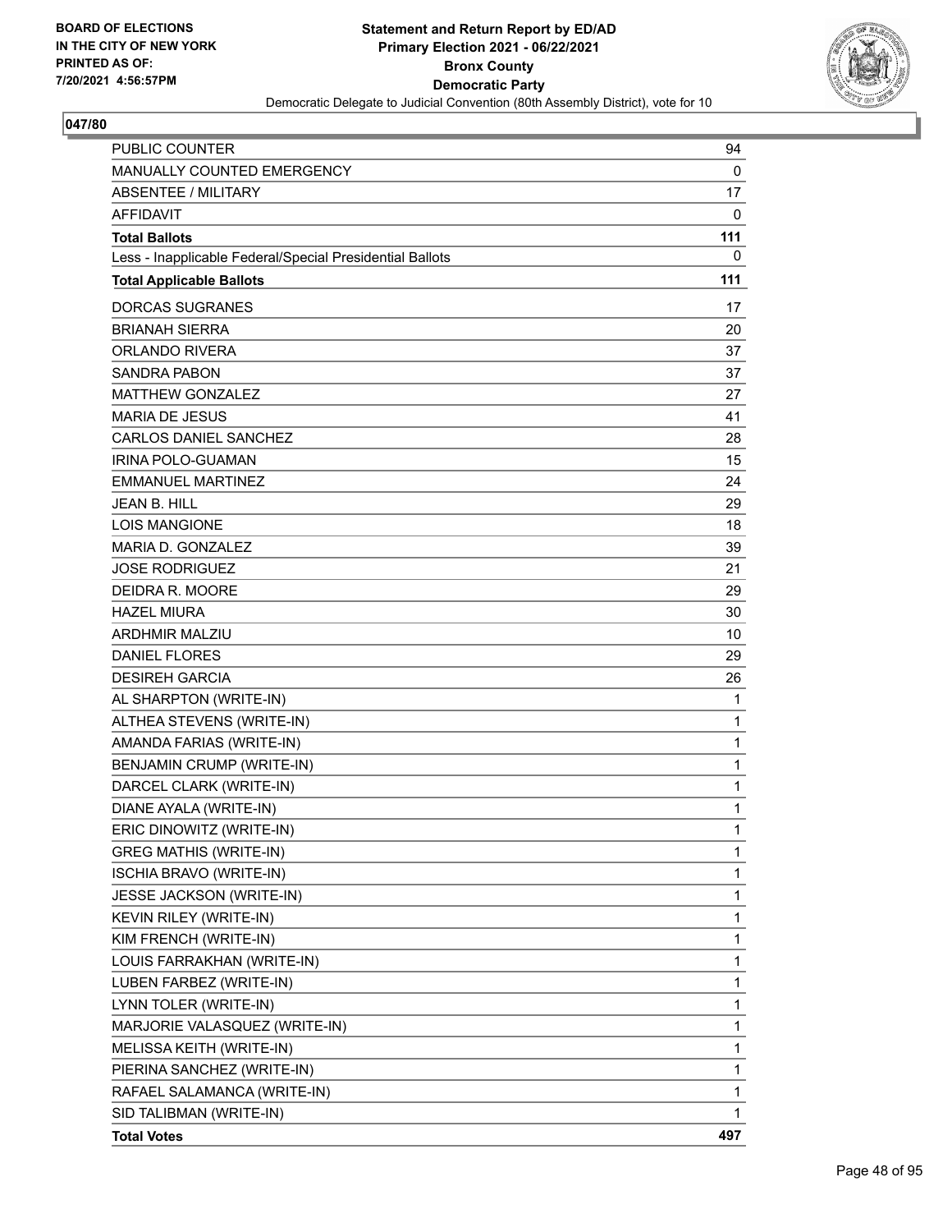BOARD OF ELECTIONS
IN THE CITY OF NEW YORK
PRINTED AS OF:
7/20/2021 4:56:57PM

**Statement and Return Report by ED/AD**
**Primary Election 2021 - 06/22/2021**
**Bronx County**
**Democratic Party**
Democratic Delegate to Judicial Convention (80th Assembly District), vote for 10

## 047/80

| | |
|---|---|
| PUBLIC COUNTER | 94 |
| MANUALLY COUNTED EMERGENCY | 0 |
| ABSENTEE / MILITARY | 17 |
| AFFIDAVIT | 0 |
| **Total Ballots** | **111** |
| Less - Inapplicable Federal/Special Presidential Ballots | 0 |
| **Total Applicable Ballots** | **111** |
| DORCAS SUGRANES | 17 |
| BRIANAH SIERRA | 20 |
| ORLANDO RIVERA | 37 |
| SANDRA PABON | 37 |
| MATTHEW GONZALEZ | 27 |
| MARIA DE JESUS | 41 |
| CARLOS DANIEL SANCHEZ | 28 |
| IRINA POLO-GUAMAN | 15 |
| EMMANUEL MARTINEZ | 24 |
| JEAN B. HILL | 29 |
| LOIS MANGIONE | 18 |
| MARIA D. GONZALEZ | 39 |
| JOSE RODRIGUEZ | 21 |
| DEIDRA R. MOORE | 29 |
| HAZEL MIURA | 30 |
| ARDHMIR MALZIU | 10 |
| DANIEL FLORES | 29 |
| DESIREH GARCIA | 26 |
| AL SHARPTON (WRITE-IN) | 1 |
| ALTHEA STEVENS (WRITE-IN) | 1 |
| AMANDA FARIAS (WRITE-IN) | 1 |
| BENJAMIN CRUMP (WRITE-IN) | 1 |
| DARCEL CLARK (WRITE-IN) | 1 |
| DIANE AYALA (WRITE-IN) | 1 |
| ERIC DINOWITZ (WRITE-IN) | 1 |
| GREG MATHIS (WRITE-IN) | 1 |
| ISCHIA BRAVO (WRITE-IN) | 1 |
| JESSE JACKSON (WRITE-IN) | 1 |
| KEVIN RILEY (WRITE-IN) | 1 |
| KIM FRENCH (WRITE-IN) | 1 |
| LOUIS FARRAKHAN (WRITE-IN) | 1 |
| LUBEN FARBEZ (WRITE-IN) | 1 |
| LYNN TOLER (WRITE-IN) | 1 |
| MARJORIE VALASQUEZ (WRITE-IN) | 1 |
| MELISSA KEITH (WRITE-IN) | 1 |
| PIERINA SANCHEZ (WRITE-IN) | 1 |
| RAFAEL SALAMANCA (WRITE-IN) | 1 |
| SID TALIBMAN (WRITE-IN) | 1 |
| **Total Votes** | **497** |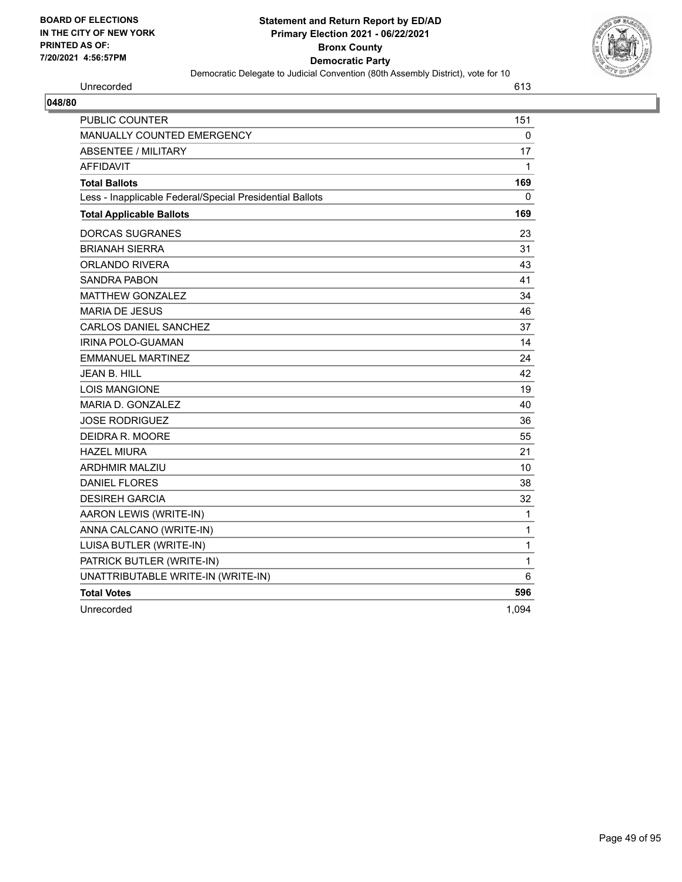| Unrecorded | 613 |
|---|---|

**048/80**

| | |
|---|---|
| PUBLIC COUNTER | 151 |
| MANUALLY COUNTED EMERGENCY | 0 |
| ABSENTEE / MILITARY | 17 |
| AFFIDAVIT | 1 |
| **Total Ballots** | **169** |
| Less - Inapplicable Federal/Special Presidential Ballots | 0 |
| **Total Applicable Ballots** | **169** |
| DORCAS SUGRANES | 23 |
| BRIANAH SIERRA | 31 |
| ORLANDO RIVERA | 43 |
| SANDRA PABON | 41 |
| MATTHEW GONZALEZ | 34 |
| MARIA DE JESUS | 46 |
| CARLOS DANIEL SANCHEZ | 37 |
| IRINA POLO-GUAMAN | 14 |
| EMMANUEL MARTINEZ | 24 |
| JEAN B. HILL | 42 |
| LOIS MANGIONE | 19 |
| MARIA D. GONZALEZ | 40 |
| JOSE RODRIGUEZ | 36 |
| DEIDRA R. MOORE | 55 |
| HAZEL MIURA | 21 |
| ARDHMIR MALZIU | 10 |
| DANIEL FLORES | 38 |
| DESIREH GARCIA | 32 |
| AARON LEWIS (WRITE-IN) | 1 |
| ANNA CALCANO (WRITE-IN) | 1 |
| LUISA BUTLER (WRITE-IN) | 1 |
| PATRICK BUTLER (WRITE-IN) | 1 |
| UNATTRIBUTABLE WRITE-IN (WRITE-IN) | 6 |
| **Total Votes** | **596** |
| Unrecorded | 1,094 |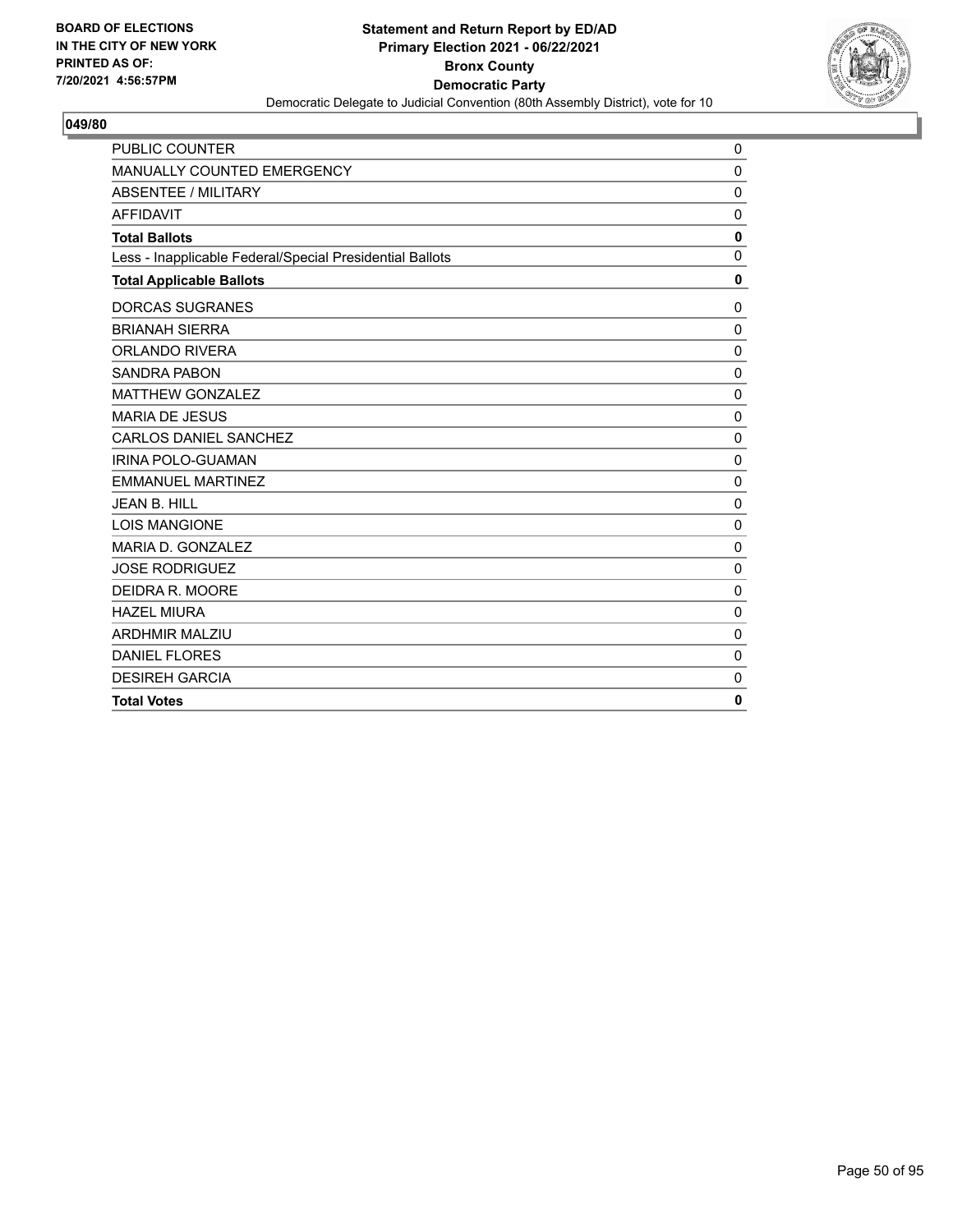BOARD OF ELECTIONS
IN THE CITY OF NEW YORK
PRINTED AS OF:
7/20/2021 4:56:57PM

**Statement and Return Report by ED/AD**
**Primary Election 2021 - 06/22/2021**
**Bronx County**
**Democratic Party**
Democratic Delegate to Judicial Convention (80th Assembly District), vote for 10

## 049/80

| | |
|---|---|
| PUBLIC COUNTER | 0 |
| MANUALLY COUNTED EMERGENCY | 0 |
| ABSENTEE / MILITARY | 0 |
| AFFIDAVIT | 0 |
| **Total Ballots** | **0** |
| Less - Inapplicable Federal/Special Presidential Ballots | 0 |
| **Total Applicable Ballots** | **0** |
| DORCAS SUGRANES | 0 |
| BRIANAH SIERRA | 0 |
| ORLANDO RIVERA | 0 |
| SANDRA PABON | 0 |
| MATTHEW GONZALEZ | 0 |
| MARIA DE JESUS | 0 |
| CARLOS DANIEL SANCHEZ | 0 |
| IRINA POLO-GUAMAN | 0 |
| EMMANUEL MARTINEZ | 0 |
| JEAN B. HILL | 0 |
| LOIS MANGIONE | 0 |
| MARIA D. GONZALEZ | 0 |
| JOSE RODRIGUEZ | 0 |
| DEIDRA R. MOORE | 0 |
| HAZEL MIURA | 0 |
| ARDHMIR MALZIU | 0 |
| DANIEL FLORES | 0 |
| DESIREH GARCIA | 0 |
| **Total Votes** | **0** |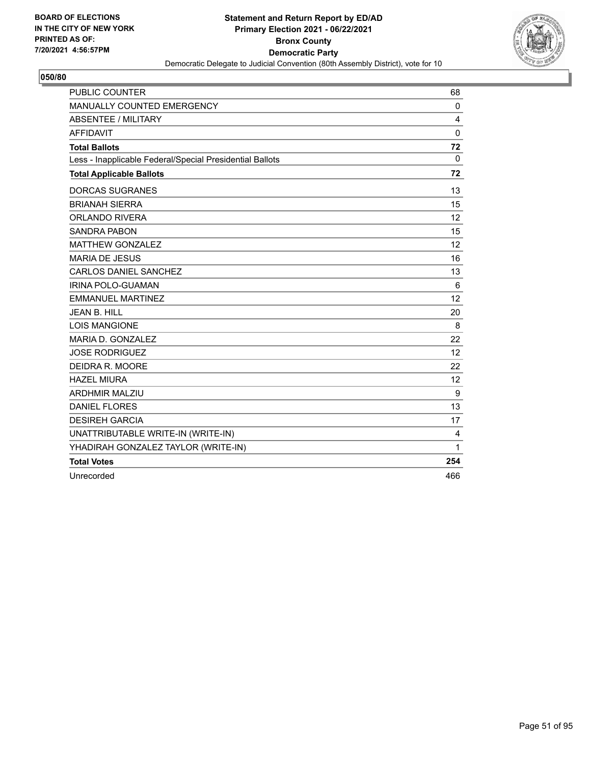BOARD OF ELECTIONS
IN THE CITY OF NEW YORK
PRINTED AS OF:
7/20/2021 4:56:57PM

**Statement and Return Report by ED/AD**
**Primary Election 2021 - 06/22/2021**
**Bronx County**
**Democratic Party**
Democratic Delegate to Judicial Convention (80th Assembly District), vote for 10

## 050/80

| | |
|---|---|
| PUBLIC COUNTER | 68 |
| MANUALLY COUNTED EMERGENCY | 0 |
| ABSENTEE / MILITARY | 4 |
| AFFIDAVIT | 0 |
| **Total Ballots** | **72** |
| Less - Inapplicable Federal/Special Presidential Ballots | 0 |
| **Total Applicable Ballots** | **72** |
| DORCAS SUGRANES | 13 |
| BRIANAH SIERRA | 15 |
| ORLANDO RIVERA | 12 |
| SANDRA PABON | 15 |
| MATTHEW GONZALEZ | 12 |
| MARIA DE JESUS | 16 |
| CARLOS DANIEL SANCHEZ | 13 |
| IRINA POLO-GUAMAN | 6 |
| EMMANUEL MARTINEZ | 12 |
| JEAN B. HILL | 20 |
| LOIS MANGIONE | 8 |
| MARIA D. GONZALEZ | 22 |
| JOSE RODRIGUEZ | 12 |
| DEIDRA R. MOORE | 22 |
| HAZEL MIURA | 12 |
| ARDHMIR MALZIU | 9 |
| DANIEL FLORES | 13 |
| DESIREH GARCIA | 17 |
| UNATTRIBUTABLE WRITE-IN (WRITE-IN) | 4 |
| YHADIRAH GONZALEZ TAYLOR (WRITE-IN) | 1 |
| **Total Votes** | **254** |
| Unrecorded | 466 |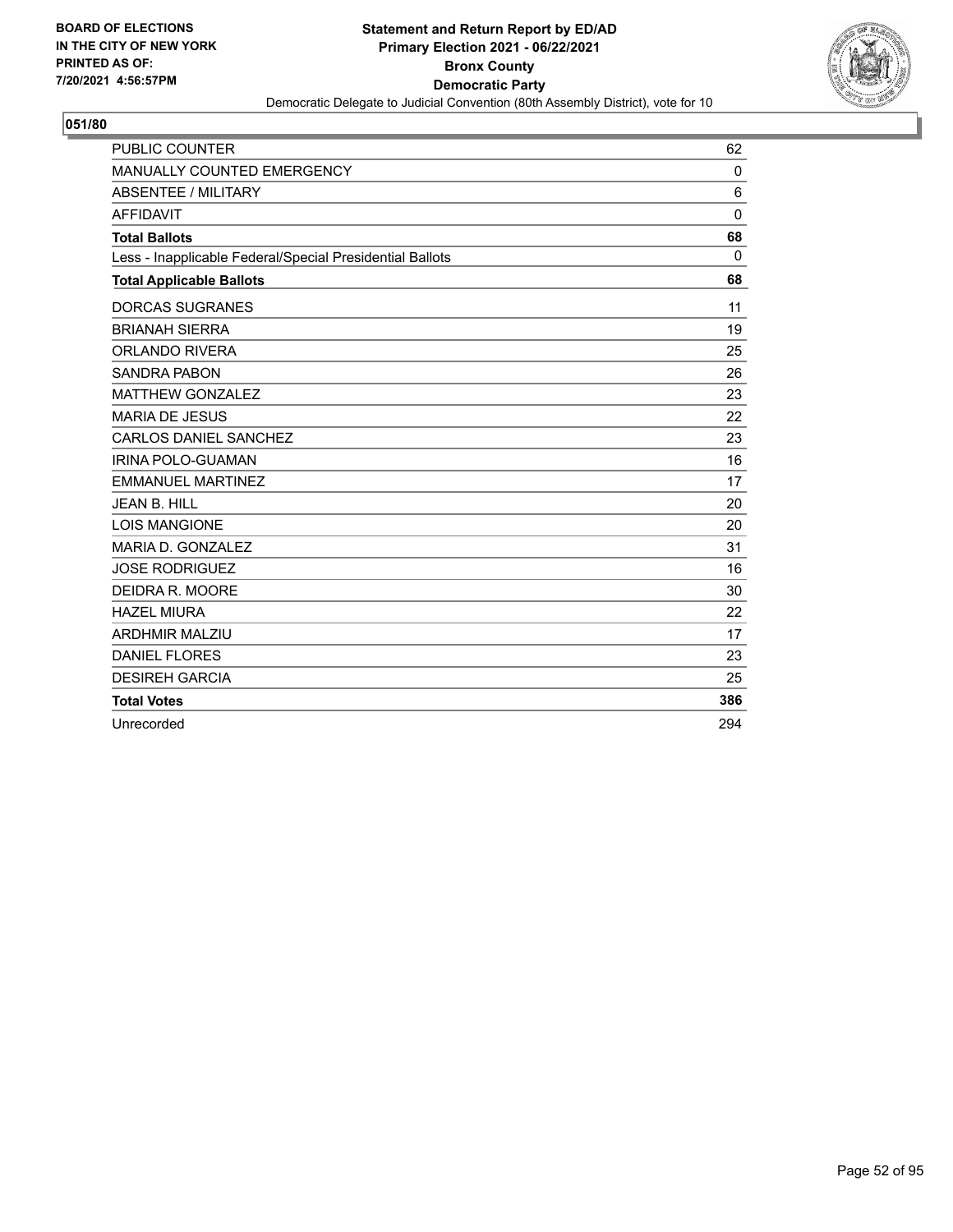BOARD OF ELECTIONS
IN THE CITY OF NEW YORK
PRINTED AS OF:
7/20/2021 4:56:57PM

**Statement and Return Report by ED/AD**
**Primary Election 2021 - 06/22/2021**
**Bronx County**
**Democratic Party**
Democratic Delegate to Judicial Convention (80th Assembly District), vote for 10

## 051/80

| | |
|---|---|
| PUBLIC COUNTER | 62 |
| MANUALLY COUNTED EMERGENCY | 0 |
| ABSENTEE / MILITARY | 6 |
| AFFIDAVIT | 0 |
| **Total Ballots** | **68** |
| Less - Inapplicable Federal/Special Presidential Ballots | 0 |
| **Total Applicable Ballots** | **68** |
| DORCAS SUGRANES | 11 |
| BRIANAH SIERRA | 19 |
| ORLANDO RIVERA | 25 |
| SANDRA PABON | 26 |
| MATTHEW GONZALEZ | 23 |
| MARIA DE JESUS | 22 |
| CARLOS DANIEL SANCHEZ | 23 |
| IRINA POLO-GUAMAN | 16 |
| EMMANUEL MARTINEZ | 17 |
| JEAN B. HILL | 20 |
| LOIS MANGIONE | 20 |
| MARIA D. GONZALEZ | 31 |
| JOSE RODRIGUEZ | 16 |
| DEIDRA R. MOORE | 30 |
| HAZEL MIURA | 22 |
| ARDHMIR MALZIU | 17 |
| DANIEL FLORES | 23 |
| DESIREH GARCIA | 25 |
| **Total Votes** | **386** |
| Unrecorded | 294 |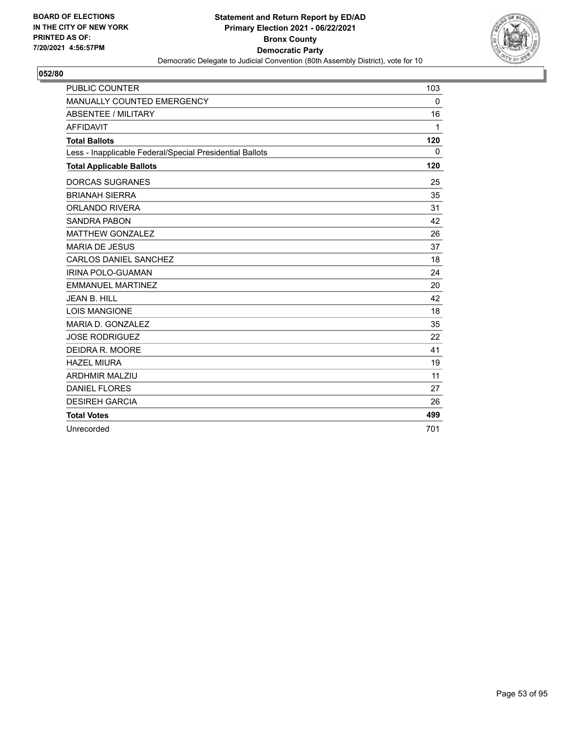BOARD OF ELECTIONS
IN THE CITY OF NEW YORK
PRINTED AS OF:
7/20/2021 4:56:57PM

**Statement and Return Report by ED/AD**
**Primary Election 2021 - 06/22/2021**
**Bronx County**
**Democratic Party**
Democratic Delegate to Judicial Convention (80th Assembly District), vote for 10

**052/80**

| | |
|---|---|
| PUBLIC COUNTER | 103 |
| MANUALLY COUNTED EMERGENCY | 0 |
| ABSENTEE / MILITARY | 16 |
| AFFIDAVIT | 1 |
| **Total Ballots** | **120** |
| Less - Inapplicable Federal/Special Presidential Ballots | 0 |
| **Total Applicable Ballots** | **120** |
| DORCAS SUGRANES | 25 |
| BRIANAH SIERRA | 35 |
| ORLANDO RIVERA | 31 |
| SANDRA PABON | 42 |
| MATTHEW GONZALEZ | 26 |
| MARIA DE JESUS | 37 |
| CARLOS DANIEL SANCHEZ | 18 |
| IRINA POLO-GUAMAN | 24 |
| EMMANUEL MARTINEZ | 20 |
| JEAN B. HILL | 42 |
| LOIS MANGIONE | 18 |
| MARIA D. GONZALEZ | 35 |
| JOSE RODRIGUEZ | 22 |
| DEIDRA R. MOORE | 41 |
| HAZEL MIURA | 19 |
| ARDHMIR MALZIU | 11 |
| DANIEL FLORES | 27 |
| DESIREH GARCIA | 26 |
| **Total Votes** | **499** |
| Unrecorded | 701 |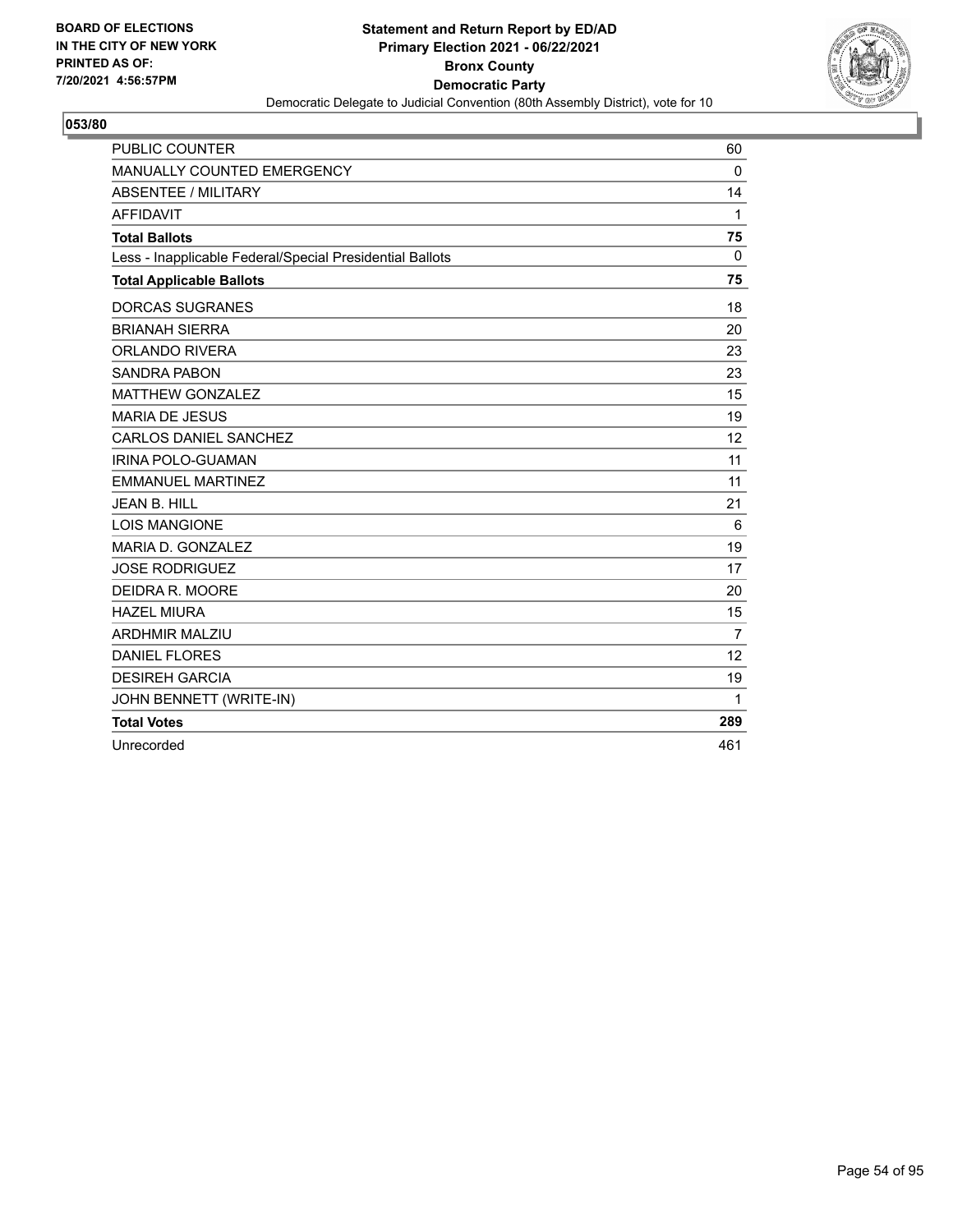**BOARD OF ELECTIONS IN THE CITY OF NEW YORK PRINTED AS OF: 7/20/2021 4:56:57PM**

**Statement and Return Report by ED/AD Primary Election 2021 - 06/22/2021 Bronx County Democratic Party**

Democratic Delegate to Judicial Convention (80th Assembly District), vote for 10

**053/80**

| | |
|---|---|
| PUBLIC COUNTER | 60 |
| MANUALLY COUNTED EMERGENCY | 0 |
| ABSENTEE / MILITARY | 14 |
| AFFIDAVIT | 1 |
| **Total Ballots** | **75** |
| Less - Inapplicable Federal/Special Presidential Ballots | 0 |
| **Total Applicable Ballots** | **75** |
| DORCAS SUGRANES | 18 |
| BRIANAH SIERRA | 20 |
| ORLANDO RIVERA | 23 |
| SANDRA PABON | 23 |
| MATTHEW GONZALEZ | 15 |
| MARIA DE JESUS | 19 |
| CARLOS DANIEL SANCHEZ | 12 |
| IRINA POLO-GUAMAN | 11 |
| EMMANUEL MARTINEZ | 11 |
| JEAN B. HILL | 21 |
| LOIS MANGIONE | 6 |
| MARIA D. GONZALEZ | 19 |
| JOSE RODRIGUEZ | 17 |
| DEIDRA R. MOORE | 20 |
| HAZEL MIURA | 15 |
| ARDHMIR MALZIU | 7 |
| DANIEL FLORES | 12 |
| DESIREH GARCIA | 19 |
| JOHN BENNETT (WRITE-IN) | 1 |
| **Total Votes** | **289** |
| Unrecorded | 461 |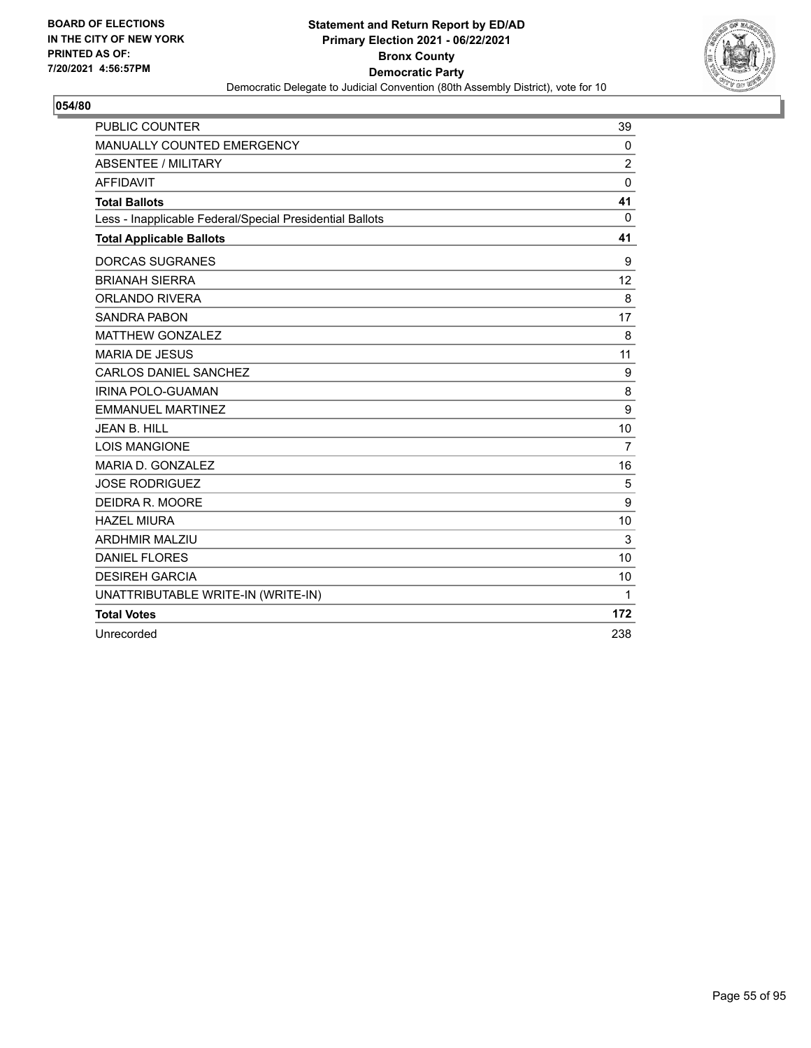BOARD OF ELECTIONS
IN THE CITY OF NEW YORK
PRINTED AS OF:
7/20/2021 4:56:57PM

**Statement and Return Report by ED/AD**
**Primary Election 2021 - 06/22/2021**
**Bronx County**
**Democratic Party**
Democratic Delegate to Judicial Convention (80th Assembly District), vote for 10

## 054/80

| | |
|---|---|
| PUBLIC COUNTER | 39 |
| MANUALLY COUNTED EMERGENCY | 0 |
| ABSENTEE / MILITARY | 2 |
| AFFIDAVIT | 0 |
| **Total Ballots** | **41** |
| Less - Inapplicable Federal/Special Presidential Ballots | 0 |
| **Total Applicable Ballots** | **41** |
| DORCAS SUGRANES | 9 |
| BRIANAH SIERRA | 12 |
| ORLANDO RIVERA | 8 |
| SANDRA PABON | 17 |
| MATTHEW GONZALEZ | 8 |
| MARIA DE JESUS | 11 |
| CARLOS DANIEL SANCHEZ | 9 |
| IRINA POLO-GUAMAN | 8 |
| EMMANUEL MARTINEZ | 9 |
| JEAN B. HILL | 10 |
| LOIS MANGIONE | 7 |
| MARIA D. GONZALEZ | 16 |
| JOSE RODRIGUEZ | 5 |
| DEIDRA R. MOORE | 9 |
| HAZEL MIURA | 10 |
| ARDHMIR MALZIU | 3 |
| DANIEL FLORES | 10 |
| DESIREH GARCIA | 10 |
| UNATTRIBUTABLE WRITE-IN (WRITE-IN) | 1 |
| **Total Votes** | **172** |
| Unrecorded | 238 |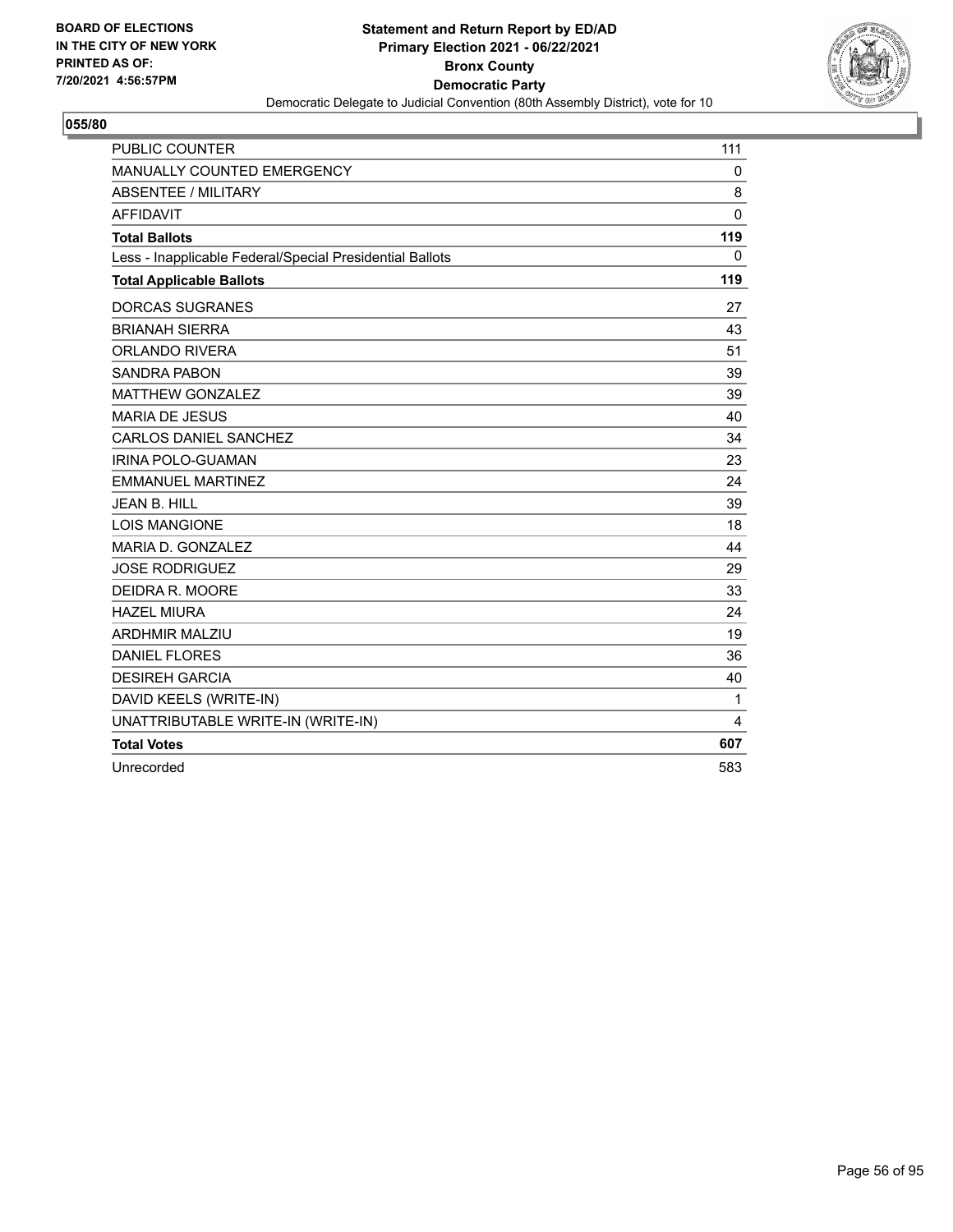BOARD OF ELECTIONS
IN THE CITY OF NEW YORK
PRINTED AS OF:
7/20/2021 4:56:57PM

**Statement and Return Report by ED/AD**
**Primary Election 2021 - 06/22/2021**
**Bronx County**
**Democratic Party**
Democratic Delegate to Judicial Convention (80th Assembly District), vote for 10

## 055/80

| | |
|---|---|
| PUBLIC COUNTER | 111 |
| MANUALLY COUNTED EMERGENCY | 0 |
| ABSENTEE / MILITARY | 8 |
| AFFIDAVIT | 0 |
| **Total Ballots** | **119** |
| Less - Inapplicable Federal/Special Presidential Ballots | 0 |
| **Total Applicable Ballots** | **119** |
| DORCAS SUGRANES | 27 |
| BRIANAH SIERRA | 43 |
| ORLANDO RIVERA | 51 |
| SANDRA PABON | 39 |
| MATTHEW GONZALEZ | 39 |
| MARIA DE JESUS | 40 |
| CARLOS DANIEL SANCHEZ | 34 |
| IRINA POLO-GUAMAN | 23 |
| EMMANUEL MARTINEZ | 24 |
| JEAN B. HILL | 39 |
| LOIS MANGIONE | 18 |
| MARIA D. GONZALEZ | 44 |
| JOSE RODRIGUEZ | 29 |
| DEIDRA R. MOORE | 33 |
| HAZEL MIURA | 24 |
| ARDHMIR MALZIU | 19 |
| DANIEL FLORES | 36 |
| DESIREH GARCIA | 40 |
| DAVID KEELS (WRITE-IN) | 1 |
| UNATTRIBUTABLE WRITE-IN (WRITE-IN) | 4 |
| **Total Votes** | **607** |
| Unrecorded | 583 |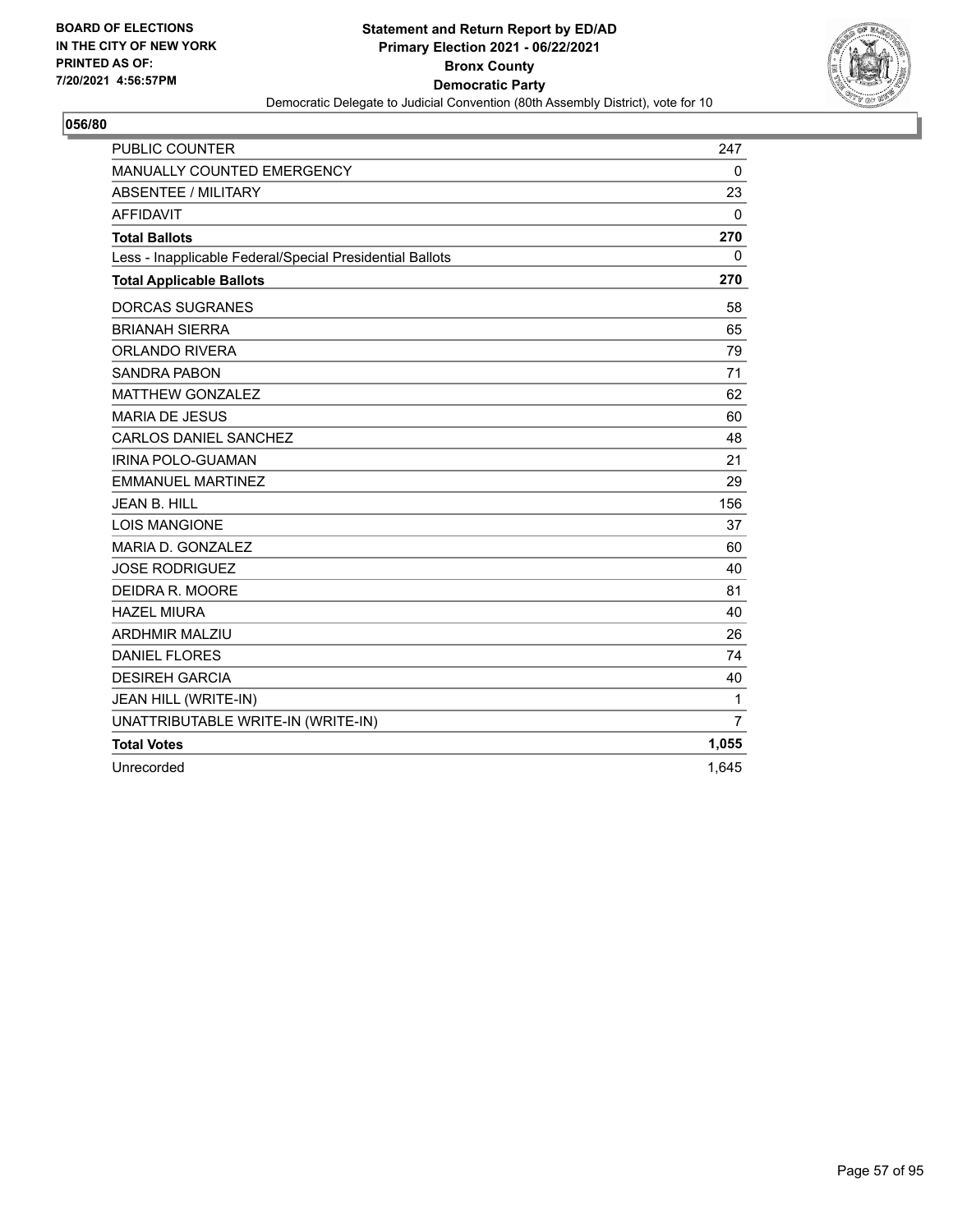BOARD OF ELECTIONS
IN THE CITY OF NEW YORK
PRINTED AS OF:
7/20/2021 4:56:57PM

**Statement and Return Report by ED/AD**
**Primary Election 2021 - 06/22/2021**
**Bronx County**
**Democratic Party**
Democratic Delegate to Judicial Convention (80th Assembly District), vote for 10

**056/80**

| | |
|---|---|
| PUBLIC COUNTER | 247 |
| MANUALLY COUNTED EMERGENCY | 0 |
| ABSENTEE / MILITARY | 23 |
| AFFIDAVIT | 0 |
| **Total Ballots** | **270** |
| Less - Inapplicable Federal/Special Presidential Ballots | 0 |
| **Total Applicable Ballots** | **270** |
| DORCAS SUGRANES | 58 |
| BRIANAH SIERRA | 65 |
| ORLANDO RIVERA | 79 |
| SANDRA PABON | 71 |
| MATTHEW GONZALEZ | 62 |
| MARIA DE JESUS | 60 |
| CARLOS DANIEL SANCHEZ | 48 |
| IRINA POLO-GUAMAN | 21 |
| EMMANUEL MARTINEZ | 29 |
| JEAN B. HILL | 156 |
| LOIS MANGIONE | 37 |
| MARIA D. GONZALEZ | 60 |
| JOSE RODRIGUEZ | 40 |
| DEIDRA R. MOORE | 81 |
| HAZEL MIURA | 40 |
| ARDHMIR MALZIU | 26 |
| DANIEL FLORES | 74 |
| DESIREH GARCIA | 40 |
| JEAN HILL (WRITE-IN) | 1 |
| UNATTRIBUTABLE WRITE-IN (WRITE-IN) | 7 |
| **Total Votes** | **1,055** |
| Unrecorded | 1,645 |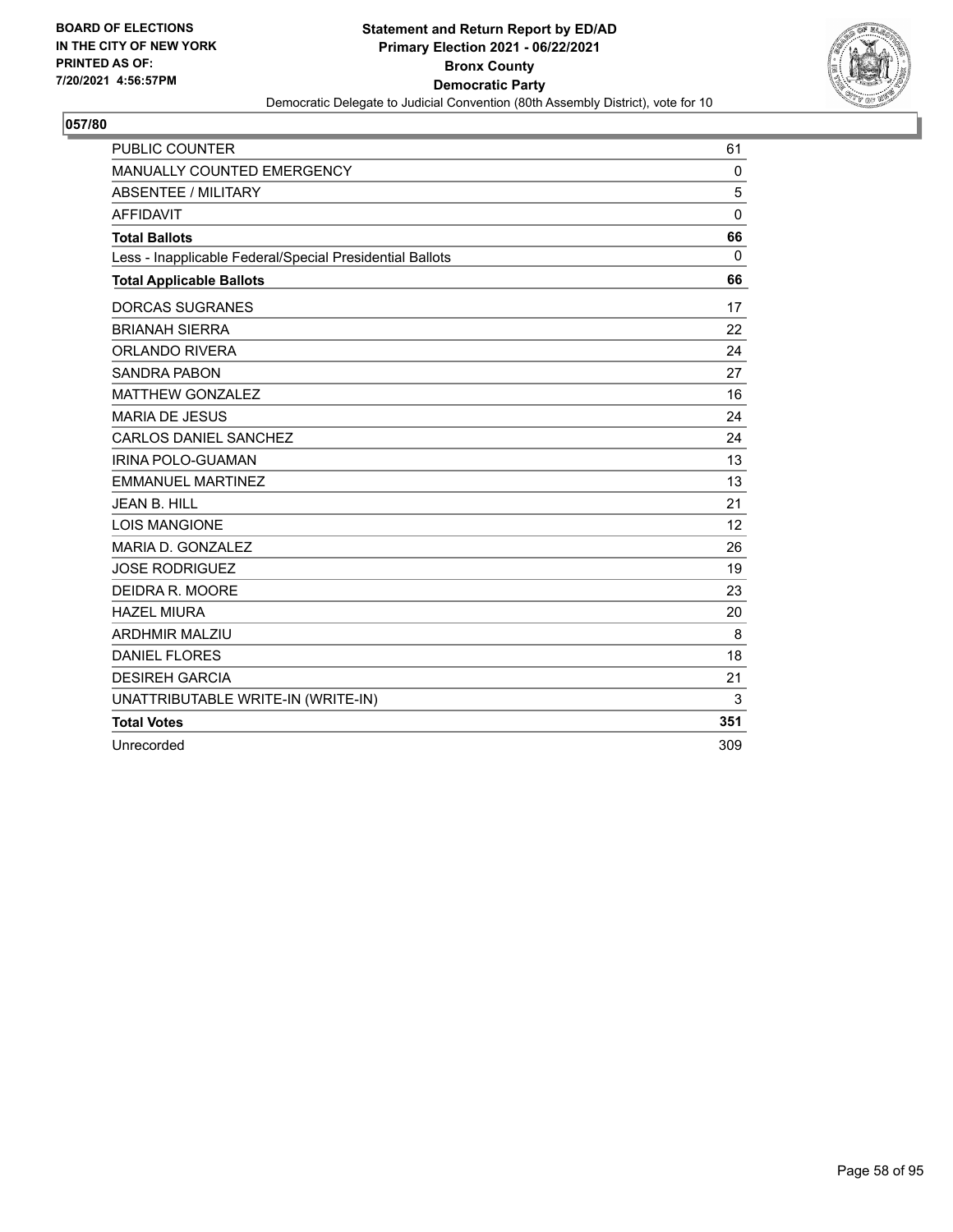BOARD OF ELECTIONS
IN THE CITY OF NEW YORK
PRINTED AS OF:
7/20/2021 4:56:57PM

**Statement and Return Report by ED/AD**
**Primary Election 2021 - 06/22/2021**
**Bronx County**
**Democratic Party**
Democratic Delegate to Judicial Convention (80th Assembly District), vote for 10

**057/80**

| | |
|---|---|
| PUBLIC COUNTER | 61 |
| MANUALLY COUNTED EMERGENCY | 0 |
| ABSENTEE / MILITARY | 5 |
| AFFIDAVIT | 0 |
| **Total Ballots** | **66** |
| Less - Inapplicable Federal/Special Presidential Ballots | 0 |
| **Total Applicable Ballots** | **66** |
| DORCAS SUGRANES | 17 |
| BRIANAH SIERRA | 22 |
| ORLANDO RIVERA | 24 |
| SANDRA PABON | 27 |
| MATTHEW GONZALEZ | 16 |
| MARIA DE JESUS | 24 |
| CARLOS DANIEL SANCHEZ | 24 |
| IRINA POLO-GUAMAN | 13 |
| EMMANUEL MARTINEZ | 13 |
| JEAN B. HILL | 21 |
| LOIS MANGIONE | 12 |
| MARIA D. GONZALEZ | 26 |
| JOSE RODRIGUEZ | 19 |
| DEIDRA R. MOORE | 23 |
| HAZEL MIURA | 20 |
| ARDHMIR MALZIU | 8 |
| DANIEL FLORES | 18 |
| DESIREH GARCIA | 21 |
| UNATTRIBUTABLE WRITE-IN (WRITE-IN) | 3 |
| **Total Votes** | **351** |
| Unrecorded | 309 |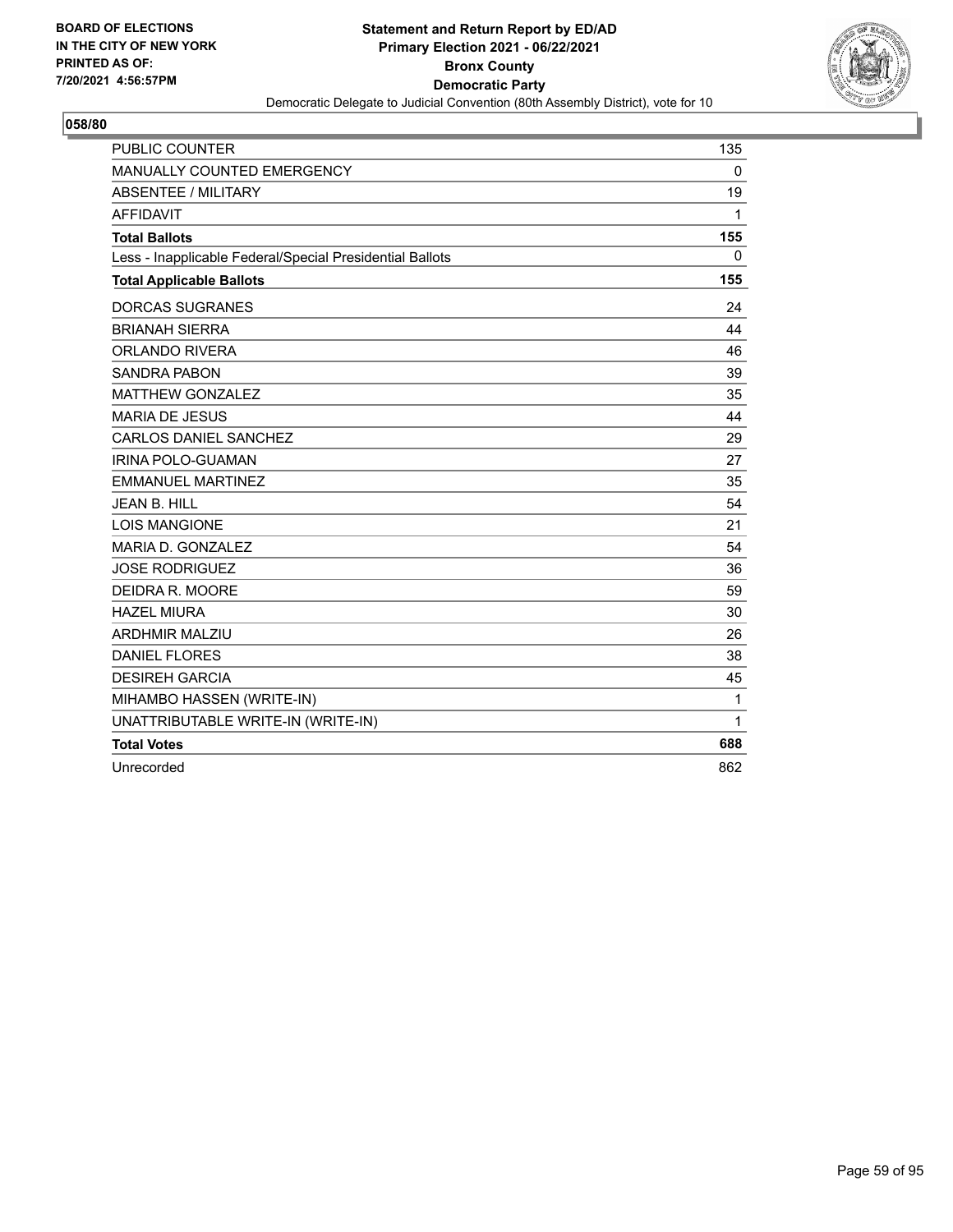BOARD OF ELECTIONS
IN THE CITY OF NEW YORK
PRINTED AS OF:
7/20/2021 4:56:57PM

**Statement and Return Report by ED/AD**
**Primary Election 2021 - 06/22/2021**
**Bronx County**
**Democratic Party**
Democratic Delegate to Judicial Convention (80th Assembly District), vote for 10

**058/80**

| | |
|---|---|
| PUBLIC COUNTER | 135 |
| MANUALLY COUNTED EMERGENCY | 0 |
| ABSENTEE / MILITARY | 19 |
| AFFIDAVIT | 1 |
| **Total Ballots** | **155** |
| Less - Inapplicable Federal/Special Presidential Ballots | 0 |
| **Total Applicable Ballots** | **155** |
| DORCAS SUGRANES | 24 |
| BRIANAH SIERRA | 44 |
| ORLANDO RIVERA | 46 |
| SANDRA PABON | 39 |
| MATTHEW GONZALEZ | 35 |
| MARIA DE JESUS | 44 |
| CARLOS DANIEL SANCHEZ | 29 |
| IRINA POLO-GUAMAN | 27 |
| EMMANUEL MARTINEZ | 35 |
| JEAN B. HILL | 54 |
| LOIS MANGIONE | 21 |
| MARIA D. GONZALEZ | 54 |
| JOSE RODRIGUEZ | 36 |
| DEIDRA R. MOORE | 59 |
| HAZEL MIURA | 30 |
| ARDHMIR MALZIU | 26 |
| DANIEL FLORES | 38 |
| DESIREH GARCIA | 45 |
| MIHAMBO HASSEN (WRITE-IN) | 1 |
| UNATTRIBUTABLE WRITE-IN (WRITE-IN) | 1 |
| **Total Votes** | **688** |
| Unrecorded | 862 |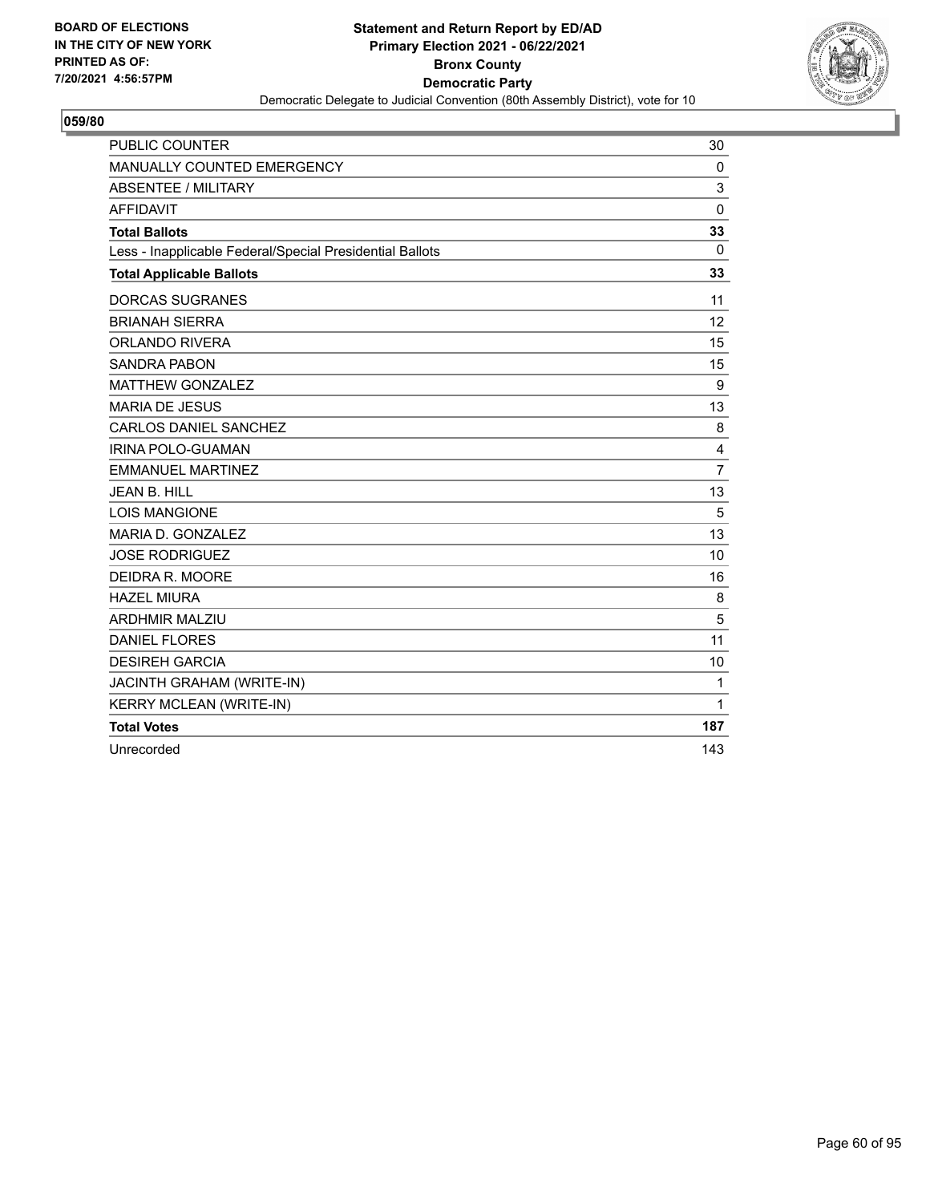BOARD OF ELECTIONS
IN THE CITY OF NEW YORK
PRINTED AS OF:
7/20/2021 4:56:57PM

**Statement and Return Report by ED/AD**
**Primary Election 2021 - 06/22/2021**
**Bronx County**
**Democratic Party**
Democratic Delegate to Judicial Convention (80th Assembly District), vote for 10

**059/80**

| | |
|---|---|
| PUBLIC COUNTER | 30 |
| MANUALLY COUNTED EMERGENCY | 0 |
| ABSENTEE / MILITARY | 3 |
| AFFIDAVIT | 0 |
| **Total Ballots** | **33** |
| Less - Inapplicable Federal/Special Presidential Ballots | 0 |
| **Total Applicable Ballots** | **33** |
| DORCAS SUGRANES | 11 |
| BRIANAH SIERRA | 12 |
| ORLANDO RIVERA | 15 |
| SANDRA PABON | 15 |
| MATTHEW GONZALEZ | 9 |
| MARIA DE JESUS | 13 |
| CARLOS DANIEL SANCHEZ | 8 |
| IRINA POLO-GUAMAN | 4 |
| EMMANUEL MARTINEZ | 7 |
| JEAN B. HILL | 13 |
| LOIS MANGIONE | 5 |
| MARIA D. GONZALEZ | 13 |
| JOSE RODRIGUEZ | 10 |
| DEIDRA R. MOORE | 16 |
| HAZEL MIURA | 8 |
| ARDHMIR MALZIU | 5 |
| DANIEL FLORES | 11 |
| DESIREH GARCIA | 10 |
| JACINTH GRAHAM (WRITE-IN) | 1 |
| KERRY MCLEAN (WRITE-IN) | 1 |
| **Total Votes** | **187** |
| Unrecorded | 143 |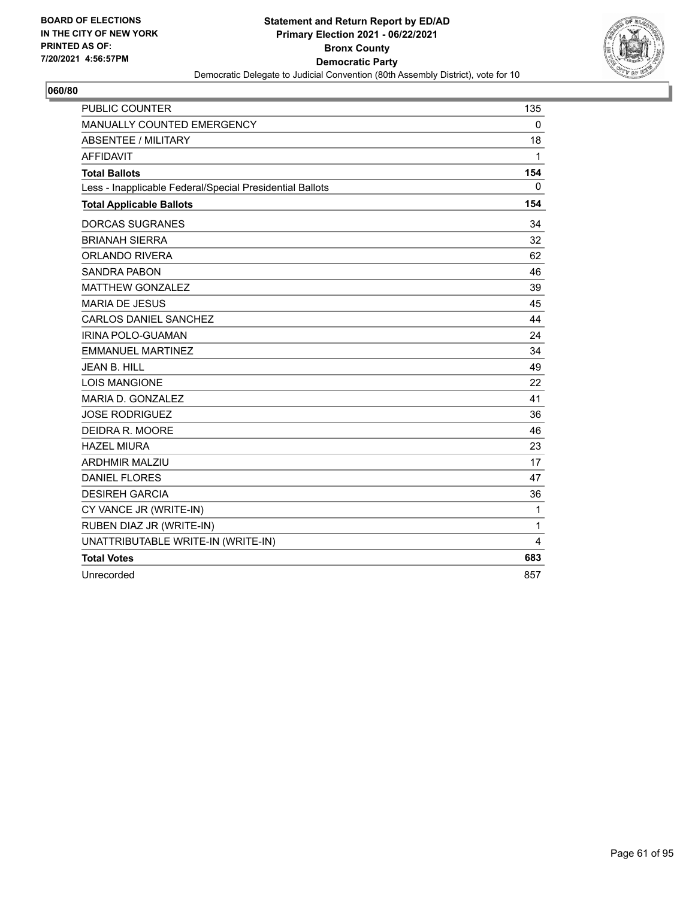BOARD OF ELECTIONS
IN THE CITY OF NEW YORK
PRINTED AS OF:
7/20/2021 4:56:57PM

**Statement and Return Report by ED/AD**
**Primary Election 2021 - 06/22/2021**
**Bronx County**
**Democratic Party**
Democratic Delegate to Judicial Convention (80th Assembly District), vote for 10

## 060/80

| | |
|---|---|
| PUBLIC COUNTER | 135 |
| MANUALLY COUNTED EMERGENCY | 0 |
| ABSENTEE / MILITARY | 18 |
| AFFIDAVIT | 1 |
| **Total Ballots** | **154** |
| Less - Inapplicable Federal/Special Presidential Ballots | 0 |
| **Total Applicable Ballots** | **154** |
| DORCAS SUGRANES | 34 |
| BRIANAH SIERRA | 32 |
| ORLANDO RIVERA | 62 |
| SANDRA PABON | 46 |
| MATTHEW GONZALEZ | 39 |
| MARIA DE JESUS | 45 |
| CARLOS DANIEL SANCHEZ | 44 |
| IRINA POLO-GUAMAN | 24 |
| EMMANUEL MARTINEZ | 34 |
| JEAN B. HILL | 49 |
| LOIS MANGIONE | 22 |
| MARIA D. GONZALEZ | 41 |
| JOSE RODRIGUEZ | 36 |
| DEIDRA R. MOORE | 46 |
| HAZEL MIURA | 23 |
| ARDHMIR MALZIU | 17 |
| DANIEL FLORES | 47 |
| DESIREH GARCIA | 36 |
| CY VANCE JR (WRITE-IN) | 1 |
| RUBEN DIAZ JR (WRITE-IN) | 1 |
| UNATTRIBUTABLE WRITE-IN (WRITE-IN) | 4 |
| **Total Votes** | **683** |
| Unrecorded | 857 |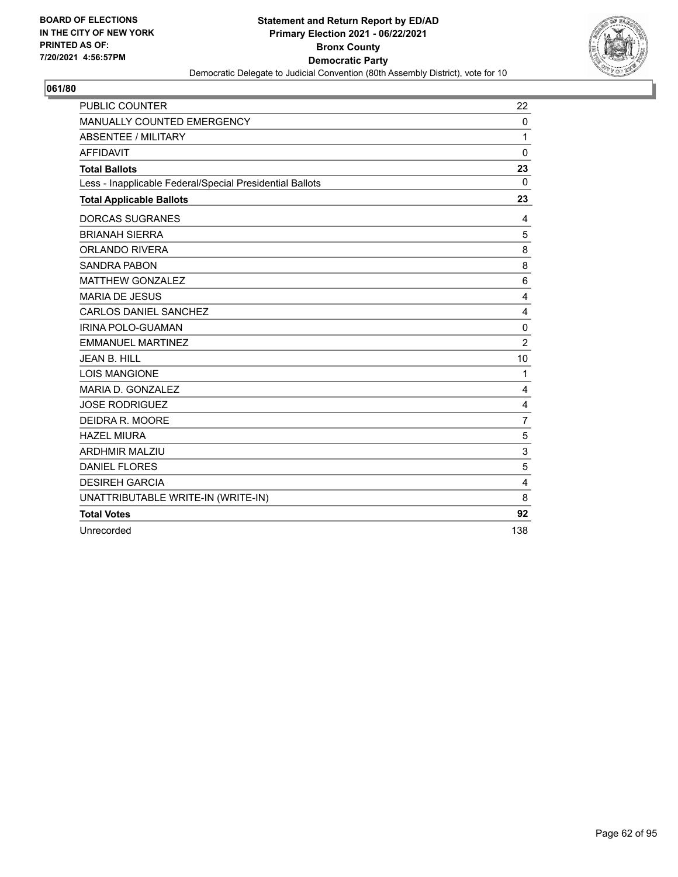BOARD OF ELECTIONS
IN THE CITY OF NEW YORK
PRINTED AS OF:
7/20/2021 4:56:57PM

**Statement and Return Report by ED/AD**
**Primary Election 2021 - 06/22/2021**
**Bronx County**
**Democratic Party**
Democratic Delegate to Judicial Convention (80th Assembly District), vote for 10

## 061/80

| | |
|---|---|
| PUBLIC COUNTER | 22 |
| MANUALLY COUNTED EMERGENCY | 0 |
| ABSENTEE / MILITARY | 1 |
| AFFIDAVIT | 0 |
| **Total Ballots** | **23** |
| Less - Inapplicable Federal/Special Presidential Ballots | 0 |
| **Total Applicable Ballots** | **23** |
| DORCAS SUGRANES | 4 |
| BRIANAH SIERRA | 5 |
| ORLANDO RIVERA | 8 |
| SANDRA PABON | 8 |
| MATTHEW GONZALEZ | 6 |
| MARIA DE JESUS | 4 |
| CARLOS DANIEL SANCHEZ | 4 |
| IRINA POLO-GUAMAN | 0 |
| EMMANUEL MARTINEZ | 2 |
| JEAN B. HILL | 10 |
| LOIS MANGIONE | 1 |
| MARIA D. GONZALEZ | 4 |
| JOSE RODRIGUEZ | 4 |
| DEIDRA R. MOORE | 7 |
| HAZEL MIURA | 5 |
| ARDHMIR MALZIU | 3 |
| DANIEL FLORES | 5 |
| DESIREH GARCIA | 4 |
| UNATTRIBUTABLE WRITE-IN (WRITE-IN) | 8 |
| **Total Votes** | **92** |
| Unrecorded | 138 |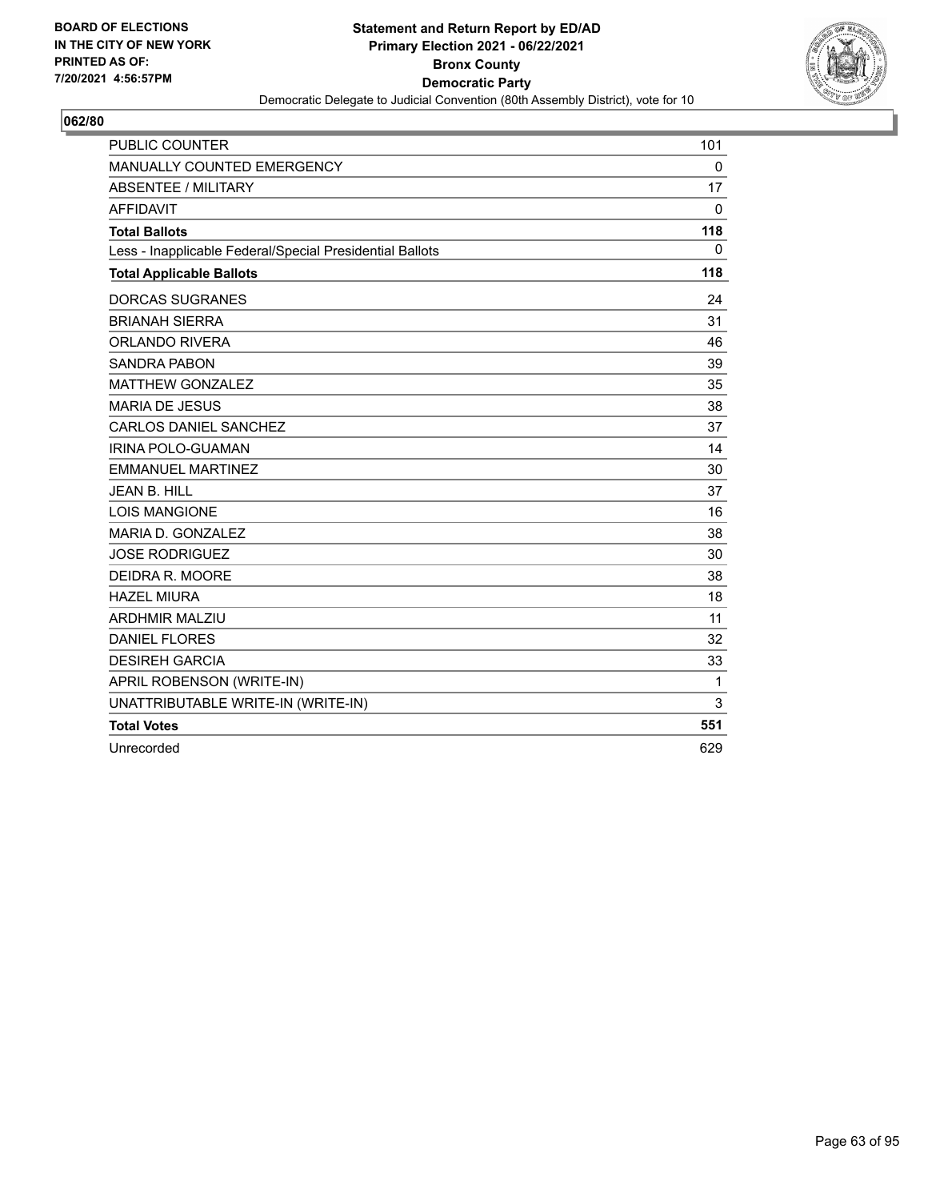BOARD OF ELECTIONS
IN THE CITY OF NEW YORK
PRINTED AS OF:
7/20/2021 4:56:57PM

**Statement and Return Report by ED/AD**
**Primary Election 2021 - 06/22/2021**
**Bronx County**
**Democratic Party**
Democratic Delegate to Judicial Convention (80th Assembly District), vote for 10

**062/80**

| | |
|---|---|
| PUBLIC COUNTER | 101 |
| MANUALLY COUNTED EMERGENCY | 0 |
| ABSENTEE / MILITARY | 17 |
| AFFIDAVIT | 0 |
| **Total Ballots** | **118** |
| Less - Inapplicable Federal/Special Presidential Ballots | 0 |
| **Total Applicable Ballots** | **118** |
| DORCAS SUGRANES | 24 |
| BRIANAH SIERRA | 31 |
| ORLANDO RIVERA | 46 |
| SANDRA PABON | 39 |
| MATTHEW GONZALEZ | 35 |
| MARIA DE JESUS | 38 |
| CARLOS DANIEL SANCHEZ | 37 |
| IRINA POLO-GUAMAN | 14 |
| EMMANUEL MARTINEZ | 30 |
| JEAN B. HILL | 37 |
| LOIS MANGIONE | 16 |
| MARIA D. GONZALEZ | 38 |
| JOSE RODRIGUEZ | 30 |
| DEIDRA R. MOORE | 38 |
| HAZEL MIURA | 18 |
| ARDHMIR MALZIU | 11 |
| DANIEL FLORES | 32 |
| DESIREH GARCIA | 33 |
| APRIL ROBENSON (WRITE-IN) | 1 |
| UNATTRIBUTABLE WRITE-IN (WRITE-IN) | 3 |
| **Total Votes** | **551** |
| Unrecorded | 629 |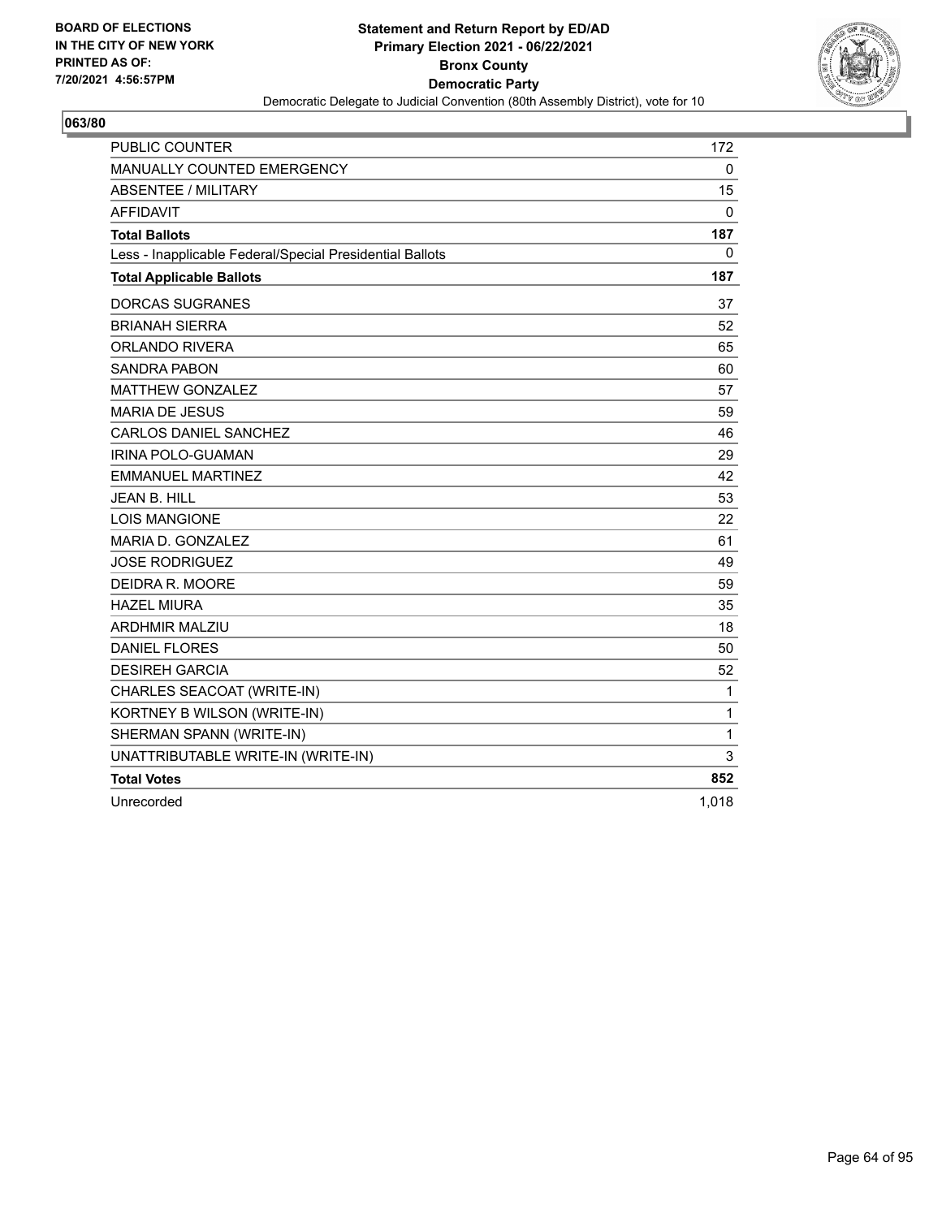BOARD OF ELECTIONS
IN THE CITY OF NEW YORK
PRINTED AS OF:
7/20/2021 4:56:57PM

**Statement and Return Report by ED/AD**
**Primary Election 2021 - 06/22/2021**
**Bronx County**
**Democratic Party**
Democratic Delegate to Judicial Convention (80th Assembly District), vote for 10

**063/80**

| | |
|---|---|
| PUBLIC COUNTER | 172 |
| MANUALLY COUNTED EMERGENCY | 0 |
| ABSENTEE / MILITARY | 15 |
| AFFIDAVIT | 0 |
| **Total Ballots** | **187** |
| Less - Inapplicable Federal/Special Presidential Ballots | 0 |
| **Total Applicable Ballots** | **187** |
| DORCAS SUGRANES | 37 |
| BRIANAH SIERRA | 52 |
| ORLANDO RIVERA | 65 |
| SANDRA PABON | 60 |
| MATTHEW GONZALEZ | 57 |
| MARIA DE JESUS | 59 |
| CARLOS DANIEL SANCHEZ | 46 |
| IRINA POLO-GUAMAN | 29 |
| EMMANUEL MARTINEZ | 42 |
| JEAN B. HILL | 53 |
| LOIS MANGIONE | 22 |
| MARIA D. GONZALEZ | 61 |
| JOSE RODRIGUEZ | 49 |
| DEIDRA R. MOORE | 59 |
| HAZEL MIURA | 35 |
| ARDHMIR MALZIU | 18 |
| DANIEL FLORES | 50 |
| DESIREH GARCIA | 52 |
| CHARLES SEACOAT (WRITE-IN) | 1 |
| KORTNEY B WILSON (WRITE-IN) | 1 |
| SHERMAN SPANN (WRITE-IN) | 1 |
| UNATTRIBUTABLE WRITE-IN (WRITE-IN) | 3 |
| **Total Votes** | **852** |
| Unrecorded | 1,018 |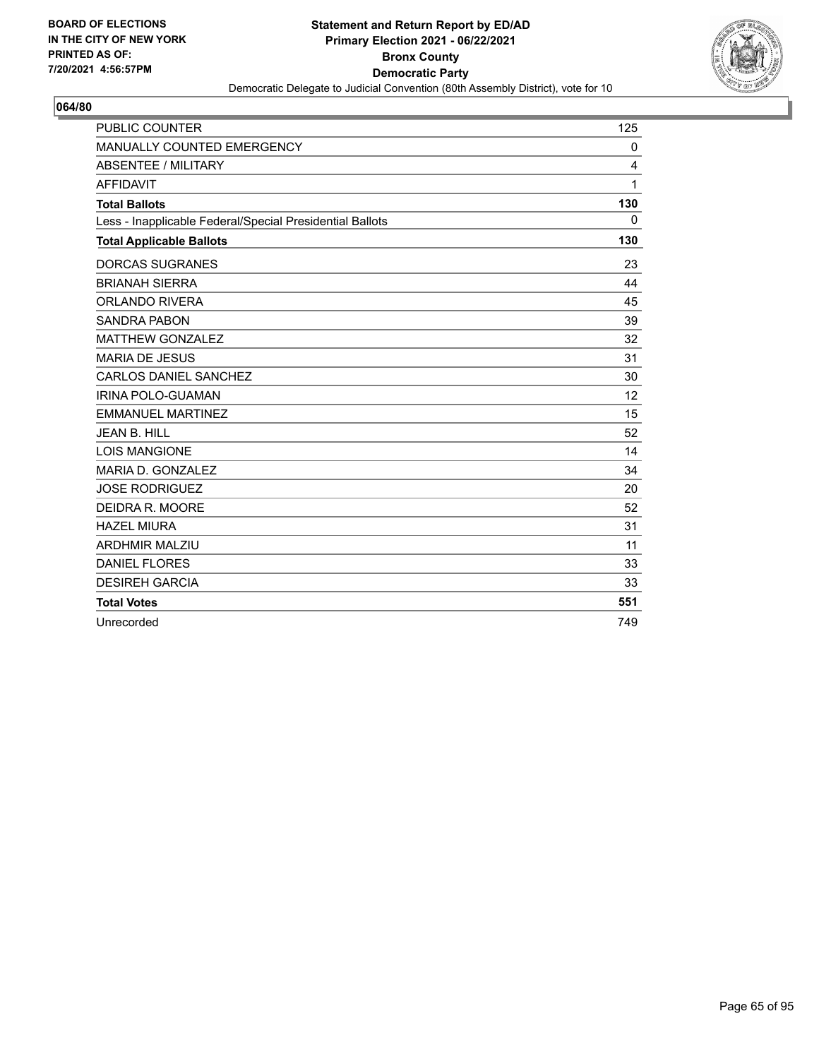BOARD OF ELECTIONS
IN THE CITY OF NEW YORK
PRINTED AS OF:
7/20/2021 4:56:57PM

**Statement and Return Report by ED/AD**
**Primary Election 2021 - 06/22/2021**
**Bronx County**
**Democratic Party**
Democratic Delegate to Judicial Convention (80th Assembly District), vote for 10

## 064/80

| | |
|---|---|
| PUBLIC COUNTER | 125 |
| MANUALLY COUNTED EMERGENCY | 0 |
| ABSENTEE / MILITARY | 4 |
| AFFIDAVIT | 1 |
| **Total Ballots** | **130** |
| Less - Inapplicable Federal/Special Presidential Ballots | 0 |
| **Total Applicable Ballots** | **130** |
| DORCAS SUGRANES | 23 |
| BRIANAH SIERRA | 44 |
| ORLANDO RIVERA | 45 |
| SANDRA PABON | 39 |
| MATTHEW GONZALEZ | 32 |
| MARIA DE JESUS | 31 |
| CARLOS DANIEL SANCHEZ | 30 |
| IRINA POLO-GUAMAN | 12 |
| EMMANUEL MARTINEZ | 15 |
| JEAN B. HILL | 52 |
| LOIS MANGIONE | 14 |
| MARIA D. GONZALEZ | 34 |
| JOSE RODRIGUEZ | 20 |
| DEIDRA R. MOORE | 52 |
| HAZEL MIURA | 31 |
| ARDHMIR MALZIU | 11 |
| DANIEL FLORES | 33 |
| DESIREH GARCIA | 33 |
| **Total Votes** | **551** |
| Unrecorded | 749 |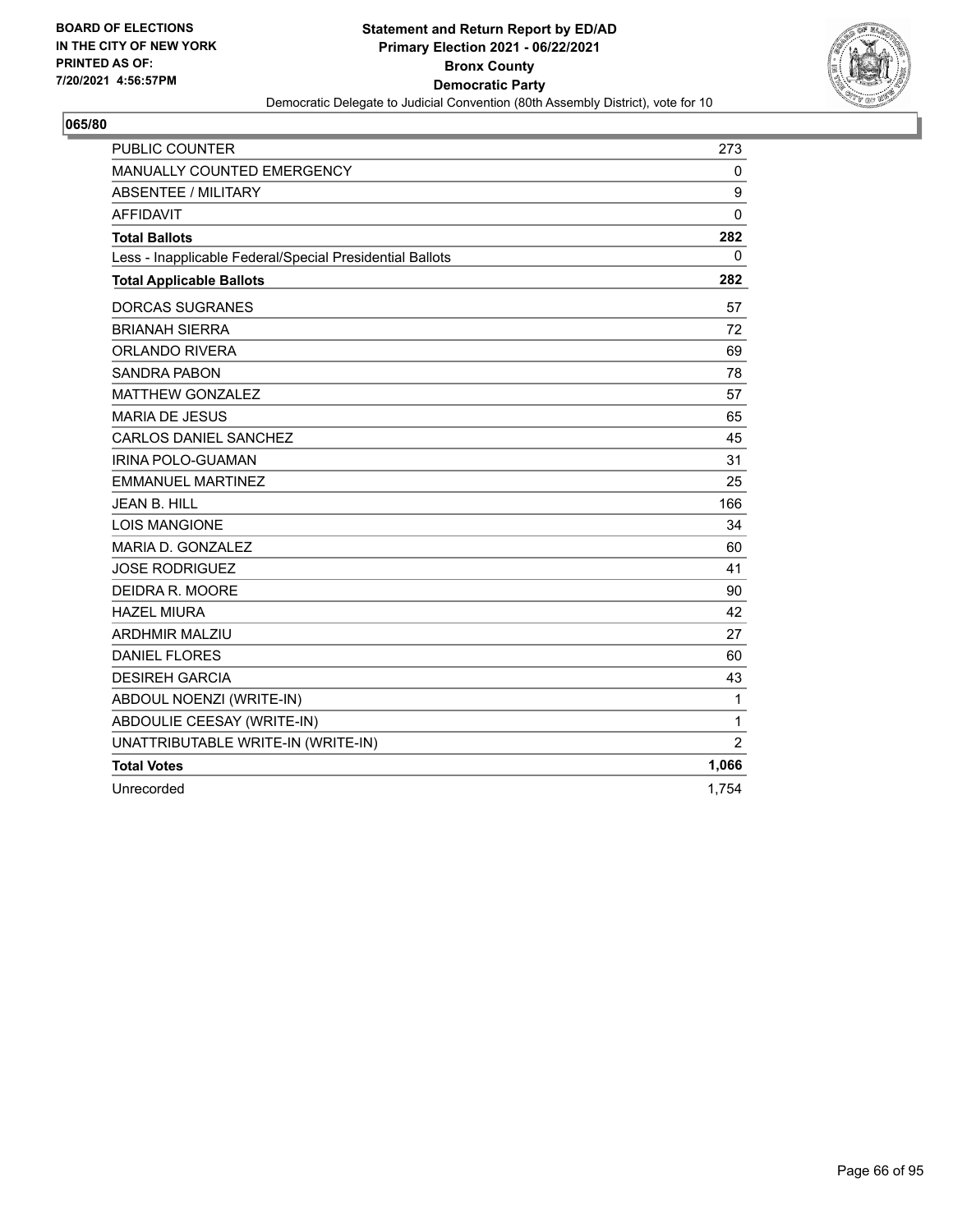BOARD OF ELECTIONS
IN THE CITY OF NEW YORK
PRINTED AS OF:
7/20/2021 4:56:57PM

**Statement and Return Report by ED/AD**
**Primary Election 2021 - 06/22/2021**
**Bronx County**
**Democratic Party**
Democratic Delegate to Judicial Convention (80th Assembly District), vote for 10

## 065/80

| | |
|---|---|
| PUBLIC COUNTER | 273 |
| MANUALLY COUNTED EMERGENCY | 0 |
| ABSENTEE / MILITARY | 9 |
| AFFIDAVIT | 0 |
| **Total Ballots** | **282** |
| Less - Inapplicable Federal/Special Presidential Ballots | 0 |
| **Total Applicable Ballots** | **282** |
| DORCAS SUGRANES | 57 |
| BRIANAH SIERRA | 72 |
| ORLANDO RIVERA | 69 |
| SANDRA PABON | 78 |
| MATTHEW GONZALEZ | 57 |
| MARIA DE JESUS | 65 |
| CARLOS DANIEL SANCHEZ | 45 |
| IRINA POLO-GUAMAN | 31 |
| EMMANUEL MARTINEZ | 25 |
| JEAN B. HILL | 166 |
| LOIS MANGIONE | 34 |
| MARIA D. GONZALEZ | 60 |
| JOSE RODRIGUEZ | 41 |
| DEIDRA R. MOORE | 90 |
| HAZEL MIURA | 42 |
| ARDHMIR MALZIU | 27 |
| DANIEL FLORES | 60 |
| DESIREH GARCIA | 43 |
| ABDOUL NOENZI (WRITE-IN) | 1 |
| ABDOULIE CEESAY (WRITE-IN) | 1 |
| UNATTRIBUTABLE WRITE-IN (WRITE-IN) | 2 |
| **Total Votes** | **1,066** |
| Unrecorded | 1,754 |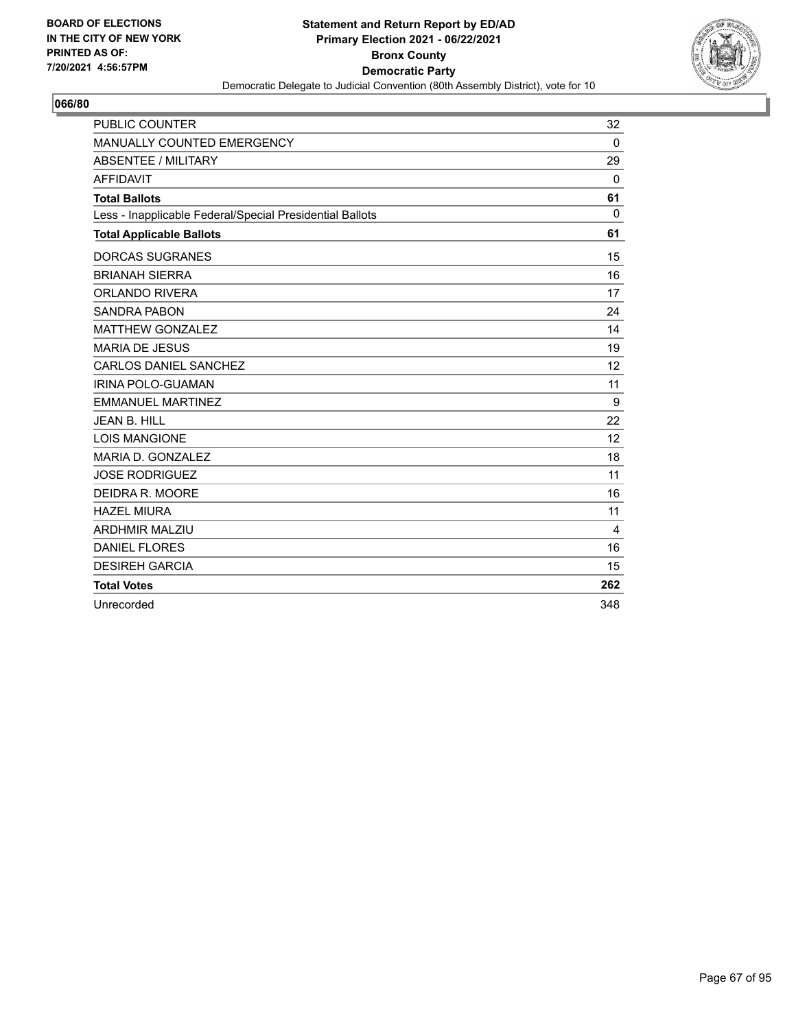BOARD OF ELECTIONS
IN THE CITY OF NEW YORK
PRINTED AS OF:
7/20/2021 4:56:57PM

**Statement and Return Report by ED/AD**
**Primary Election 2021 - 06/22/2021**
**Bronx County**
**Democratic Party**
Democratic Delegate to Judicial Convention (80th Assembly District), vote for 10

## 066/80

| | |
|---|---|
| PUBLIC COUNTER | 32 |
| MANUALLY COUNTED EMERGENCY | 0 |
| ABSENTEE / MILITARY | 29 |
| AFFIDAVIT | 0 |
| **Total Ballots** | **61** |
| Less - Inapplicable Federal/Special Presidential Ballots | 0 |
| **Total Applicable Ballots** | **61** |
| DORCAS SUGRANES | 15 |
| BRIANAH SIERRA | 16 |
| ORLANDO RIVERA | 17 |
| SANDRA PABON | 24 |
| MATTHEW GONZALEZ | 14 |
| MARIA DE JESUS | 19 |
| CARLOS DANIEL SANCHEZ | 12 |
| IRINA POLO-GUAMAN | 11 |
| EMMANUEL MARTINEZ | 9 |
| JEAN B. HILL | 22 |
| LOIS MANGIONE | 12 |
| MARIA D. GONZALEZ | 18 |
| JOSE RODRIGUEZ | 11 |
| DEIDRA R. MOORE | 16 |
| HAZEL MIURA | 11 |
| ARDHMIR MALZIU | 4 |
| DANIEL FLORES | 16 |
| DESIREH GARCIA | 15 |
| **Total Votes** | **262** |
| Unrecorded | 348 |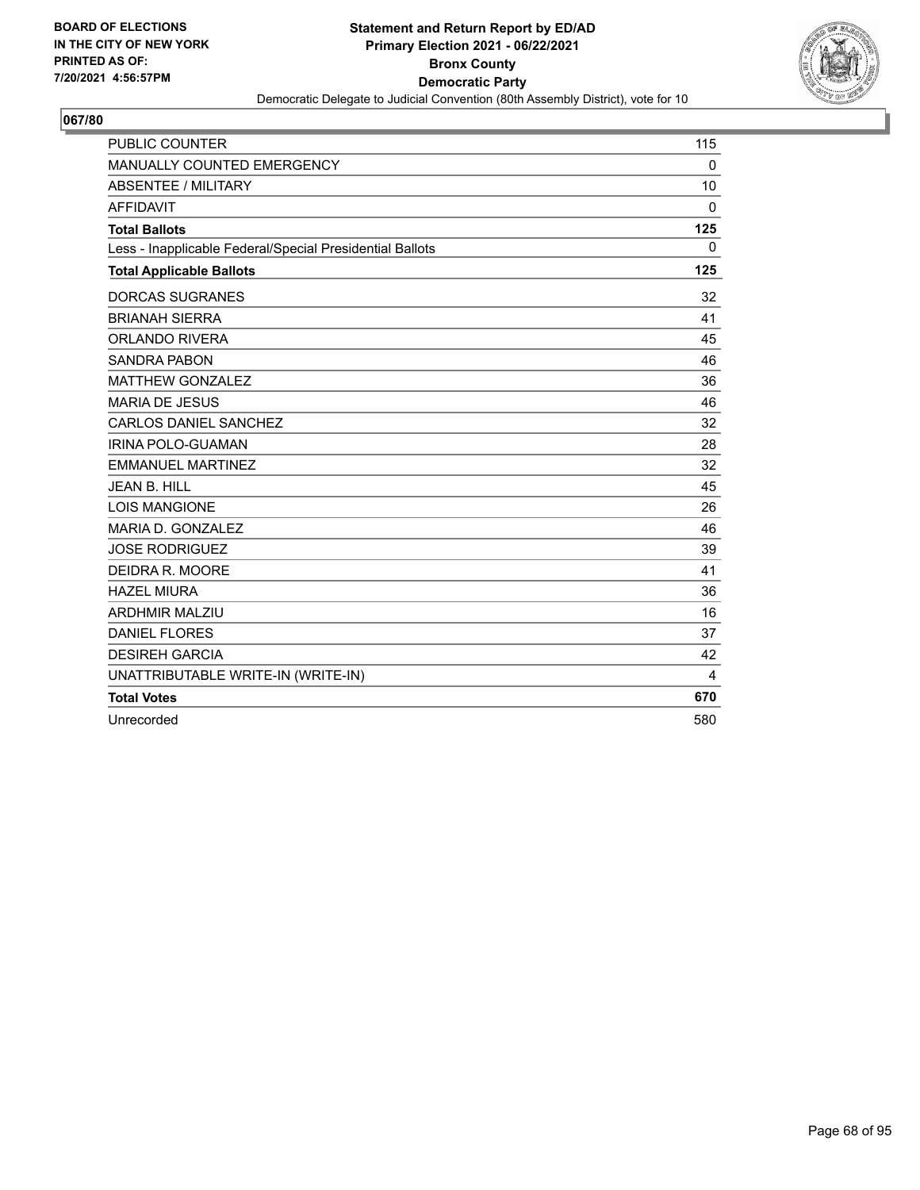BOARD OF ELECTIONS
IN THE CITY OF NEW YORK
PRINTED AS OF:
7/20/2021 4:56:57PM

**Statement and Return Report by ED/AD**
**Primary Election 2021 - 06/22/2021**
**Bronx County**
**Democratic Party**
Democratic Delegate to Judicial Convention (80th Assembly District), vote for 10

## 067/80

| | |
|---|---|
| PUBLIC COUNTER | 115 |
| MANUALLY COUNTED EMERGENCY | 0 |
| ABSENTEE / MILITARY | 10 |
| AFFIDAVIT | 0 |
| **Total Ballots** | **125** |
| Less - Inapplicable Federal/Special Presidential Ballots | 0 |
| **Total Applicable Ballots** | **125** |
| DORCAS SUGRANES | 32 |
| BRIANAH SIERRA | 41 |
| ORLANDO RIVERA | 45 |
| SANDRA PABON | 46 |
| MATTHEW GONZALEZ | 36 |
| MARIA DE JESUS | 46 |
| CARLOS DANIEL SANCHEZ | 32 |
| IRINA POLO-GUAMAN | 28 |
| EMMANUEL MARTINEZ | 32 |
| JEAN B. HILL | 45 |
| LOIS MANGIONE | 26 |
| MARIA D. GONZALEZ | 46 |
| JOSE RODRIGUEZ | 39 |
| DEIDRA R. MOORE | 41 |
| HAZEL MIURA | 36 |
| ARDHMIR MALZIU | 16 |
| DANIEL FLORES | 37 |
| DESIREH GARCIA | 42 |
| UNATTRIBUTABLE WRITE-IN (WRITE-IN) | 4 |
| **Total Votes** | **670** |
| Unrecorded | 580 |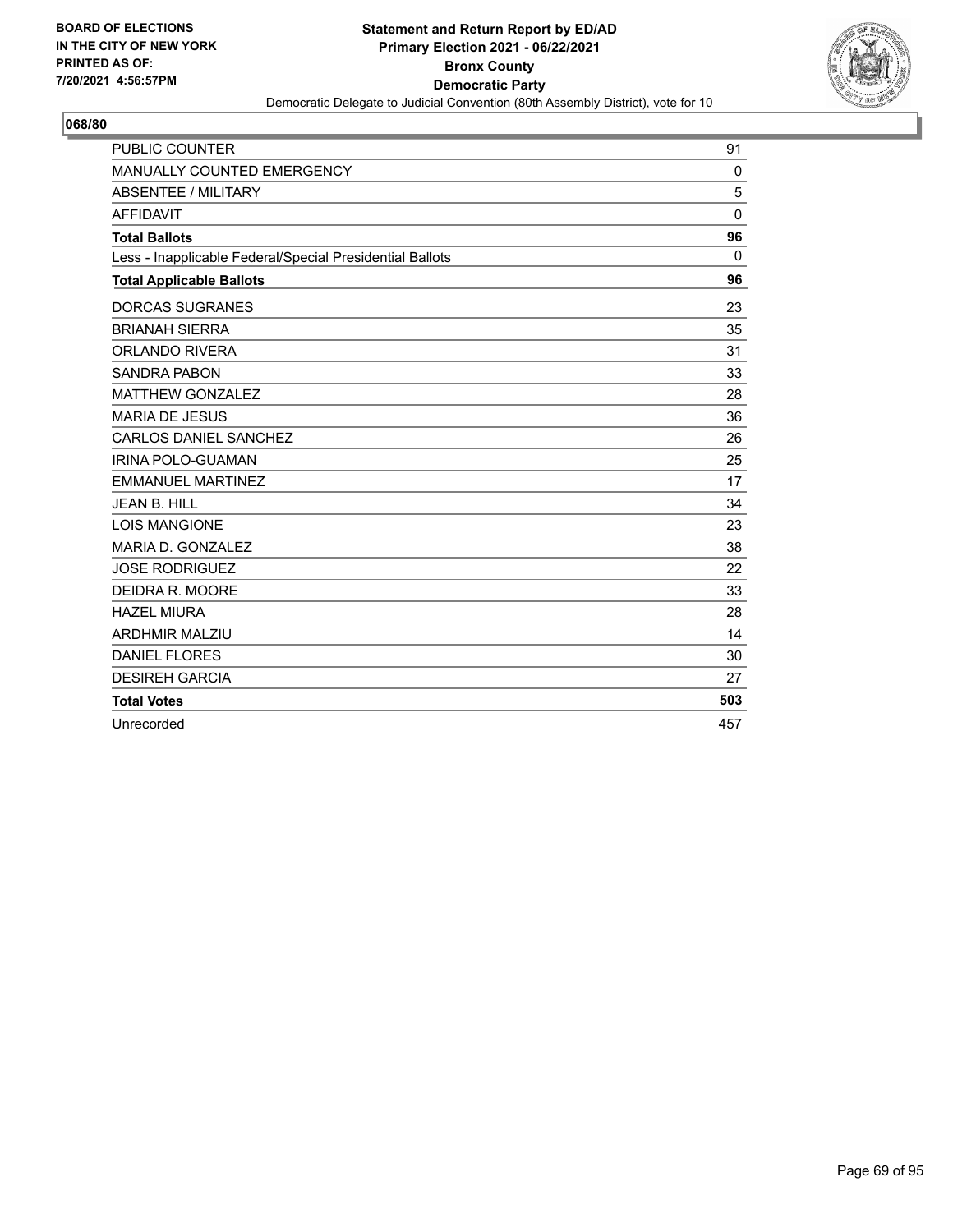BOARD OF ELECTIONS
IN THE CITY OF NEW YORK
PRINTED AS OF:
7/20/2021 4:56:57PM

**Statement and Return Report by ED/AD**
**Primary Election 2021 - 06/22/2021**
**Bronx County**
**Democratic Party**
Democratic Delegate to Judicial Convention (80th Assembly District), vote for 10

## 068/80

| | |
|---|---|
| PUBLIC COUNTER | 91 |
| MANUALLY COUNTED EMERGENCY | 0 |
| ABSENTEE / MILITARY | 5 |
| AFFIDAVIT | 0 |
| **Total Ballots** | **96** |
| Less - Inapplicable Federal/Special Presidential Ballots | 0 |
| **Total Applicable Ballots** | **96** |
| DORCAS SUGRANES | 23 |
| BRIANAH SIERRA | 35 |
| ORLANDO RIVERA | 31 |
| SANDRA PABON | 33 |
| MATTHEW GONZALEZ | 28 |
| MARIA DE JESUS | 36 |
| CARLOS DANIEL SANCHEZ | 26 |
| IRINA POLO-GUAMAN | 25 |
| EMMANUEL MARTINEZ | 17 |
| JEAN B. HILL | 34 |
| LOIS MANGIONE | 23 |
| MARIA D. GONZALEZ | 38 |
| JOSE RODRIGUEZ | 22 |
| DEIDRA R. MOORE | 33 |
| HAZEL MIURA | 28 |
| ARDHMIR MALZIU | 14 |
| DANIEL FLORES | 30 |
| DESIREH GARCIA | 27 |
| **Total Votes** | **503** |
| Unrecorded | 457 |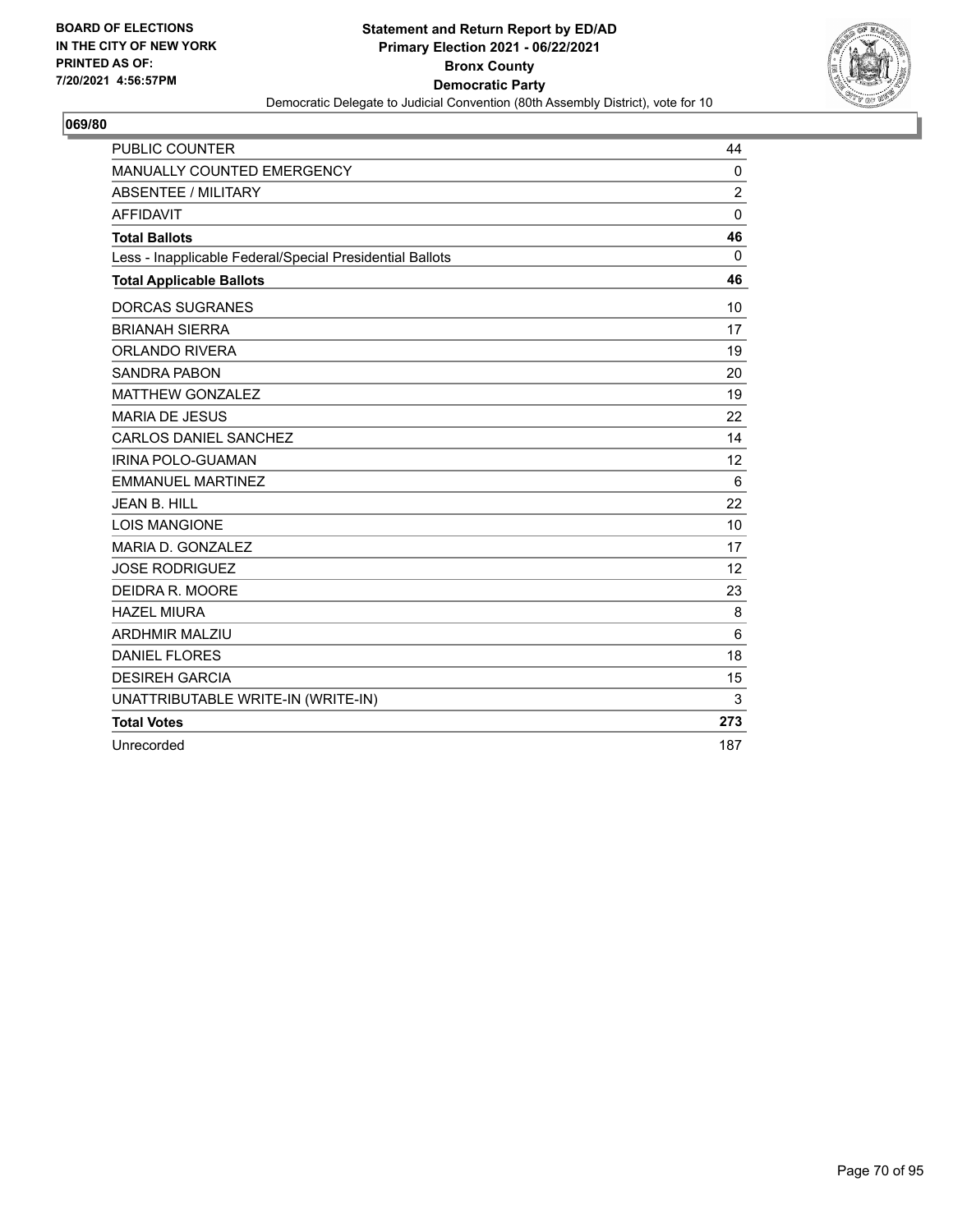BOARD OF ELECTIONS
IN THE CITY OF NEW YORK
PRINTED AS OF:
7/20/2021 4:56:57PM

**Statement and Return Report by ED/AD**
**Primary Election 2021 - 06/22/2021**
**Bronx County**
**Democratic Party**
Democratic Delegate to Judicial Convention (80th Assembly District), vote for 10

## 069/80

| | |
|---|---|
| PUBLIC COUNTER | 44 |
| MANUALLY COUNTED EMERGENCY | 0 |
| ABSENTEE / MILITARY | 2 |
| AFFIDAVIT | 0 |
| **Total Ballots** | **46** |
| Less - Inapplicable Federal/Special Presidential Ballots | 0 |
| **Total Applicable Ballots** | **46** |
| DORCAS SUGRANES | 10 |
| BRIANAH SIERRA | 17 |
| ORLANDO RIVERA | 19 |
| SANDRA PABON | 20 |
| MATTHEW GONZALEZ | 19 |
| MARIA DE JESUS | 22 |
| CARLOS DANIEL SANCHEZ | 14 |
| IRINA POLO-GUAMAN | 12 |
| EMMANUEL MARTINEZ | 6 |
| JEAN B. HILL | 22 |
| LOIS MANGIONE | 10 |
| MARIA D. GONZALEZ | 17 |
| JOSE RODRIGUEZ | 12 |
| DEIDRA R. MOORE | 23 |
| HAZEL MIURA | 8 |
| ARDHMIR MALZIU | 6 |
| DANIEL FLORES | 18 |
| DESIREH GARCIA | 15 |
| UNATTRIBUTABLE WRITE-IN (WRITE-IN) | 3 |
| **Total Votes** | **273** |
| Unrecorded | 187 |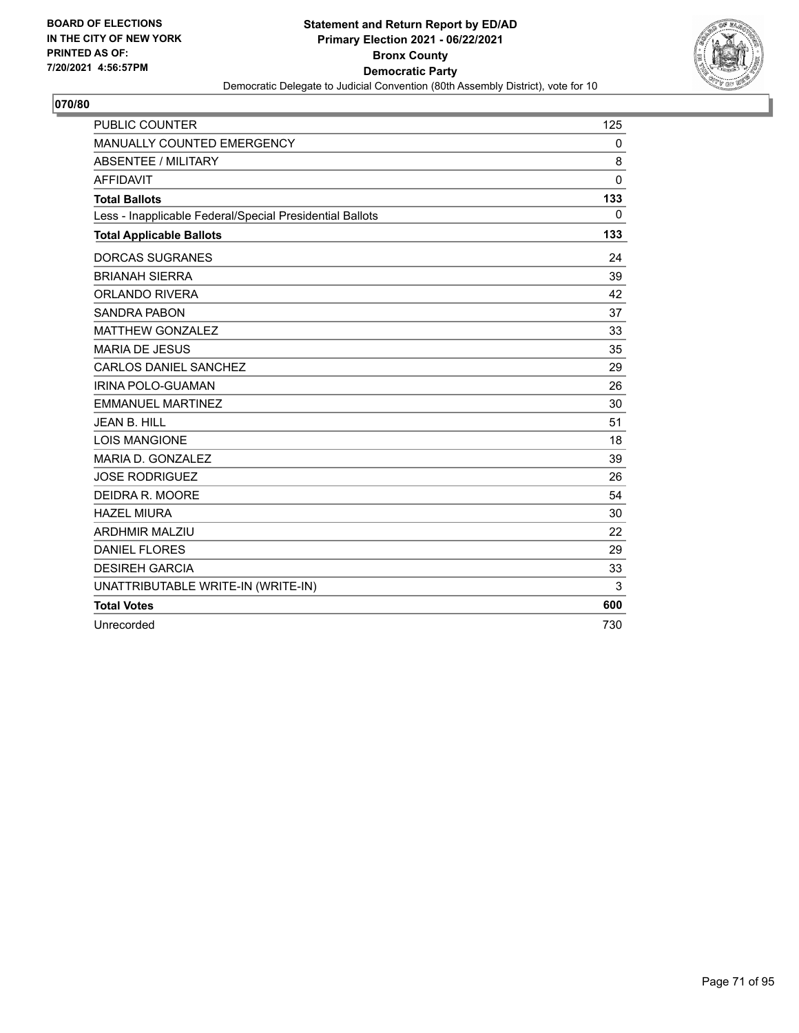BOARD OF ELECTIONS
IN THE CITY OF NEW YORK
PRINTED AS OF:
7/20/2021 4:56:57PM

**Statement and Return Report by ED/AD**
**Primary Election 2021 - 06/22/2021**
**Bronx County**
**Democratic Party**
Democratic Delegate to Judicial Convention (80th Assembly District), vote for 10

## 070/80

| | |
|---|---|
| PUBLIC COUNTER | 125 |
| MANUALLY COUNTED EMERGENCY | 0 |
| ABSENTEE / MILITARY | 8 |
| AFFIDAVIT | 0 |
| **Total Ballots** | **133** |
| Less - Inapplicable Federal/Special Presidential Ballots | 0 |
| **Total Applicable Ballots** | **133** |
| DORCAS SUGRANES | 24 |
| BRIANAH SIERRA | 39 |
| ORLANDO RIVERA | 42 |
| SANDRA PABON | 37 |
| MATTHEW GONZALEZ | 33 |
| MARIA DE JESUS | 35 |
| CARLOS DANIEL SANCHEZ | 29 |
| IRINA POLO-GUAMAN | 26 |
| EMMANUEL MARTINEZ | 30 |
| JEAN B. HILL | 51 |
| LOIS MANGIONE | 18 |
| MARIA D. GONZALEZ | 39 |
| JOSE RODRIGUEZ | 26 |
| DEIDRA R. MOORE | 54 |
| HAZEL MIURA | 30 |
| ARDHMIR MALZIU | 22 |
| DANIEL FLORES | 29 |
| DESIREH GARCIA | 33 |
| UNATTRIBUTABLE WRITE-IN (WRITE-IN) | 3 |
| **Total Votes** | **600** |
| Unrecorded | 730 |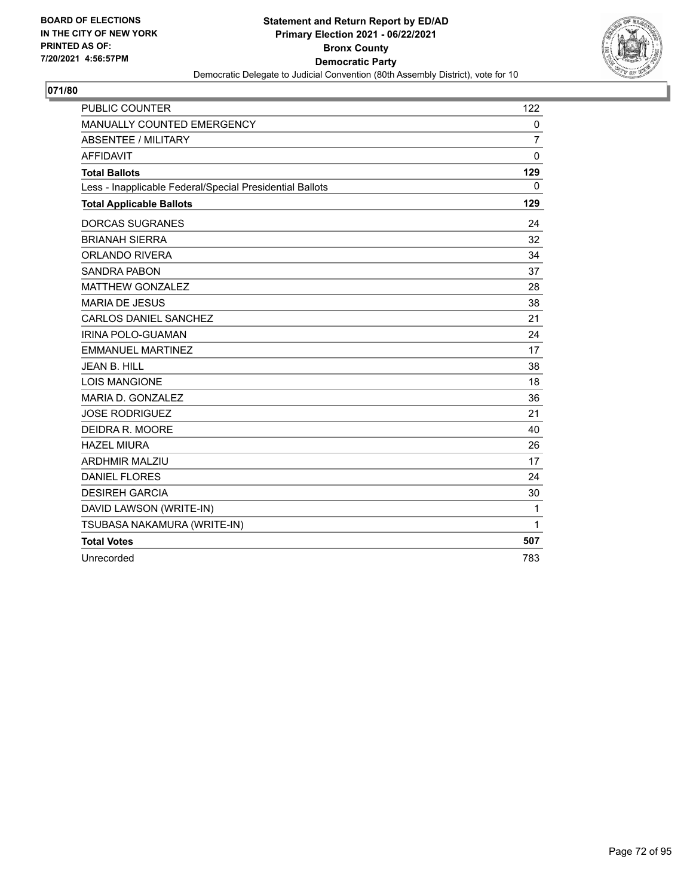BOARD OF ELECTIONS
IN THE CITY OF NEW YORK
PRINTED AS OF:
7/20/2021 4:56:57PM

**Statement and Return Report by ED/AD**
**Primary Election 2021 - 06/22/2021**
**Bronx County**
**Democratic Party**
Democratic Delegate to Judicial Convention (80th Assembly District), vote for 10

## 071/80

| | |
|---|---|
| PUBLIC COUNTER | 122 |
| MANUALLY COUNTED EMERGENCY | 0 |
| ABSENTEE / MILITARY | 7 |
| AFFIDAVIT | 0 |
| **Total Ballots** | **129** |
| Less - Inapplicable Federal/Special Presidential Ballots | 0 |
| **Total Applicable Ballots** | **129** |
| DORCAS SUGRANES | 24 |
| BRIANAH SIERRA | 32 |
| ORLANDO RIVERA | 34 |
| SANDRA PABON | 37 |
| MATTHEW GONZALEZ | 28 |
| MARIA DE JESUS | 38 |
| CARLOS DANIEL SANCHEZ | 21 |
| IRINA POLO-GUAMAN | 24 |
| EMMANUEL MARTINEZ | 17 |
| JEAN B. HILL | 38 |
| LOIS MANGIONE | 18 |
| MARIA D. GONZALEZ | 36 |
| JOSE RODRIGUEZ | 21 |
| DEIDRA R. MOORE | 40 |
| HAZEL MIURA | 26 |
| ARDHMIR MALZIU | 17 |
| DANIEL FLORES | 24 |
| DESIREH GARCIA | 30 |
| DAVID LAWSON (WRITE-IN) | 1 |
| TSUBASA NAKAMURA (WRITE-IN) | 1 |
| **Total Votes** | **507** |
| Unrecorded | 783 |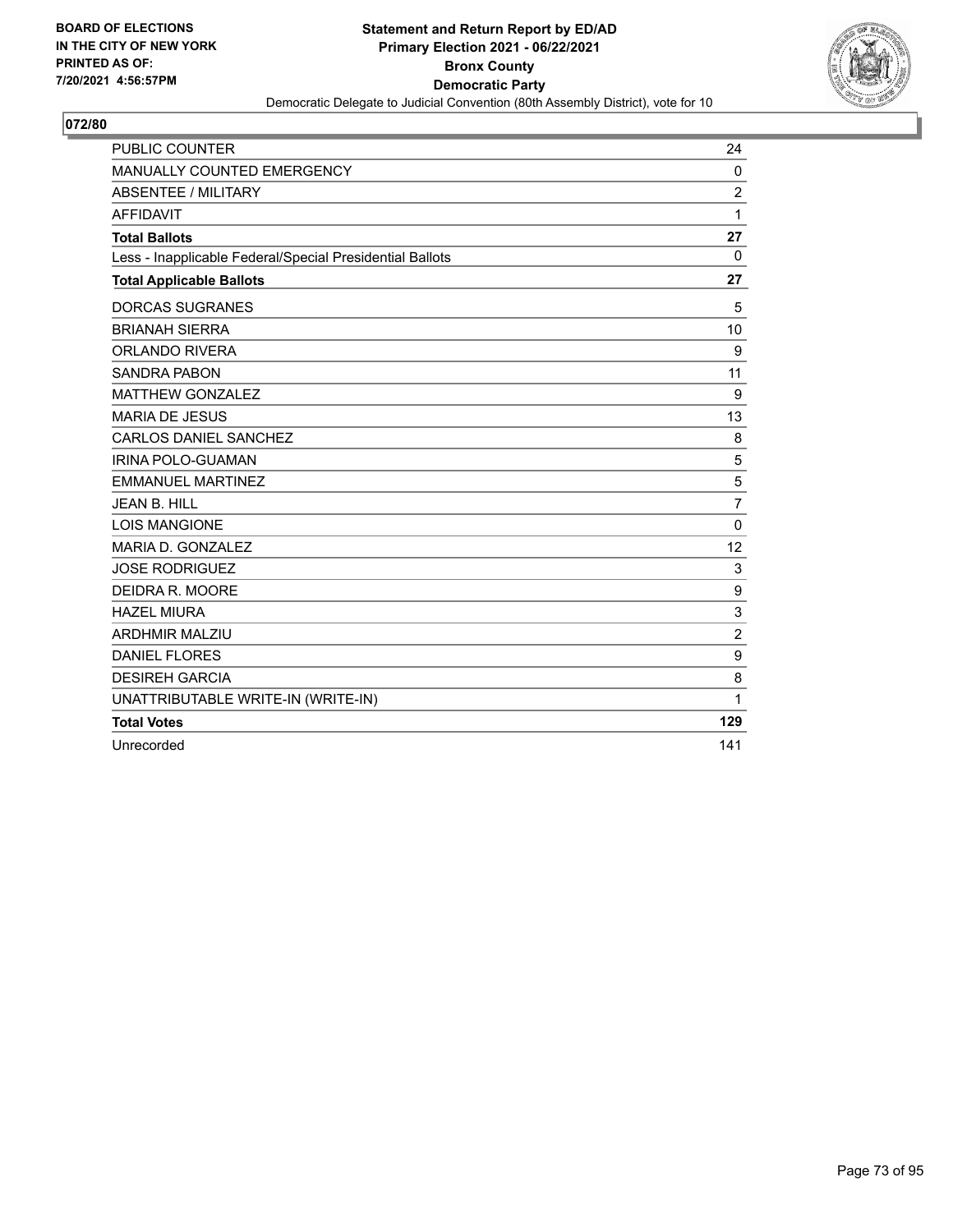BOARD OF ELECTIONS
IN THE CITY OF NEW YORK
PRINTED AS OF:
7/20/2021 4:56:57PM

**Statement and Return Report by ED/AD**
**Primary Election 2021 - 06/22/2021**
**Bronx County**
**Democratic Party**
Democratic Delegate to Judicial Convention (80th Assembly District), vote for 10

## 072/80

| | |
|---|---|
| PUBLIC COUNTER | 24 |
| MANUALLY COUNTED EMERGENCY | 0 |
| ABSENTEE / MILITARY | 2 |
| AFFIDAVIT | 1 |
| **Total Ballots** | **27** |
| Less - Inapplicable Federal/Special Presidential Ballots | 0 |
| **Total Applicable Ballots** | **27** |
| DORCAS SUGRANES | 5 |
| BRIANAH SIERRA | 10 |
| ORLANDO RIVERA | 9 |
| SANDRA PABON | 11 |
| MATTHEW GONZALEZ | 9 |
| MARIA DE JESUS | 13 |
| CARLOS DANIEL SANCHEZ | 8 |
| IRINA POLO-GUAMAN | 5 |
| EMMANUEL MARTINEZ | 5 |
| JEAN B. HILL | 7 |
| LOIS MANGIONE | 0 |
| MARIA D. GONZALEZ | 12 |
| JOSE RODRIGUEZ | 3 |
| DEIDRA R. MOORE | 9 |
| HAZEL MIURA | 3 |
| ARDHMIR MALZIU | 2 |
| DANIEL FLORES | 9 |
| DESIREH GARCIA | 8 |
| UNATTRIBUTABLE WRITE-IN (WRITE-IN) | 1 |
| **Total Votes** | **129** |
| Unrecorded | 141 |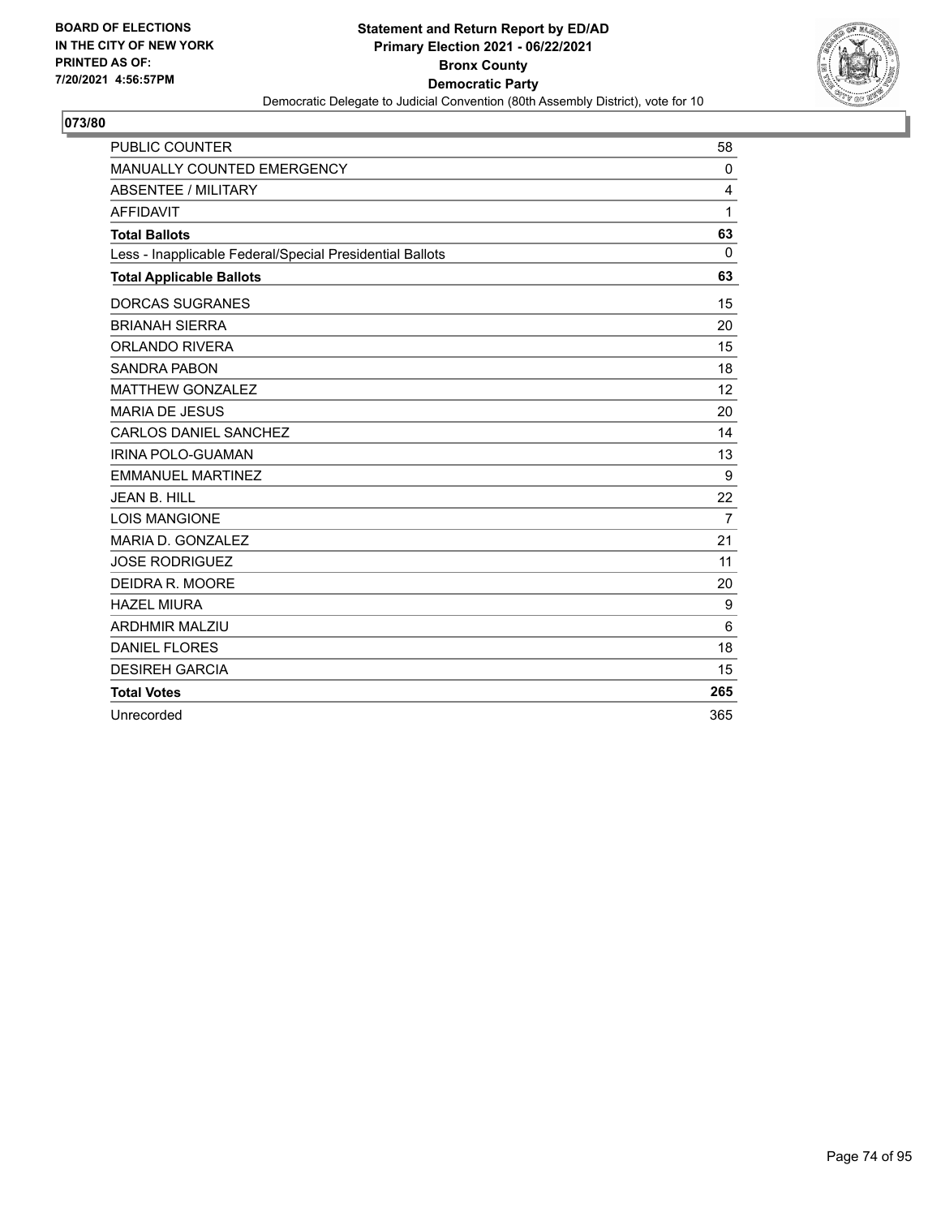BOARD OF ELECTIONS
IN THE CITY OF NEW YORK
PRINTED AS OF:
7/20/2021 4:56:57PM

**Statement and Return Report by ED/AD**
**Primary Election 2021 - 06/22/2021**
**Bronx County**
**Democratic Party**
Democratic Delegate to Judicial Convention (80th Assembly District), vote for 10

## 073/80

| | |
|---|---|
| PUBLIC COUNTER | 58 |
| MANUALLY COUNTED EMERGENCY | 0 |
| ABSENTEE / MILITARY | 4 |
| AFFIDAVIT | 1 |
| **Total Ballots** | **63** |
| Less - Inapplicable Federal/Special Presidential Ballots | 0 |
| **Total Applicable Ballots** | **63** |
| DORCAS SUGRANES | 15 |
| BRIANAH SIERRA | 20 |
| ORLANDO RIVERA | 15 |
| SANDRA PABON | 18 |
| MATTHEW GONZALEZ | 12 |
| MARIA DE JESUS | 20 |
| CARLOS DANIEL SANCHEZ | 14 |
| IRINA POLO-GUAMAN | 13 |
| EMMANUEL MARTINEZ | 9 |
| JEAN B. HILL | 22 |
| LOIS MANGIONE | 7 |
| MARIA D. GONZALEZ | 21 |
| JOSE RODRIGUEZ | 11 |
| DEIDRA R. MOORE | 20 |
| HAZEL MIURA | 9 |
| ARDHMIR MALZIU | 6 |
| DANIEL FLORES | 18 |
| DESIREH GARCIA | 15 |
| **Total Votes** | **265** |
| Unrecorded | 365 |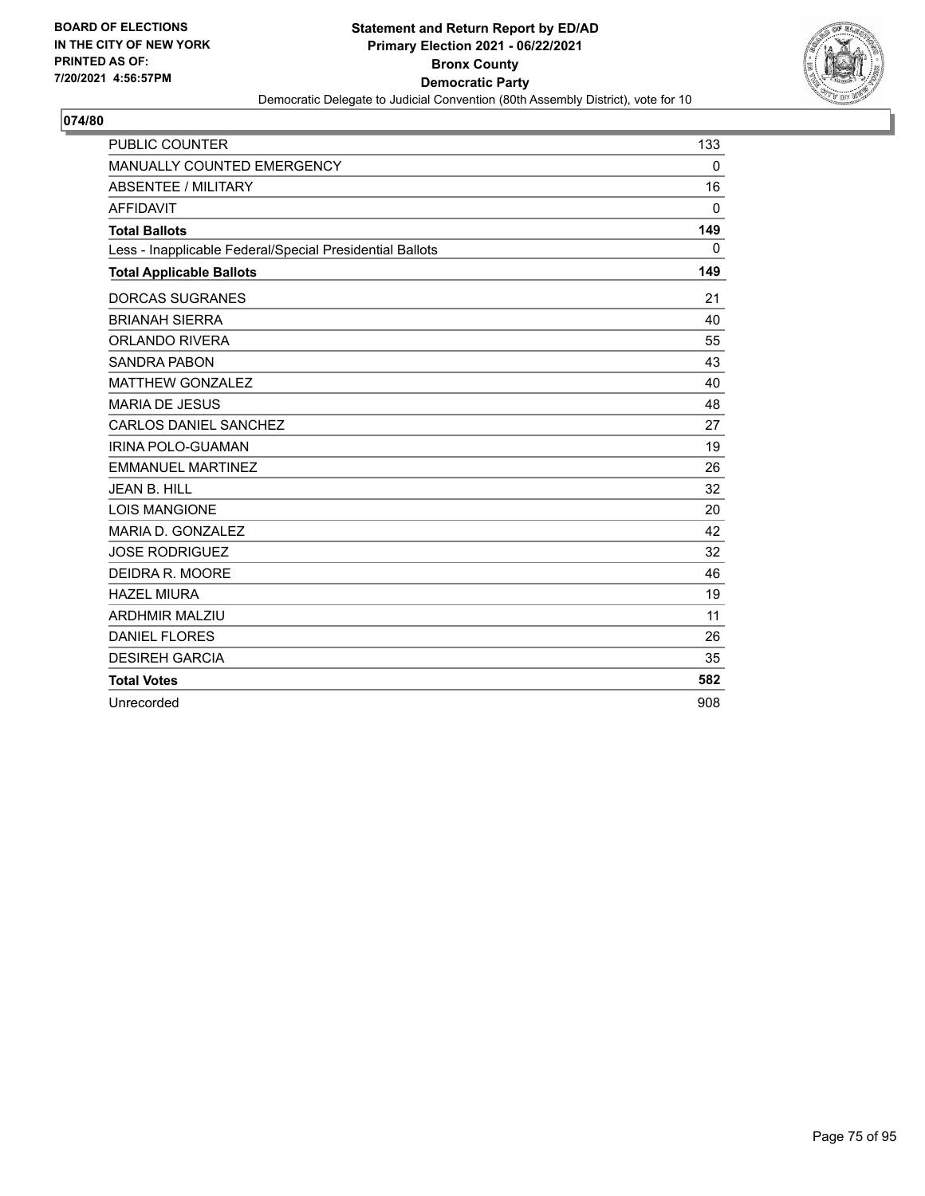BOARD OF ELECTIONS
IN THE CITY OF NEW YORK
PRINTED AS OF:
7/20/2021 4:56:57PM

**Statement and Return Report by ED/AD**
**Primary Election 2021 - 06/22/2021**
**Bronx County**
**Democratic Party**
Democratic Delegate to Judicial Convention (80th Assembly District), vote for 10

## 074/80

| | |
|---|---|
| PUBLIC COUNTER | 133 |
| MANUALLY COUNTED EMERGENCY | 0 |
| ABSENTEE / MILITARY | 16 |
| AFFIDAVIT | 0 |
| **Total Ballots** | **149** |
| Less - Inapplicable Federal/Special Presidential Ballots | 0 |
| **Total Applicable Ballots** | **149** |
| DORCAS SUGRANES | 21 |
| BRIANAH SIERRA | 40 |
| ORLANDO RIVERA | 55 |
| SANDRA PABON | 43 |
| MATTHEW GONZALEZ | 40 |
| MARIA DE JESUS | 48 |
| CARLOS DANIEL SANCHEZ | 27 |
| IRINA POLO-GUAMAN | 19 |
| EMMANUEL MARTINEZ | 26 |
| JEAN B. HILL | 32 |
| LOIS MANGIONE | 20 |
| MARIA D. GONZALEZ | 42 |
| JOSE RODRIGUEZ | 32 |
| DEIDRA R. MOORE | 46 |
| HAZEL MIURA | 19 |
| ARDHMIR MALZIU | 11 |
| DANIEL FLORES | 26 |
| DESIREH GARCIA | 35 |
| **Total Votes** | **582** |
| Unrecorded | 908 |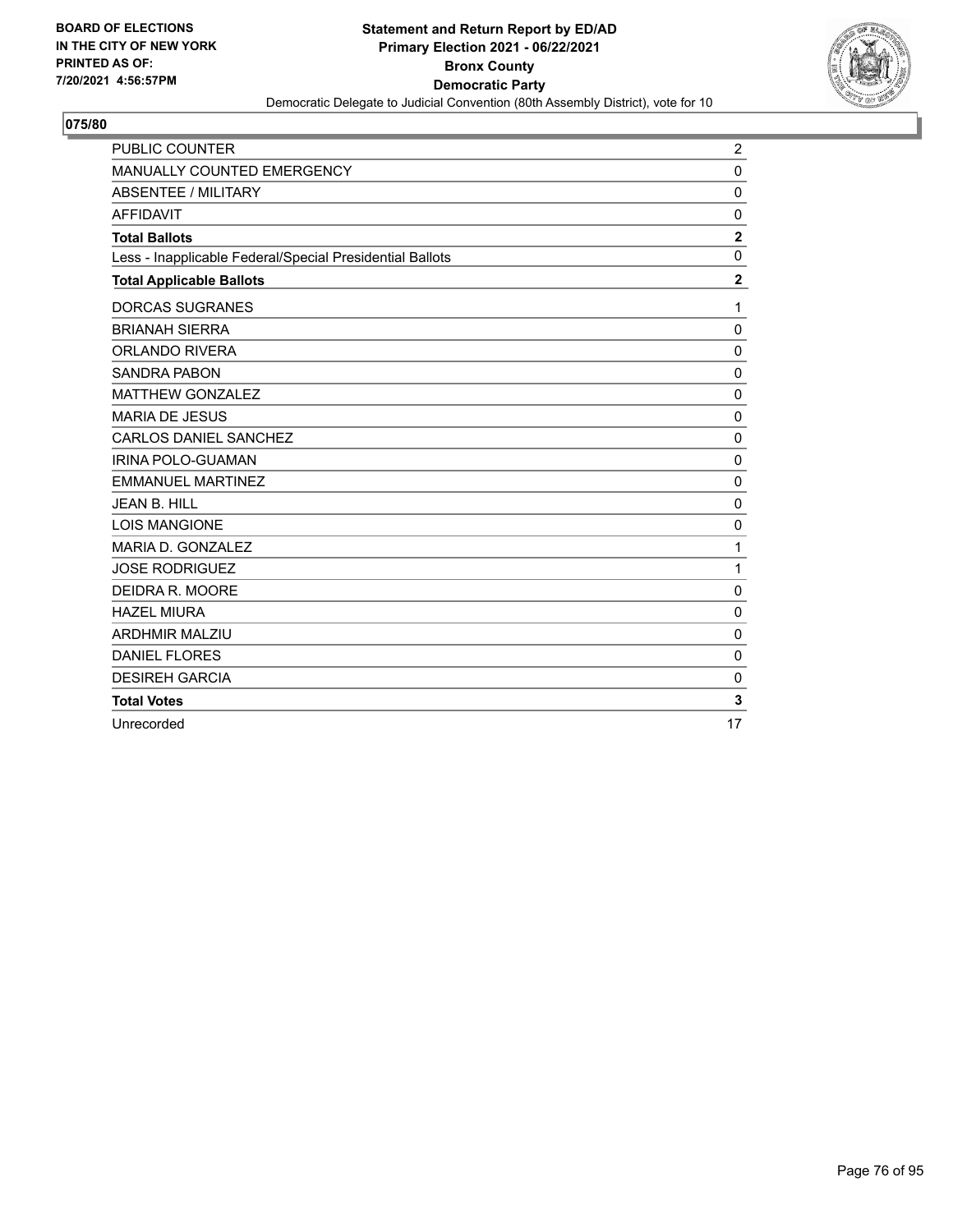**BOARD OF ELECTIONS IN THE CITY OF NEW YORK PRINTED AS OF: 7/20/2021 4:56:57PM**

**Statement and Return Report by ED/AD Primary Election 2021 - 06/22/2021 Bronx County Democratic Party**

Democratic Delegate to Judicial Convention (80th Assembly District), vote for 10

**075/80**

| | |
|---|---|
| PUBLIC COUNTER | 2 |
| MANUALLY COUNTED EMERGENCY | 0 |
| ABSENTEE / MILITARY | 0 |
| AFFIDAVIT | 0 |
| **Total Ballots** | **2** |
| Less - Inapplicable Federal/Special Presidential Ballots | 0 |
| **Total Applicable Ballots** | **2** |
| DORCAS SUGRANES | 1 |
| BRIANAH SIERRA | 0 |
| ORLANDO RIVERA | 0 |
| SANDRA PABON | 0 |
| MATTHEW GONZALEZ | 0 |
| MARIA DE JESUS | 0 |
| CARLOS DANIEL SANCHEZ | 0 |
| IRINA POLO-GUAMAN | 0 |
| EMMANUEL MARTINEZ | 0 |
| JEAN B. HILL | 0 |
| LOIS MANGIONE | 0 |
| MARIA D. GONZALEZ | 1 |
| JOSE RODRIGUEZ | 1 |
| DEIDRA R. MOORE | 0 |
| HAZEL MIURA | 0 |
| ARDHMIR MALZIU | 0 |
| DANIEL FLORES | 0 |
| DESIREH GARCIA | 0 |
| **Total Votes** | **3** |
| Unrecorded | 17 |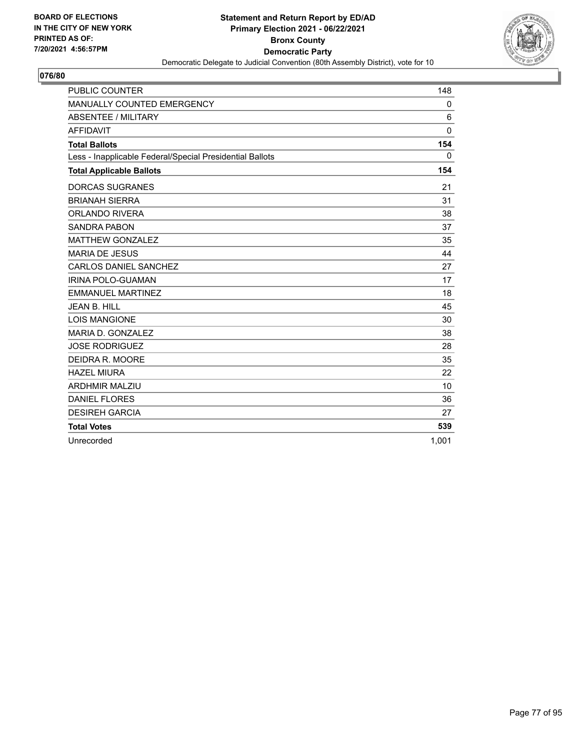BOARD OF ELECTIONS
IN THE CITY OF NEW YORK
PRINTED AS OF:
7/20/2021 4:56:57PM

**Statement and Return Report by ED/AD**
**Primary Election 2021 - 06/22/2021**
**Bronx County**
**Democratic Party**
Democratic Delegate to Judicial Convention (80th Assembly District), vote for 10

## 076/80

| | |
|---|---|
| PUBLIC COUNTER | 148 |
| MANUALLY COUNTED EMERGENCY | 0 |
| ABSENTEE / MILITARY | 6 |
| AFFIDAVIT | 0 |
| **Total Ballots** | **154** |
| Less - Inapplicable Federal/Special Presidential Ballots | 0 |
| **Total Applicable Ballots** | **154** |
| DORCAS SUGRANES | 21 |
| BRIANAH SIERRA | 31 |
| ORLANDO RIVERA | 38 |
| SANDRA PABON | 37 |
| MATTHEW GONZALEZ | 35 |
| MARIA DE JESUS | 44 |
| CARLOS DANIEL SANCHEZ | 27 |
| IRINA POLO-GUAMAN | 17 |
| EMMANUEL MARTINEZ | 18 |
| JEAN B. HILL | 45 |
| LOIS MANGIONE | 30 |
| MARIA D. GONZALEZ | 38 |
| JOSE RODRIGUEZ | 28 |
| DEIDRA R. MOORE | 35 |
| HAZEL MIURA | 22 |
| ARDHMIR MALZIU | 10 |
| DANIEL FLORES | 36 |
| DESIREH GARCIA | 27 |
| **Total Votes** | **539** |
| Unrecorded | 1,001 |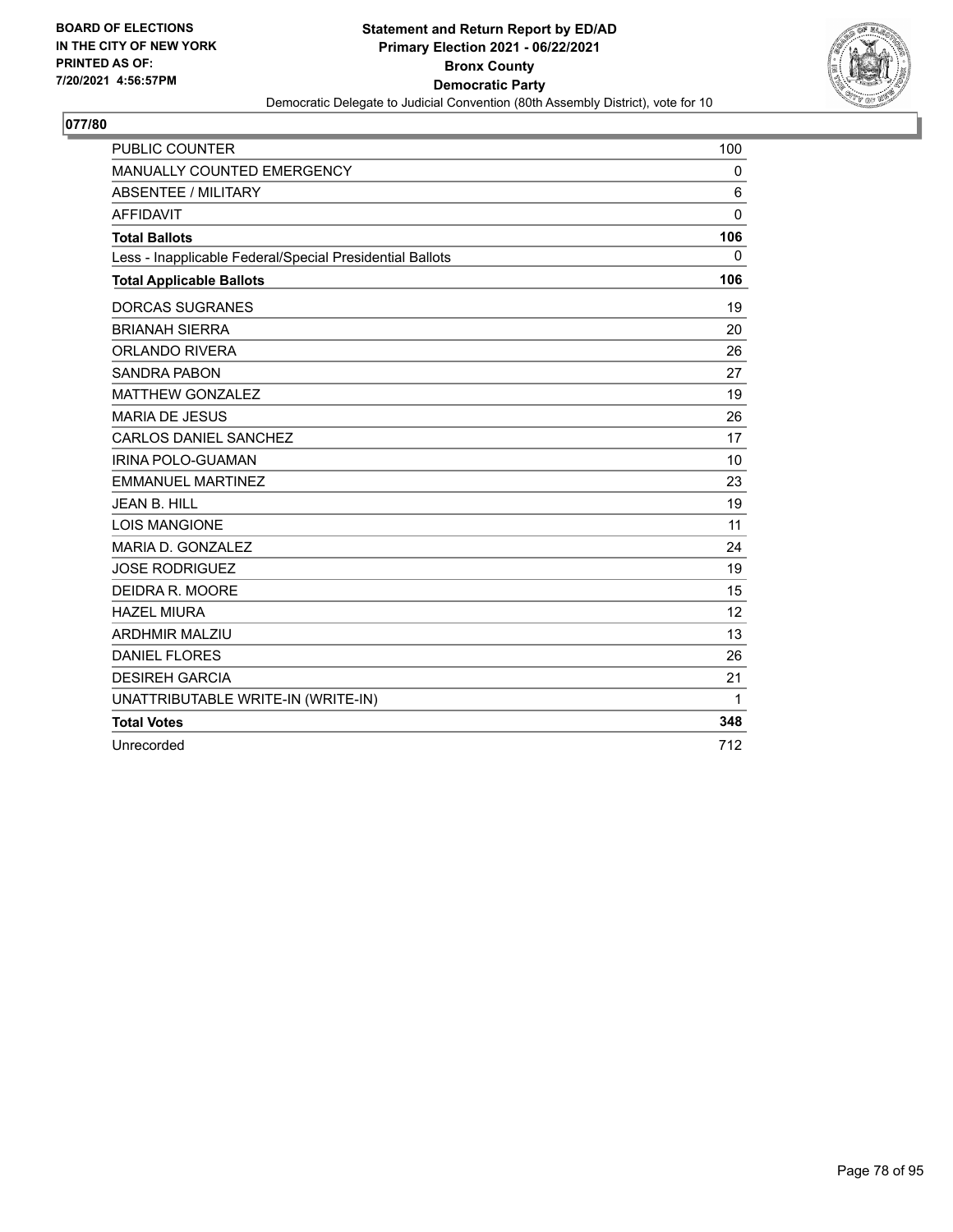BOARD OF ELECTIONS
IN THE CITY OF NEW YORK
PRINTED AS OF:
7/20/2021 4:56:57PM

**Statement and Return Report by ED/AD**
**Primary Election 2021 - 06/22/2021**
**Bronx County**
**Democratic Party**
Democratic Delegate to Judicial Convention (80th Assembly District), vote for 10

## 077/80

| | |
|---|---|
| PUBLIC COUNTER | 100 |
| MANUALLY COUNTED EMERGENCY | 0 |
| ABSENTEE / MILITARY | 6 |
| AFFIDAVIT | 0 |
| **Total Ballots** | **106** |
| Less - Inapplicable Federal/Special Presidential Ballots | 0 |
| **Total Applicable Ballots** | **106** |
| DORCAS SUGRANES | 19 |
| BRIANAH SIERRA | 20 |
| ORLANDO RIVERA | 26 |
| SANDRA PABON | 27 |
| MATTHEW GONZALEZ | 19 |
| MARIA DE JESUS | 26 |
| CARLOS DANIEL SANCHEZ | 17 |
| IRINA POLO-GUAMAN | 10 |
| EMMANUEL MARTINEZ | 23 |
| JEAN B. HILL | 19 |
| LOIS MANGIONE | 11 |
| MARIA D. GONZALEZ | 24 |
| JOSE RODRIGUEZ | 19 |
| DEIDRA R. MOORE | 15 |
| HAZEL MIURA | 12 |
| ARDHMIR MALZIU | 13 |
| DANIEL FLORES | 26 |
| DESIREH GARCIA | 21 |
| UNATTRIBUTABLE WRITE-IN (WRITE-IN) | 1 |
| **Total Votes** | **348** |
| Unrecorded | 712 |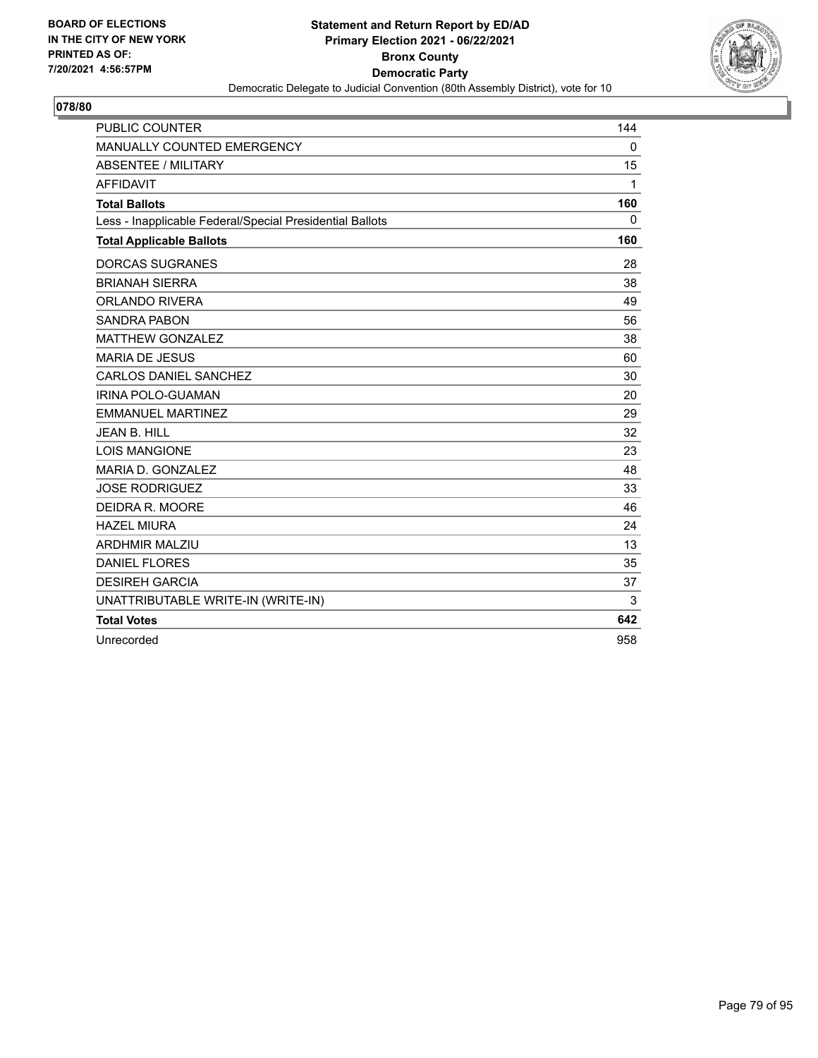BOARD OF ELECTIONS
IN THE CITY OF NEW YORK
PRINTED AS OF:
7/20/2021 4:56:57PM

**Statement and Return Report by ED/AD**
**Primary Election 2021 - 06/22/2021**
**Bronx County**
**Democratic Party**
Democratic Delegate to Judicial Convention (80th Assembly District), vote for 10

## 078/80

| | |
|---|---|
| PUBLIC COUNTER | 144 |
| MANUALLY COUNTED EMERGENCY | 0 |
| ABSENTEE / MILITARY | 15 |
| AFFIDAVIT | 1 |
| **Total Ballots** | **160** |
| Less - Inapplicable Federal/Special Presidential Ballots | 0 |
| **Total Applicable Ballots** | **160** |
| DORCAS SUGRANES | 28 |
| BRIANAH SIERRA | 38 |
| ORLANDO RIVERA | 49 |
| SANDRA PABON | 56 |
| MATTHEW GONZALEZ | 38 |
| MARIA DE JESUS | 60 |
| CARLOS DANIEL SANCHEZ | 30 |
| IRINA POLO-GUAMAN | 20 |
| EMMANUEL MARTINEZ | 29 |
| JEAN B. HILL | 32 |
| LOIS MANGIONE | 23 |
| MARIA D. GONZALEZ | 48 |
| JOSE RODRIGUEZ | 33 |
| DEIDRA R. MOORE | 46 |
| HAZEL MIURA | 24 |
| ARDHMIR MALZIU | 13 |
| DANIEL FLORES | 35 |
| DESIREH GARCIA | 37 |
| UNATTRIBUTABLE WRITE-IN (WRITE-IN) | 3 |
| **Total Votes** | **642** |
| Unrecorded | 958 |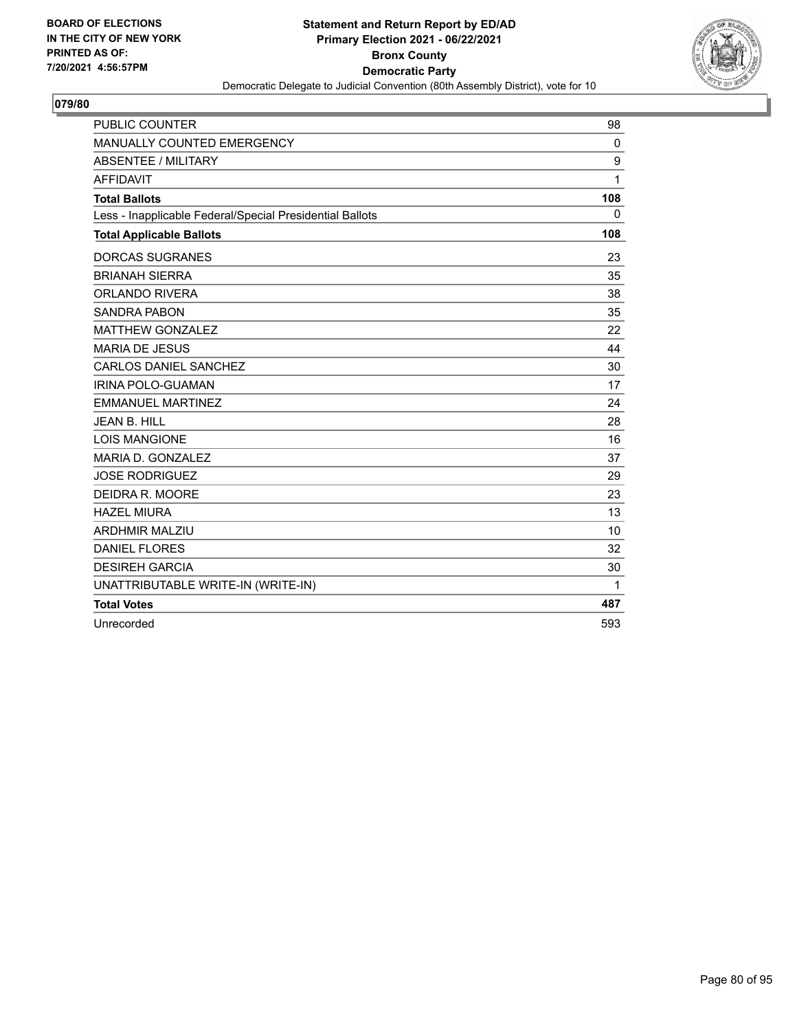BOARD OF ELECTIONS
IN THE CITY OF NEW YORK
PRINTED AS OF:
7/20/2021 4:56:57PM

**Statement and Return Report by ED/AD**
**Primary Election 2021 - 06/22/2021**
**Bronx County**
**Democratic Party**
Democratic Delegate to Judicial Convention (80th Assembly District), vote for 10

**079/80**

| | |
|---|---|
| PUBLIC COUNTER | 98 |
| MANUALLY COUNTED EMERGENCY | 0 |
| ABSENTEE / MILITARY | 9 |
| AFFIDAVIT | 1 |
| **Total Ballots** | **108** |
| Less - Inapplicable Federal/Special Presidential Ballots | 0 |
| **Total Applicable Ballots** | **108** |
| DORCAS SUGRANES | 23 |
| BRIANAH SIERRA | 35 |
| ORLANDO RIVERA | 38 |
| SANDRA PABON | 35 |
| MATTHEW GONZALEZ | 22 |
| MARIA DE JESUS | 44 |
| CARLOS DANIEL SANCHEZ | 30 |
| IRINA POLO-GUAMAN | 17 |
| EMMANUEL MARTINEZ | 24 |
| JEAN B. HILL | 28 |
| LOIS MANGIONE | 16 |
| MARIA D. GONZALEZ | 37 |
| JOSE RODRIGUEZ | 29 |
| DEIDRA R. MOORE | 23 |
| HAZEL MIURA | 13 |
| ARDHMIR MALZIU | 10 |
| DANIEL FLORES | 32 |
| DESIREH GARCIA | 30 |
| UNATTRIBUTABLE WRITE-IN (WRITE-IN) | 1 |
| **Total Votes** | **487** |
| Unrecorded | 593 |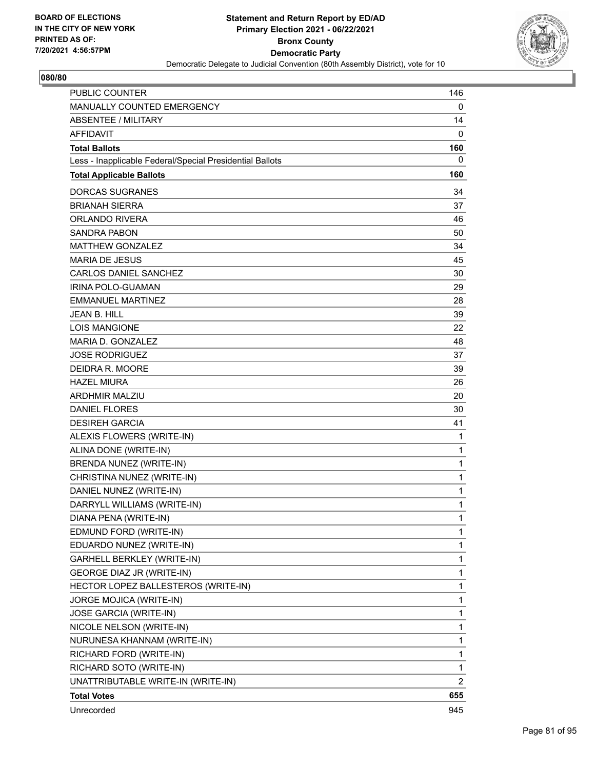**BOARD OF ELECTIONS IN THE CITY OF NEW YORK PRINTED AS OF: 7/20/2021 4:56:57PM**

**Statement and Return Report by ED/AD**
**Primary Election 2021 - 06/22/2021**
**Bronx County**
**Democratic Party**
Democratic Delegate to Judicial Convention (80th Assembly District), vote for 10

**080/80**

| | |
|---|---|
| PUBLIC COUNTER | 146 |
| MANUALLY COUNTED EMERGENCY | 0 |
| ABSENTEE / MILITARY | 14 |
| AFFIDAVIT | 0 |
| **Total Ballots** | **160** |
| Less - Inapplicable Federal/Special Presidential Ballots | 0 |
| **Total Applicable Ballots** | **160** |
| DORCAS SUGRANES | 34 |
| BRIANAH SIERRA | 37 |
| ORLANDO RIVERA | 46 |
| SANDRA PABON | 50 |
| MATTHEW GONZALEZ | 34 |
| MARIA DE JESUS | 45 |
| CARLOS DANIEL SANCHEZ | 30 |
| IRINA POLO-GUAMAN | 29 |
| EMMANUEL MARTINEZ | 28 |
| JEAN B. HILL | 39 |
| LOIS MANGIONE | 22 |
| MARIA D. GONZALEZ | 48 |
| JOSE RODRIGUEZ | 37 |
| DEIDRA R. MOORE | 39 |
| HAZEL MIURA | 26 |
| ARDHMIR MALZIU | 20 |
| DANIEL FLORES | 30 |
| DESIREH GARCIA | 41 |
| ALEXIS FLOWERS (WRITE-IN) | 1 |
| ALINA DONE (WRITE-IN) | 1 |
| BRENDA NUNEZ (WRITE-IN) | 1 |
| CHRISTINA NUNEZ (WRITE-IN) | 1 |
| DANIEL NUNEZ (WRITE-IN) | 1 |
| DARRYLL WILLIAMS (WRITE-IN) | 1 |
| DIANA PENA (WRITE-IN) | 1 |
| EDMUND FORD (WRITE-IN) | 1 |
| EDUARDO NUNEZ (WRITE-IN) | 1 |
| GARHELL BERKLEY (WRITE-IN) | 1 |
| GEORGE DIAZ JR (WRITE-IN) | 1 |
| HECTOR LOPEZ BALLESTEROS (WRITE-IN) | 1 |
| JORGE MOJICA (WRITE-IN) | 1 |
| JOSE GARCIA (WRITE-IN) | 1 |
| NICOLE NELSON (WRITE-IN) | 1 |
| NURUNESA KHANNAM (WRITE-IN) | 1 |
| RICHARD FORD (WRITE-IN) | 1 |
| RICHARD SOTO (WRITE-IN) | 1 |
| UNATTRIBUTABLE WRITE-IN (WRITE-IN) | 2 |
| **Total Votes** | **655** |
| Unrecorded | 945 |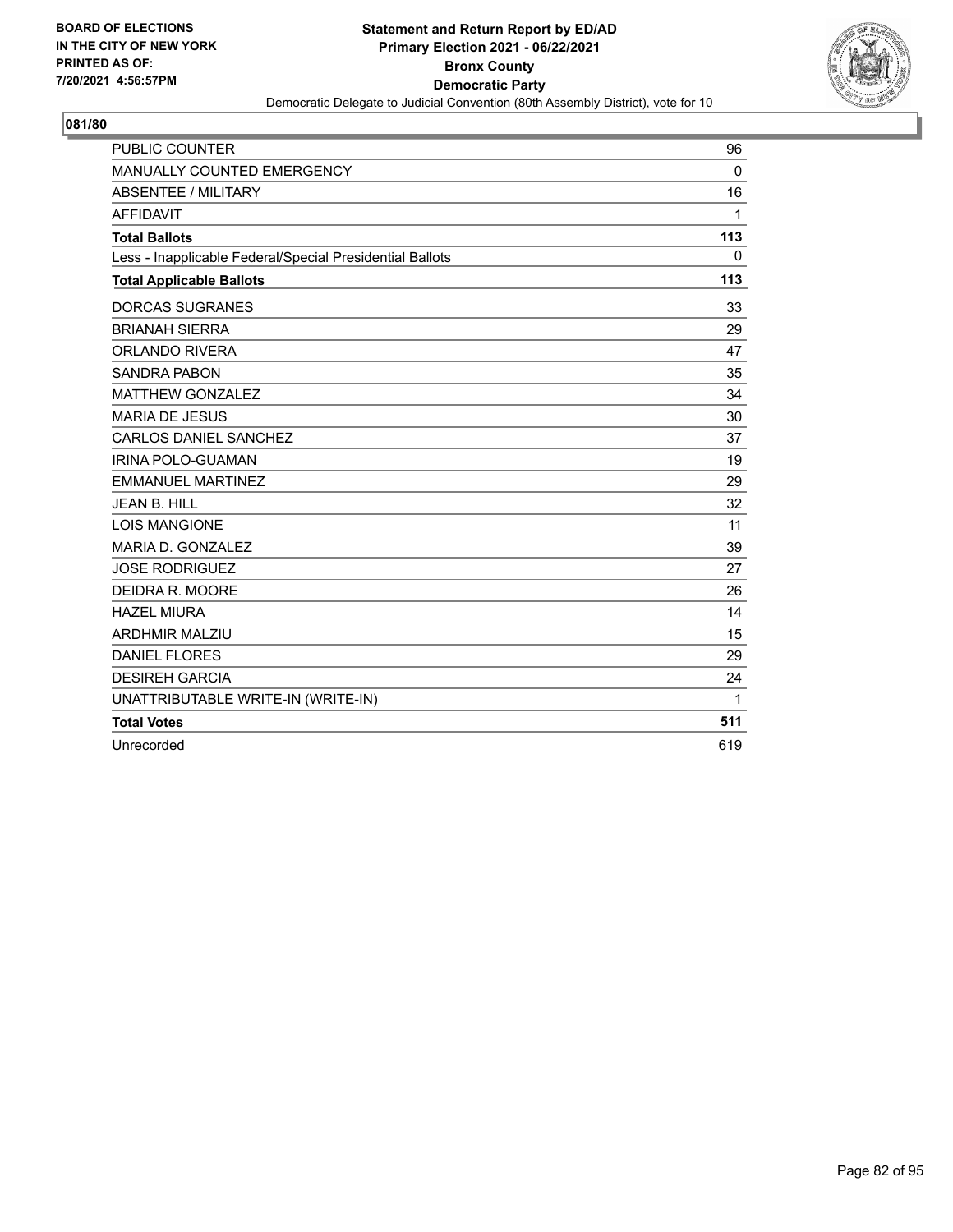BOARD OF ELECTIONS
IN THE CITY OF NEW YORK
PRINTED AS OF:
7/20/2021 4:56:57PM

**Statement and Return Report by ED/AD**
**Primary Election 2021 - 06/22/2021**
**Bronx County**
**Democratic Party**
Democratic Delegate to Judicial Convention (80th Assembly District), vote for 10

## 081/80

| | |
|---|---|
| PUBLIC COUNTER | 96 |
| MANUALLY COUNTED EMERGENCY | 0 |
| ABSENTEE / MILITARY | 16 |
| AFFIDAVIT | 1 |
| **Total Ballots** | **113** |
| Less - Inapplicable Federal/Special Presidential Ballots | 0 |
| **Total Applicable Ballots** | **113** |
| DORCAS SUGRANES | 33 |
| BRIANAH SIERRA | 29 |
| ORLANDO RIVERA | 47 |
| SANDRA PABON | 35 |
| MATTHEW GONZALEZ | 34 |
| MARIA DE JESUS | 30 |
| CARLOS DANIEL SANCHEZ | 37 |
| IRINA POLO-GUAMAN | 19 |
| EMMANUEL MARTINEZ | 29 |
| JEAN B. HILL | 32 |
| LOIS MANGIONE | 11 |
| MARIA D. GONZALEZ | 39 |
| JOSE RODRIGUEZ | 27 |
| DEIDRA R. MOORE | 26 |
| HAZEL MIURA | 14 |
| ARDHMIR MALZIU | 15 |
| DANIEL FLORES | 29 |
| DESIREH GARCIA | 24 |
| UNATTRIBUTABLE WRITE-IN (WRITE-IN) | 1 |
| **Total Votes** | **511** |
| Unrecorded | 619 |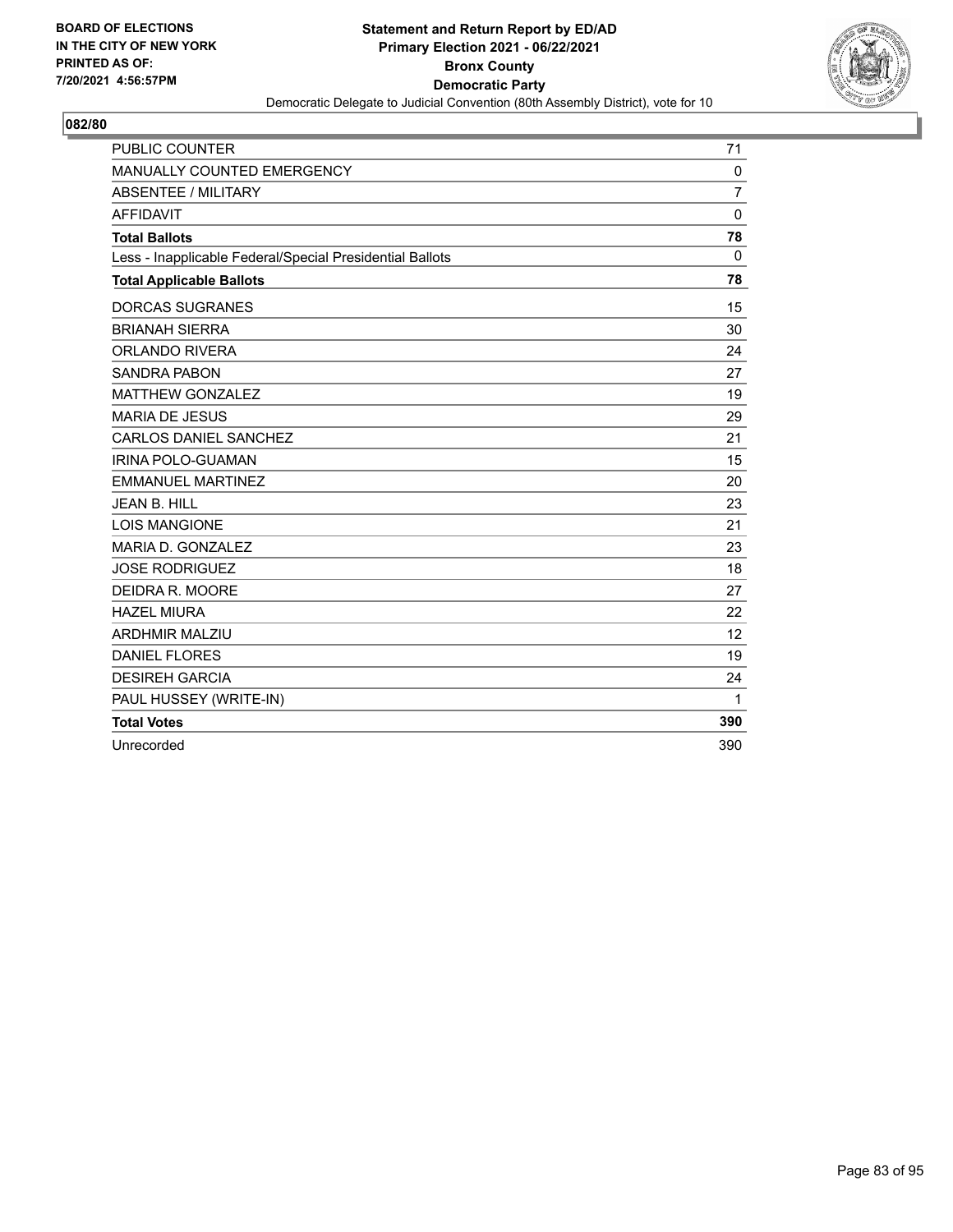BOARD OF ELECTIONS
IN THE CITY OF NEW YORK
PRINTED AS OF:
7/20/2021 4:56:57PM

**Statement and Return Report by ED/AD**
**Primary Election 2021 - 06/22/2021**
**Bronx County**
**Democratic Party**
Democratic Delegate to Judicial Convention (80th Assembly District), vote for 10

**082/80**

| | |
|---|---|
| PUBLIC COUNTER | 71 |
| MANUALLY COUNTED EMERGENCY | 0 |
| ABSENTEE / MILITARY | 7 |
| AFFIDAVIT | 0 |
| **Total Ballots** | **78** |
| Less - Inapplicable Federal/Special Presidential Ballots | 0 |
| **Total Applicable Ballots** | **78** |
| DORCAS SUGRANES | 15 |
| BRIANAH SIERRA | 30 |
| ORLANDO RIVERA | 24 |
| SANDRA PABON | 27 |
| MATTHEW GONZALEZ | 19 |
| MARIA DE JESUS | 29 |
| CARLOS DANIEL SANCHEZ | 21 |
| IRINA POLO-GUAMAN | 15 |
| EMMANUEL MARTINEZ | 20 |
| JEAN B. HILL | 23 |
| LOIS MANGIONE | 21 |
| MARIA D. GONZALEZ | 23 |
| JOSE RODRIGUEZ | 18 |
| DEIDRA R. MOORE | 27 |
| HAZEL MIURA | 22 |
| ARDHMIR MALZIU | 12 |
| DANIEL FLORES | 19 |
| DESIREH GARCIA | 24 |
| PAUL HUSSEY (WRITE-IN) | 1 |
| **Total Votes** | **390** |
| Unrecorded | 390 |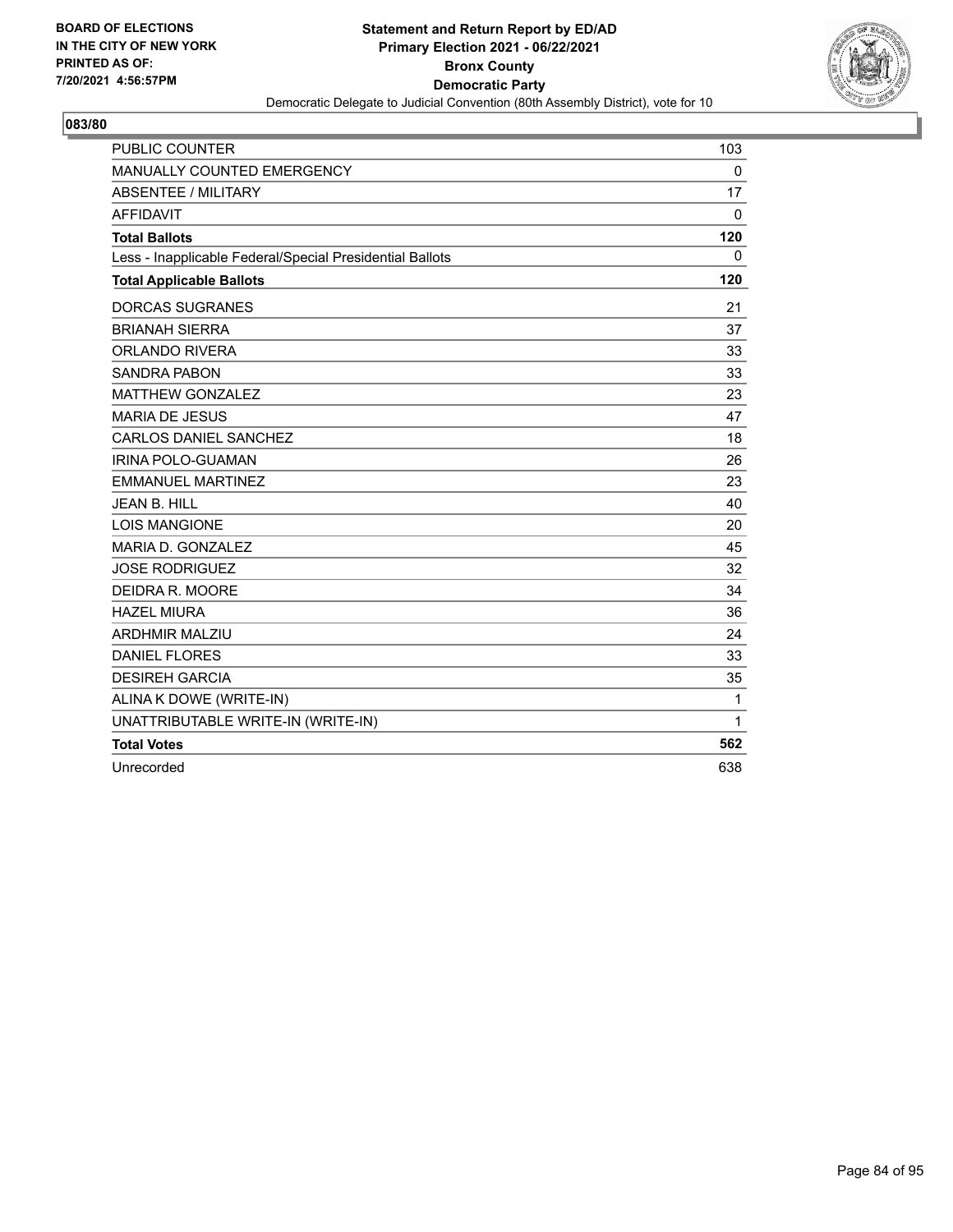BOARD OF ELECTIONS
IN THE CITY OF NEW YORK
PRINTED AS OF:
7/20/2021 4:56:57PM

**Statement and Return Report by ED/AD**
**Primary Election 2021 - 06/22/2021**
**Bronx County**
**Democratic Party**
Democratic Delegate to Judicial Convention (80th Assembly District), vote for 10

## 083/80

| | |
|---|---|
| PUBLIC COUNTER | 103 |
| MANUALLY COUNTED EMERGENCY | 0 |
| ABSENTEE / MILITARY | 17 |
| AFFIDAVIT | 0 |
| **Total Ballots** | **120** |
| Less - Inapplicable Federal/Special Presidential Ballots | 0 |
| **Total Applicable Ballots** | **120** |
| DORCAS SUGRANES | 21 |
| BRIANAH SIERRA | 37 |
| ORLANDO RIVERA | 33 |
| SANDRA PABON | 33 |
| MATTHEW GONZALEZ | 23 |
| MARIA DE JESUS | 47 |
| CARLOS DANIEL SANCHEZ | 18 |
| IRINA POLO-GUAMAN | 26 |
| EMMANUEL MARTINEZ | 23 |
| JEAN B. HILL | 40 |
| LOIS MANGIONE | 20 |
| MARIA D. GONZALEZ | 45 |
| JOSE RODRIGUEZ | 32 |
| DEIDRA R. MOORE | 34 |
| HAZEL MIURA | 36 |
| ARDHMIR MALZIU | 24 |
| DANIEL FLORES | 33 |
| DESIREH GARCIA | 35 |
| ALINA K DOWE (WRITE-IN) | 1 |
| UNATTRIBUTABLE WRITE-IN (WRITE-IN) | 1 |
| **Total Votes** | **562** |
| Unrecorded | 638 |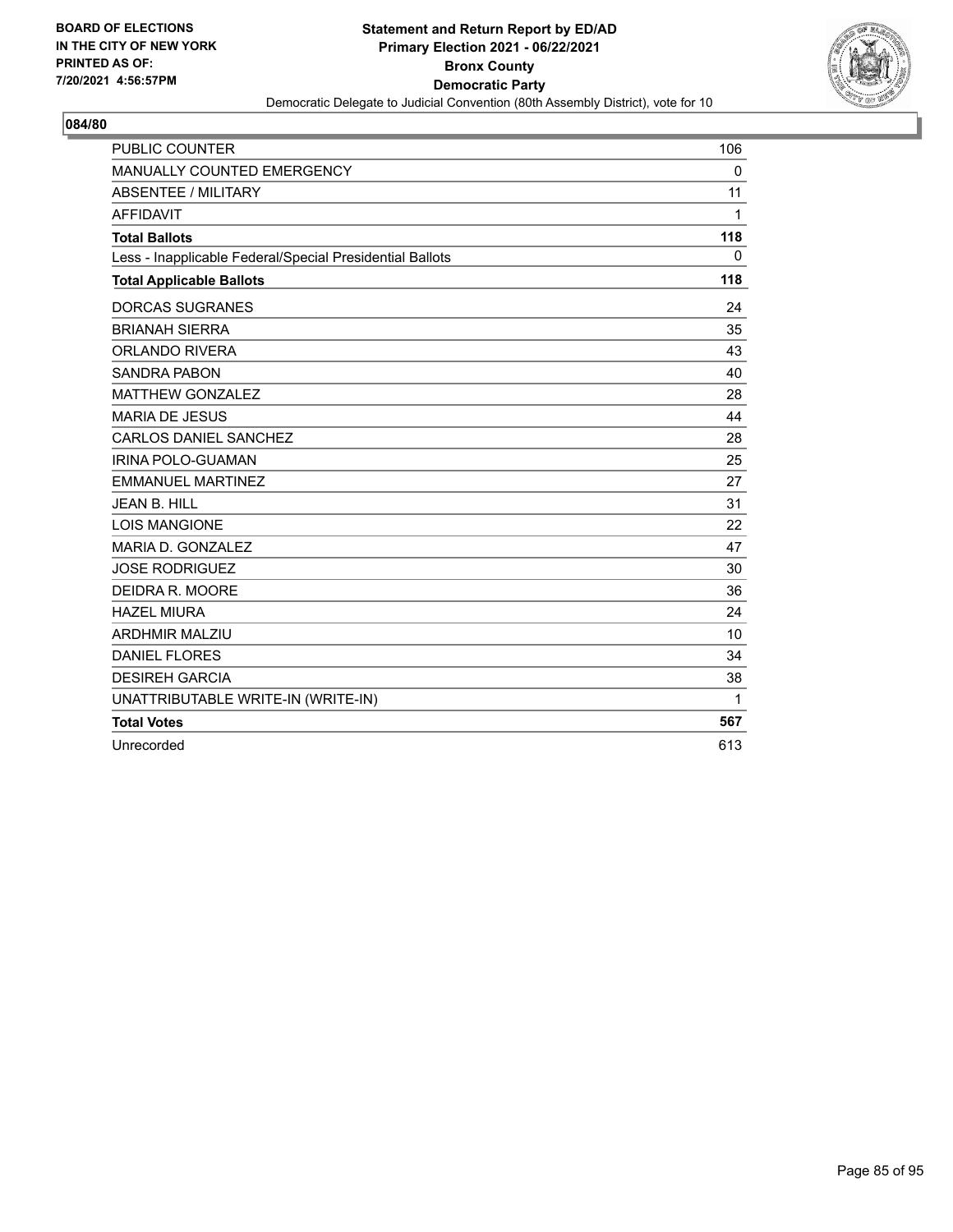BOARD OF ELECTIONS
IN THE CITY OF NEW YORK
PRINTED AS OF:
7/20/2021 4:56:57PM

**Statement and Return Report by ED/AD**
**Primary Election 2021 - 06/22/2021**
**Bronx County**
**Democratic Party**
Democratic Delegate to Judicial Convention (80th Assembly District), vote for 10

## 084/80

| | |
|---|---|
| PUBLIC COUNTER | 106 |
| MANUALLY COUNTED EMERGENCY | 0 |
| ABSENTEE / MILITARY | 11 |
| AFFIDAVIT | 1 |
| **Total Ballots** | **118** |
| Less - Inapplicable Federal/Special Presidential Ballots | 0 |
| **Total Applicable Ballots** | **118** |
| DORCAS SUGRANES | 24 |
| BRIANAH SIERRA | 35 |
| ORLANDO RIVERA | 43 |
| SANDRA PABON | 40 |
| MATTHEW GONZALEZ | 28 |
| MARIA DE JESUS | 44 |
| CARLOS DANIEL SANCHEZ | 28 |
| IRINA POLO-GUAMAN | 25 |
| EMMANUEL MARTINEZ | 27 |
| JEAN B. HILL | 31 |
| LOIS MANGIONE | 22 |
| MARIA D. GONZALEZ | 47 |
| JOSE RODRIGUEZ | 30 |
| DEIDRA R. MOORE | 36 |
| HAZEL MIURA | 24 |
| ARDHMIR MALZIU | 10 |
| DANIEL FLORES | 34 |
| DESIREH GARCIA | 38 |
| UNATTRIBUTABLE WRITE-IN (WRITE-IN) | 1 |
| **Total Votes** | **567** |
| Unrecorded | 613 |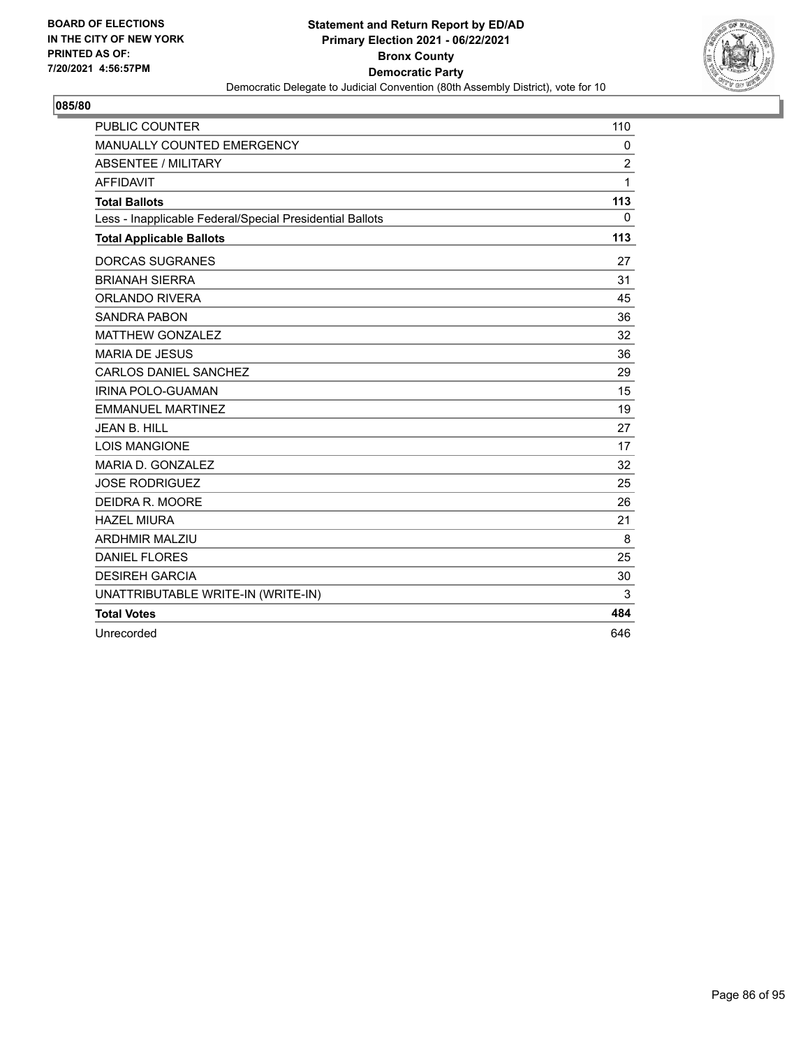BOARD OF ELECTIONS
IN THE CITY OF NEW YORK
PRINTED AS OF:
7/20/2021 4:56:57PM

**Statement and Return Report by ED/AD**
**Primary Election 2021 - 06/22/2021**
**Bronx County**
**Democratic Party**
Democratic Delegate to Judicial Convention (80th Assembly District), vote for 10

## 085/80

| | |
|---|---|
| PUBLIC COUNTER | 110 |
| MANUALLY COUNTED EMERGENCY | 0 |
| ABSENTEE / MILITARY | 2 |
| AFFIDAVIT | 1 |
| **Total Ballots** | **113** |
| Less - Inapplicable Federal/Special Presidential Ballots | 0 |
| **Total Applicable Ballots** | **113** |
| DORCAS SUGRANES | 27 |
| BRIANAH SIERRA | 31 |
| ORLANDO RIVERA | 45 |
| SANDRA PABON | 36 |
| MATTHEW GONZALEZ | 32 |
| MARIA DE JESUS | 36 |
| CARLOS DANIEL SANCHEZ | 29 |
| IRINA POLO-GUAMAN | 15 |
| EMMANUEL MARTINEZ | 19 |
| JEAN B. HILL | 27 |
| LOIS MANGIONE | 17 |
| MARIA D. GONZALEZ | 32 |
| JOSE RODRIGUEZ | 25 |
| DEIDRA R. MOORE | 26 |
| HAZEL MIURA | 21 |
| ARDHMIR MALZIU | 8 |
| DANIEL FLORES | 25 |
| DESIREH GARCIA | 30 |
| UNATTRIBUTABLE WRITE-IN (WRITE-IN) | 3 |
| **Total Votes** | **484** |
| Unrecorded | 646 |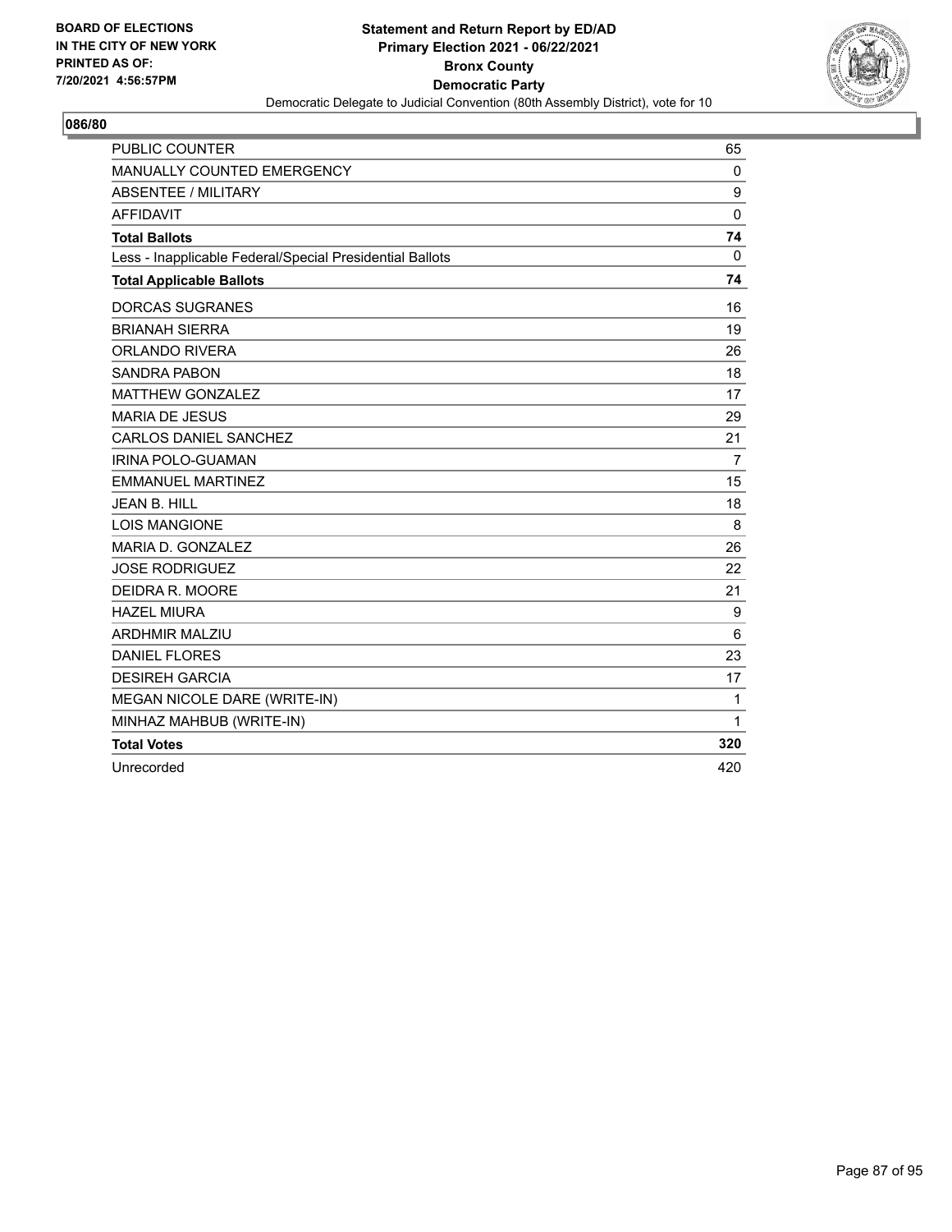**BOARD OF ELECTIONS IN THE CITY OF NEW YORK PRINTED AS OF: 7/20/2021 4:56:57PM**

**Statement and Return Report by ED/AD**
**Primary Election 2021 - 06/22/2021**
**Bronx County**
**Democratic Party**
Democratic Delegate to Judicial Convention (80th Assembly District), vote for 10

## 086/80

| | |
|---|---|
| PUBLIC COUNTER | 65 |
| MANUALLY COUNTED EMERGENCY | 0 |
| ABSENTEE / MILITARY | 9 |
| AFFIDAVIT | 0 |
| **Total Ballots** | **74** |
| Less - Inapplicable Federal/Special Presidential Ballots | 0 |
| **Total Applicable Ballots** | **74** |
| DORCAS SUGRANES | 16 |
| BRIANAH SIERRA | 19 |
| ORLANDO RIVERA | 26 |
| SANDRA PABON | 18 |
| MATTHEW GONZALEZ | 17 |
| MARIA DE JESUS | 29 |
| CARLOS DANIEL SANCHEZ | 21 |
| IRINA POLO-GUAMAN | 7 |
| EMMANUEL MARTINEZ | 15 |
| JEAN B. HILL | 18 |
| LOIS MANGIONE | 8 |
| MARIA D. GONZALEZ | 26 |
| JOSE RODRIGUEZ | 22 |
| DEIDRA R. MOORE | 21 |
| HAZEL MIURA | 9 |
| ARDHMIR MALZIU | 6 |
| DANIEL FLORES | 23 |
| DESIREH GARCIA | 17 |
| MEGAN NICOLE DARE (WRITE-IN) | 1 |
| MINHAZ MAHBUB (WRITE-IN) | 1 |
| **Total Votes** | **320** |
| Unrecorded | 420 |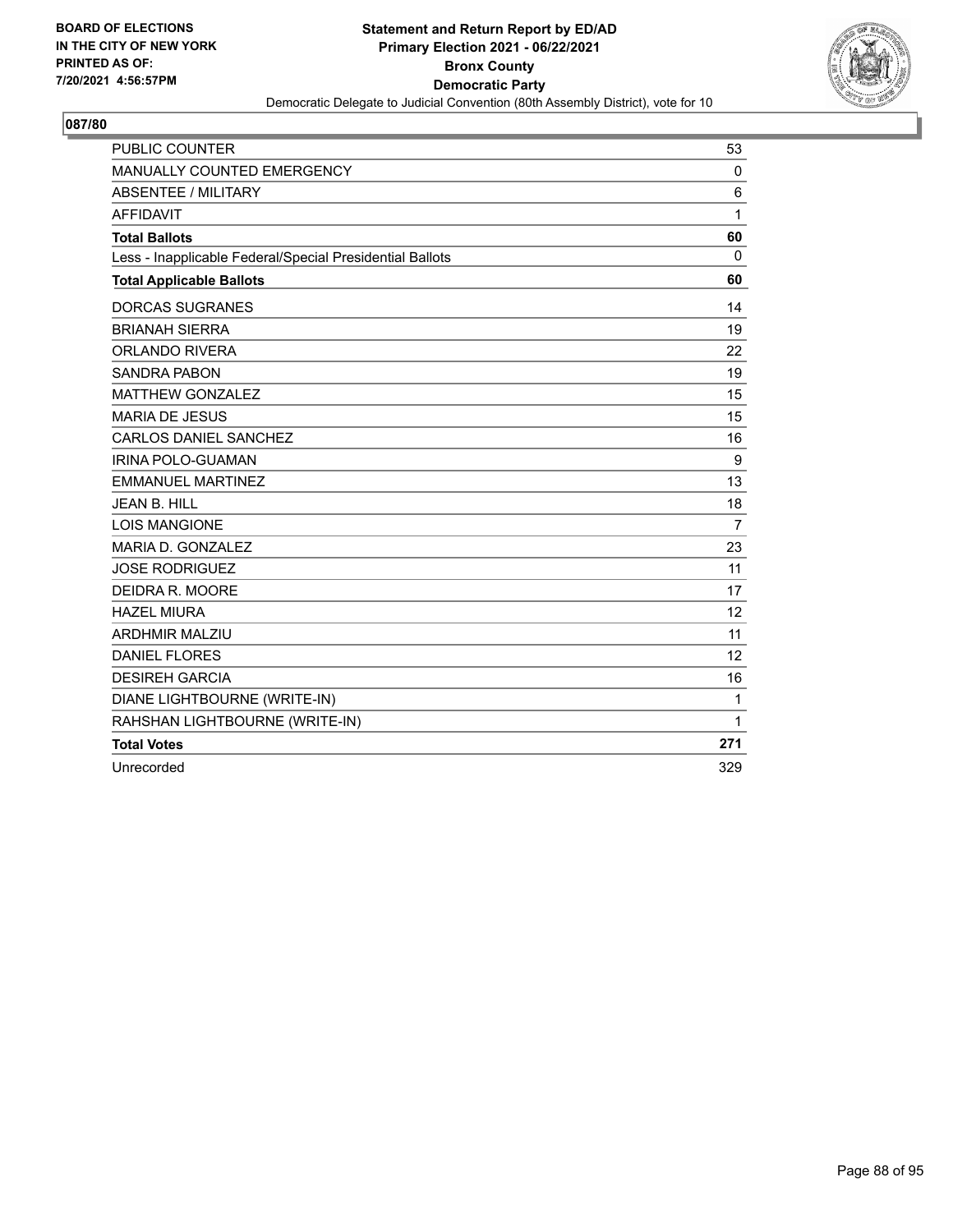BOARD OF ELECTIONS
IN THE CITY OF NEW YORK
PRINTED AS OF:
7/20/2021 4:56:57PM

**Statement and Return Report by ED/AD**
**Primary Election 2021 - 06/22/2021**
**Bronx County**
**Democratic Party**
Democratic Delegate to Judicial Convention (80th Assembly District), vote for 10

**087/80**

| | |
|---|---|
| PUBLIC COUNTER | 53 |
| MANUALLY COUNTED EMERGENCY | 0 |
| ABSENTEE / MILITARY | 6 |
| AFFIDAVIT | 1 |
| **Total Ballots** | **60** |
| Less - Inapplicable Federal/Special Presidential Ballots | 0 |
| **Total Applicable Ballots** | **60** |
| DORCAS SUGRANES | 14 |
| BRIANAH SIERRA | 19 |
| ORLANDO RIVERA | 22 |
| SANDRA PABON | 19 |
| MATTHEW GONZALEZ | 15 |
| MARIA DE JESUS | 15 |
| CARLOS DANIEL SANCHEZ | 16 |
| IRINA POLO-GUAMAN | 9 |
| EMMANUEL MARTINEZ | 13 |
| JEAN B. HILL | 18 |
| LOIS MANGIONE | 7 |
| MARIA D. GONZALEZ | 23 |
| JOSE RODRIGUEZ | 11 |
| DEIDRA R. MOORE | 17 |
| HAZEL MIURA | 12 |
| ARDHMIR MALZIU | 11 |
| DANIEL FLORES | 12 |
| DESIREH GARCIA | 16 |
| DIANE LIGHTBOURNE (WRITE-IN) | 1 |
| RAHSHAN LIGHTBOURNE (WRITE-IN) | 1 |
| **Total Votes** | **271** |
| Unrecorded | 329 |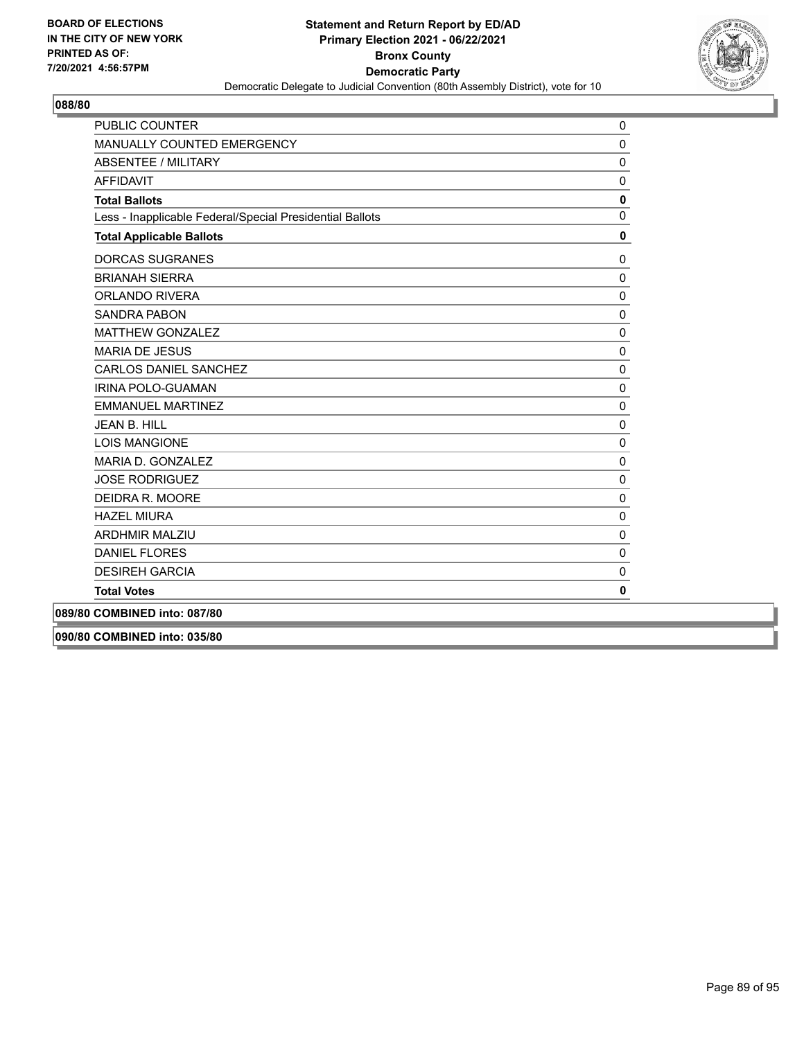## 088/80

| | |
|---|---|
| PUBLIC COUNTER | 0 |
| MANUALLY COUNTED EMERGENCY | 0 |
| ABSENTEE / MILITARY | 0 |
| AFFIDAVIT | 0 |
| **Total Ballots** | **0** |
| Less - Inapplicable Federal/Special Presidential Ballots | 0 |
| **Total Applicable Ballots** | **0** |
| DORCAS SUGRANES | 0 |
| BRIANAH SIERRA | 0 |
| ORLANDO RIVERA | 0 |
| SANDRA PABON | 0 |
| MATTHEW GONZALEZ | 0 |
| MARIA DE JESUS | 0 |
| CARLOS DANIEL SANCHEZ | 0 |
| IRINA POLO-GUAMAN | 0 |
| EMMANUEL MARTINEZ | 0 |
| JEAN B. HILL | 0 |
| LOIS MANGIONE | 0 |
| MARIA D. GONZALEZ | 0 |
| JOSE RODRIGUEZ | 0 |
| DEIDRA R. MOORE | 0 |
| HAZEL MIURA | 0 |
| ARDHMIR MALZIU | 0 |
| DANIEL FLORES | 0 |
| DESIREH GARCIA | 0 |
| **Total Votes** | **0** |

## 089/80 COMBINED into: 087/80

## 090/80 COMBINED into: 035/80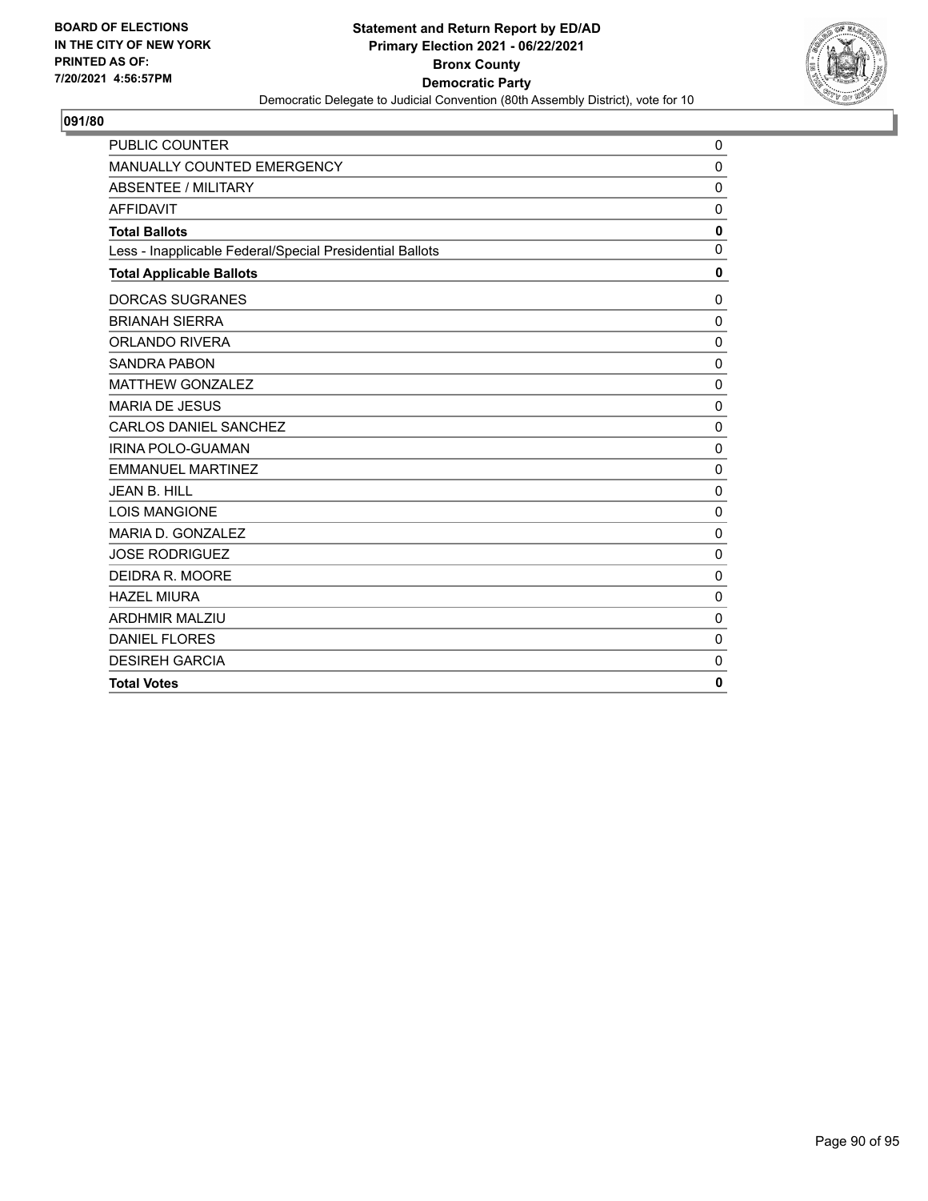BOARD OF ELECTIONS
IN THE CITY OF NEW YORK
PRINTED AS OF:
7/20/2021 4:56:57PM

**Statement and Return Report by ED/AD**
**Primary Election 2021 - 06/22/2021**
**Bronx County**
**Democratic Party**
Democratic Delegate to Judicial Convention (80th Assembly District), vote for 10

## 091/80

| | |
|---|---|
| PUBLIC COUNTER | 0 |
| MANUALLY COUNTED EMERGENCY | 0 |
| ABSENTEE / MILITARY | 0 |
| AFFIDAVIT | 0 |
| **Total Ballots** | **0** |
| Less - Inapplicable Federal/Special Presidential Ballots | 0 |
| **Total Applicable Ballots** | **0** |
| DORCAS SUGRANES | 0 |
| BRIANAH SIERRA | 0 |
| ORLANDO RIVERA | 0 |
| SANDRA PABON | 0 |
| MATTHEW GONZALEZ | 0 |
| MARIA DE JESUS | 0 |
| CARLOS DANIEL SANCHEZ | 0 |
| IRINA POLO-GUAMAN | 0 |
| EMMANUEL MARTINEZ | 0 |
| JEAN B. HILL | 0 |
| LOIS MANGIONE | 0 |
| MARIA D. GONZALEZ | 0 |
| JOSE RODRIGUEZ | 0 |
| DEIDRA R. MOORE | 0 |
| HAZEL MIURA | 0 |
| ARDHMIR MALZIU | 0 |
| DANIEL FLORES | 0 |
| DESIREH GARCIA | 0 |
| **Total Votes** | **0** |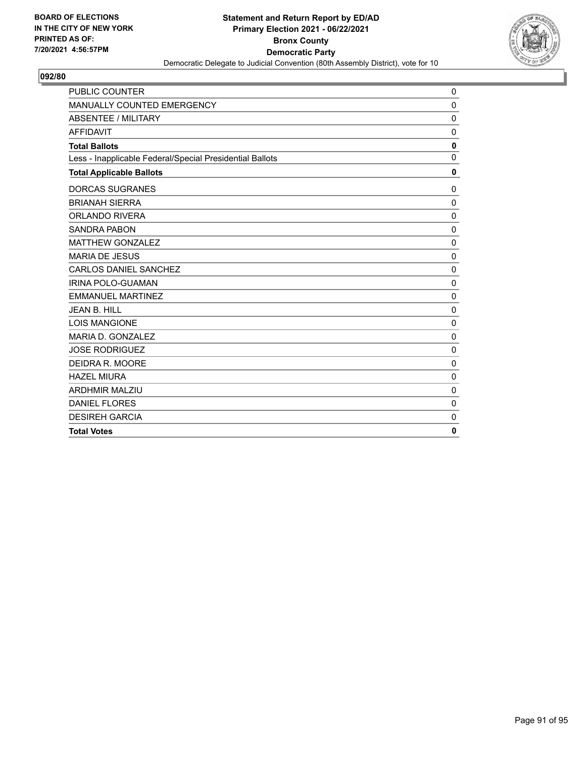BOARD OF ELECTIONS
IN THE CITY OF NEW YORK
PRINTED AS OF:
7/20/2021 4:56:57PM

**Statement and Return Report by ED/AD**
**Primary Election 2021 - 06/22/2021**
**Bronx County**
**Democratic Party**
Democratic Delegate to Judicial Convention (80th Assembly District), vote for 10

**092/80**

| | |
|---|---|
| PUBLIC COUNTER | 0 |
| MANUALLY COUNTED EMERGENCY | 0 |
| ABSENTEE / MILITARY | 0 |
| AFFIDAVIT | 0 |
| **Total Ballots** | **0** |
| Less - Inapplicable Federal/Special Presidential Ballots | 0 |
| **Total Applicable Ballots** | **0** |
| DORCAS SUGRANES | 0 |
| BRIANAH SIERRA | 0 |
| ORLANDO RIVERA | 0 |
| SANDRA PABON | 0 |
| MATTHEW GONZALEZ | 0 |
| MARIA DE JESUS | 0 |
| CARLOS DANIEL SANCHEZ | 0 |
| IRINA POLO-GUAMAN | 0 |
| EMMANUEL MARTINEZ | 0 |
| JEAN B. HILL | 0 |
| LOIS MANGIONE | 0 |
| MARIA D. GONZALEZ | 0 |
| JOSE RODRIGUEZ | 0 |
| DEIDRA R. MOORE | 0 |
| HAZEL MIURA | 0 |
| ARDHMIR MALZIU | 0 |
| DANIEL FLORES | 0 |
| DESIREH GARCIA | 0 |
| **Total Votes** | **0** |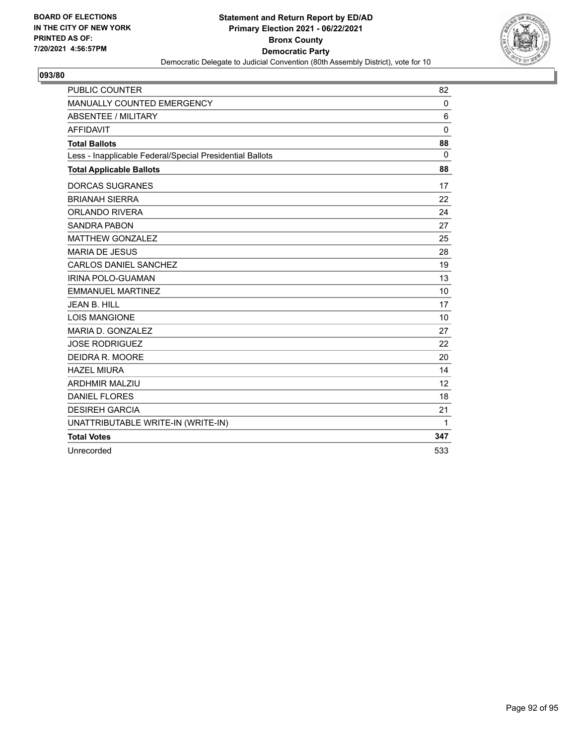BOARD OF ELECTIONS
IN THE CITY OF NEW YORK
PRINTED AS OF:
7/20/2021 4:56:57PM

**Statement and Return Report by ED/AD**
**Primary Election 2021 - 06/22/2021**
**Bronx County**
**Democratic Party**
Democratic Delegate to Judicial Convention (80th Assembly District), vote for 10

## 093/80

| | |
|---|---|
| PUBLIC COUNTER | 82 |
| MANUALLY COUNTED EMERGENCY | 0 |
| ABSENTEE / MILITARY | 6 |
| AFFIDAVIT | 0 |
| **Total Ballots** | **88** |
| Less - Inapplicable Federal/Special Presidential Ballots | 0 |
| **Total Applicable Ballots** | **88** |
| DORCAS SUGRANES | 17 |
| BRIANAH SIERRA | 22 |
| ORLANDO RIVERA | 24 |
| SANDRA PABON | 27 |
| MATTHEW GONZALEZ | 25 |
| MARIA DE JESUS | 28 |
| CARLOS DANIEL SANCHEZ | 19 |
| IRINA POLO-GUAMAN | 13 |
| EMMANUEL MARTINEZ | 10 |
| JEAN B. HILL | 17 |
| LOIS MANGIONE | 10 |
| MARIA D. GONZALEZ | 27 |
| JOSE RODRIGUEZ | 22 |
| DEIDRA R. MOORE | 20 |
| HAZEL MIURA | 14 |
| ARDHMIR MALZIU | 12 |
| DANIEL FLORES | 18 |
| DESIREH GARCIA | 21 |
| UNATTRIBUTABLE WRITE-IN (WRITE-IN) | 1 |
| **Total Votes** | **347** |
| Unrecorded | 533 |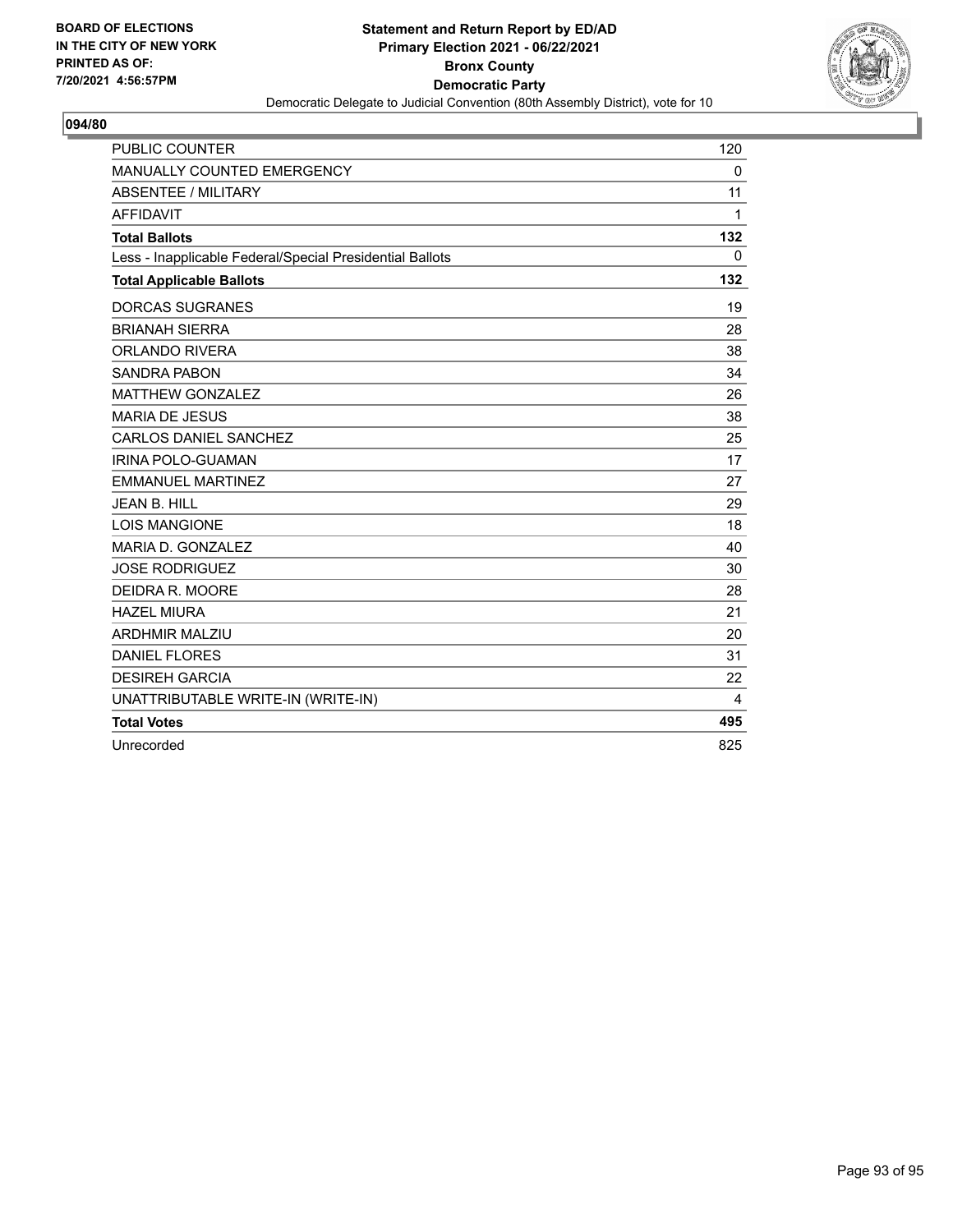**BOARD OF ELECTIONS**
**IN THE CITY OF NEW YORK**
**PRINTED AS OF:**
**7/20/2021 4:56:57PM**

**Statement and Return Report by ED/AD**
**Primary Election 2021 - 06/22/2021**
**Bronx County**
**Democratic Party**
Democratic Delegate to Judicial Convention (80th Assembly District), vote for 10

## 094/80

| | |
|---|---|
| PUBLIC COUNTER | 120 |
| MANUALLY COUNTED EMERGENCY | 0 |
| ABSENTEE / MILITARY | 11 |
| AFFIDAVIT | 1 |
| **Total Ballots** | **132** |
| Less - Inapplicable Federal/Special Presidential Ballots | 0 |
| **Total Applicable Ballots** | **132** |
| DORCAS SUGRANES | 19 |
| BRIANAH SIERRA | 28 |
| ORLANDO RIVERA | 38 |
| SANDRA PABON | 34 |
| MATTHEW GONZALEZ | 26 |
| MARIA DE JESUS | 38 |
| CARLOS DANIEL SANCHEZ | 25 |
| IRINA POLO-GUAMAN | 17 |
| EMMANUEL MARTINEZ | 27 |
| JEAN B. HILL | 29 |
| LOIS MANGIONE | 18 |
| MARIA D. GONZALEZ | 40 |
| JOSE RODRIGUEZ | 30 |
| DEIDRA R. MOORE | 28 |
| HAZEL MIURA | 21 |
| ARDHMIR MALZIU | 20 |
| DANIEL FLORES | 31 |
| DESIREH GARCIA | 22 |
| UNATTRIBUTABLE WRITE-IN (WRITE-IN) | 4 |
| **Total Votes** | **495** |
| Unrecorded | 825 |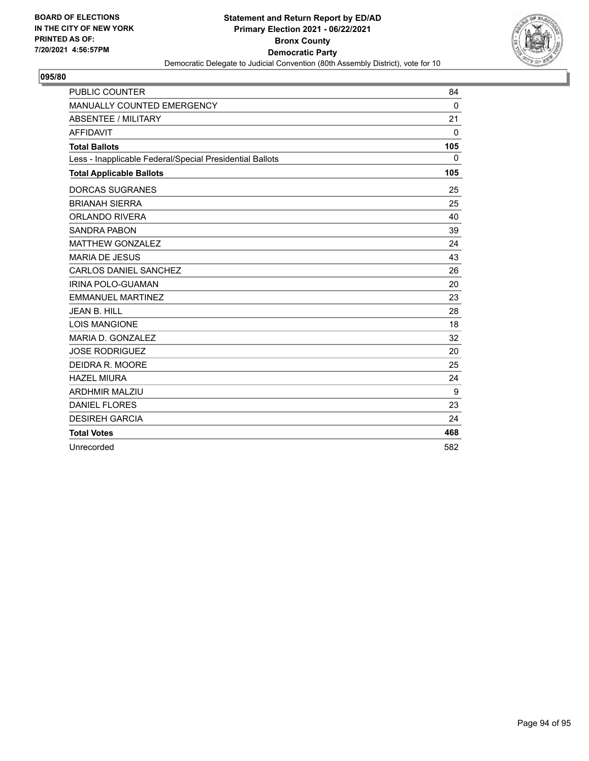BOARD OF ELECTIONS
IN THE CITY OF NEW YORK
PRINTED AS OF:
7/20/2021 4:56:57PM

**Statement and Return Report by ED/AD**
**Primary Election 2021 - 06/22/2021**
**Bronx County**
**Democratic Party**
Democratic Delegate to Judicial Convention (80th Assembly District), vote for 10

## 095/80

| | |
|---|---|
| PUBLIC COUNTER | 84 |
| MANUALLY COUNTED EMERGENCY | 0 |
| ABSENTEE / MILITARY | 21 |
| AFFIDAVIT | 0 |
| **Total Ballots** | **105** |
| Less - Inapplicable Federal/Special Presidential Ballots | 0 |
| **Total Applicable Ballots** | **105** |
| DORCAS SUGRANES | 25 |
| BRIANAH SIERRA | 25 |
| ORLANDO RIVERA | 40 |
| SANDRA PABON | 39 |
| MATTHEW GONZALEZ | 24 |
| MARIA DE JESUS | 43 |
| CARLOS DANIEL SANCHEZ | 26 |
| IRINA POLO-GUAMAN | 20 |
| EMMANUEL MARTINEZ | 23 |
| JEAN B. HILL | 28 |
| LOIS MANGIONE | 18 |
| MARIA D. GONZALEZ | 32 |
| JOSE RODRIGUEZ | 20 |
| DEIDRA R. MOORE | 25 |
| HAZEL MIURA | 24 |
| ARDHMIR MALZIU | 9 |
| DANIEL FLORES | 23 |
| DESIREH GARCIA | 24 |
| **Total Votes** | **468** |
| Unrecorded | 582 |